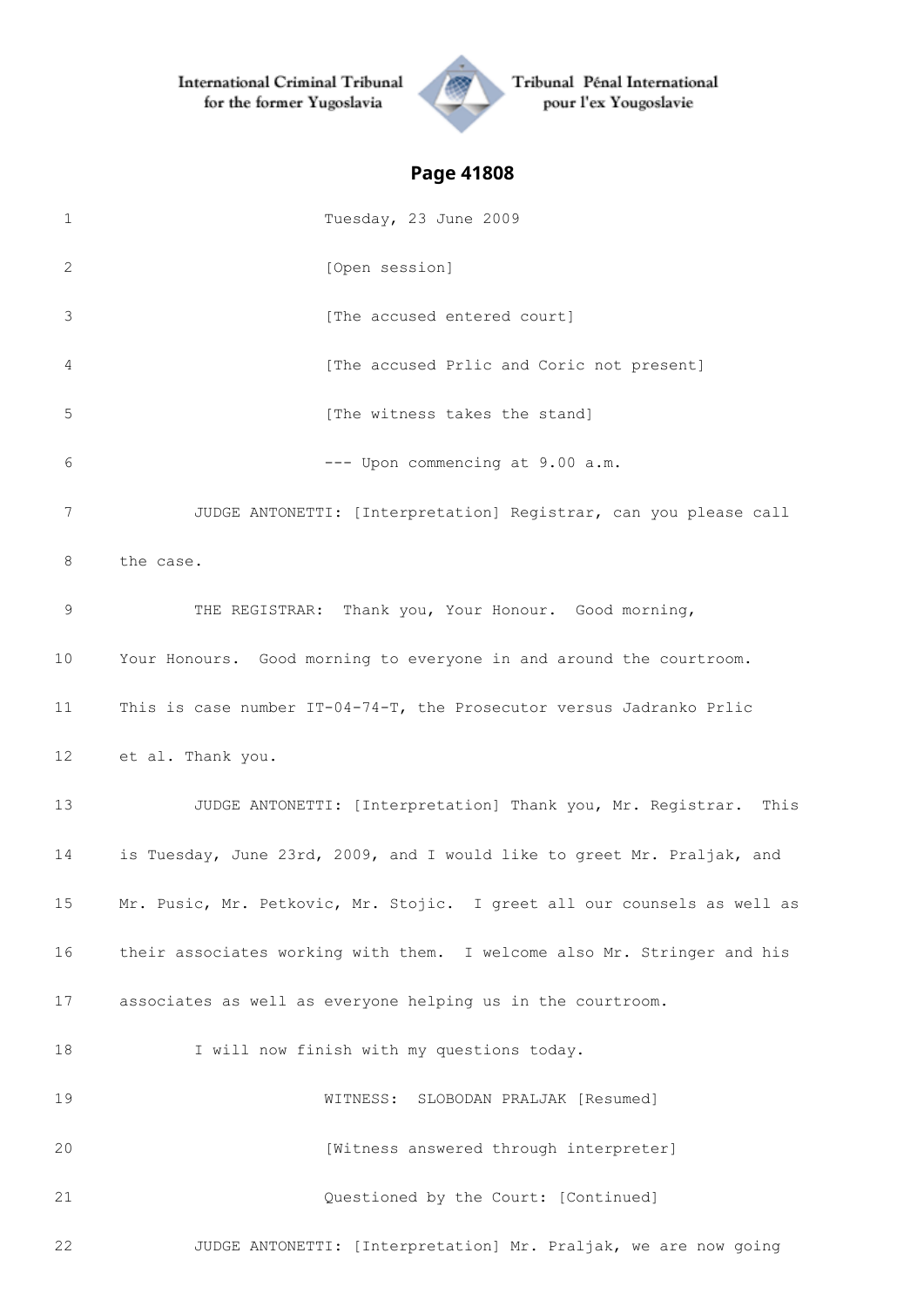## Page 41808

1 Tuesday, 23 June 2009

2 [Open session]

3 [The accused entered court]

4 [The accused Prlic and Coric not present]

5 [The witness takes the stand]

6 --- Upon commencing at 9.00 a.m.

7 JUDGE ANTONETTI: [Interpretation] Registrar, can you please call

8 the case.

9 THE REGISTRAR: Thank you, Your Honour. Good morning,

10 Your Honours. Good morning to everyone in and around the courtroom.

11 This is case number IT-04-74-T, the Prosecutor versus Jadranko Prlic

12 et al. Thank you.

13 JUDGE ANTONETTI: [Interpretation] Thank you, Mr. Registrar. This

14 is Tuesday, June 23rd, 2009, and I would like to greet Mr. Praljak, and

15 Mr. Pusic, Mr. Petkovic, Mr. Stojic. I greet all our counsels as well as

16 their associates working with them. I welcome also Mr. Stringer and his

17 associates as well as everyone helping us in the courtroom.

18 I will now finish with my questions today.

19 WITNESS: SLOBODAN PRALJAK [Resumed]

20 [Witness answered through interpreter]

21 Questioned by the Court: [Continued]

22 JUDGE ANTONETTI: [Interpretation] Mr. Praljak, we are now going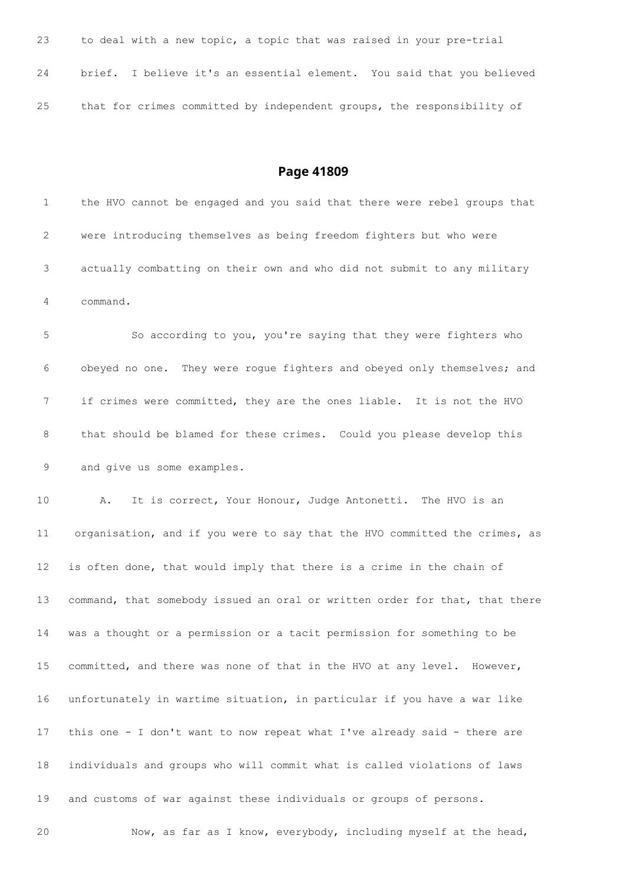23 to deal with a new topic, a topic that was raised in your pre-trial

24 brief. I believe it's an essential element. You said that you believed

25 that for crimes committed by independent groups, the responsibility of

## Page 41809

1 the HVO cannot be engaged and you said that there were rebel groups that

2 were introducing themselves as being freedom fighters but who were

3 actually combatting on their own and who did not submit to any military

4 command.

5 So according to you, you're saying that they were fighters who

6 obeyed no one. They were rogue fighters and obeyed only themselves; and

7 if crimes were committed, they are the ones liable. It is not the HVO

8 that should be blamed for these crimes. Could you please develop this

9 and give us some examples.

10 A. It is correct, Your Honour, Judge Antonetti. The HVO is an

11 organisation, and if you were to say that the HVO committed the crimes, as

12 is often done, that would imply that there is a crime in the chain of

13 command, that somebody issued an oral or written order for that, that there

14 was a thought or a permission or a tacit permission for something to be

15 committed, and there was none of that in the HVO at any level. However,

16 unfortunately in wartime situation, in particular if you have a war like

17 this one - I don't want to now repeat what I've already said - there are

18 individuals and groups who will commit what is called violations of laws

19 and customs of war against these individuals or groups of persons.

20 Now, as far as I know, everybody, including myself at the head,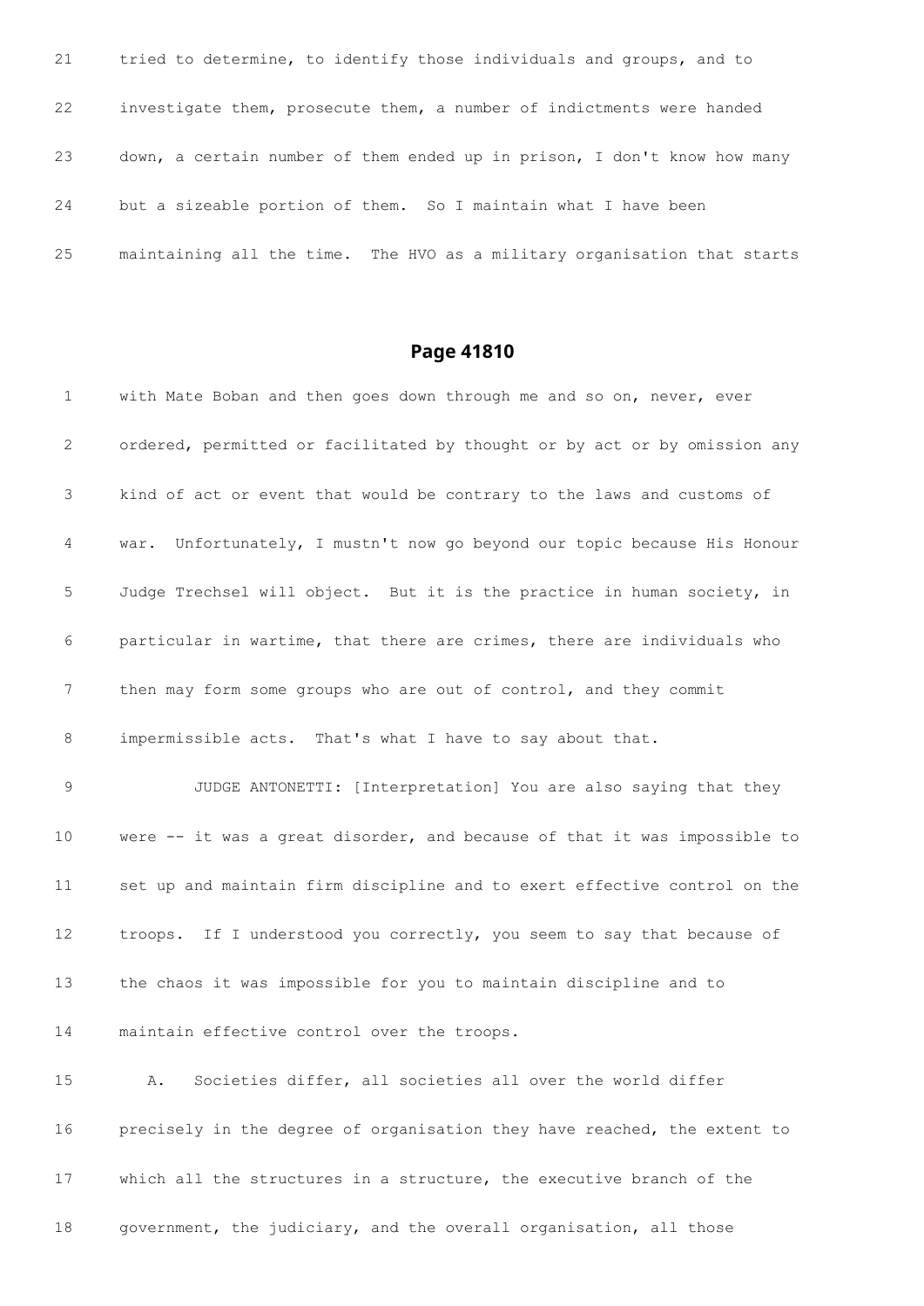21 tried to determine, to identify those individuals and groups, and to

22 investigate them, prosecute them, a number of indictments were handed

23 down, a certain number of them ended up in prison, I don't know how many

24 but a sizeable portion of them. So I maintain what I have been

25 maintaining all the time. The HVO as a military organisation that starts

## Page 41810

1 with Mate Boban and then goes down through me and so on, never, ever

2 ordered, permitted or facilitated by thought or by act or by omission any

3 kind of act or event that would be contrary to the laws and customs of

4 war. Unfortunately, I mustn't now go beyond our topic because His Honour

5 Judge Trechsel will object. But it is the practice in human society, in

6 particular in wartime, that there are crimes, there are individuals who

7 then may form some groups who are out of control, and they commit

8 impermissible acts. That's what I have to say about that.

9 JUDGE ANTONETTI: [Interpretation] You are also saying that they

10 were -- it was a great disorder, and because of that it was impossible to

11 set up and maintain firm discipline and to exert effective control on the

12 troops. If I understood you correctly, you seem to say that because of

13 the chaos it was impossible for you to maintain discipline and to

14 maintain effective control over the troops.

15 A. Societies differ, all societies all over the world differ

16 precisely in the degree of organisation they have reached, the extent to

17 which all the structures in a structure, the executive branch of the

18 government, the judiciary, and the overall organisation, all those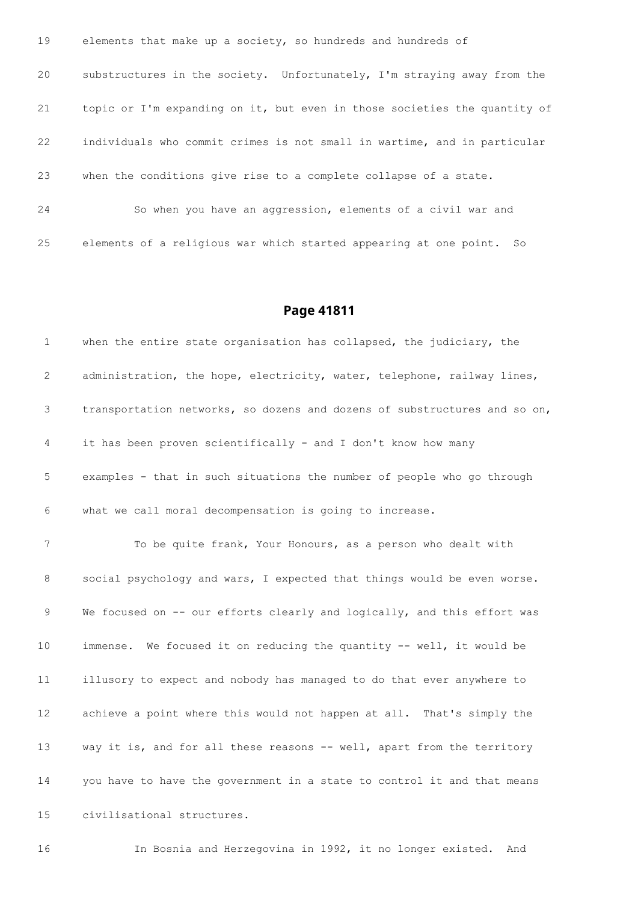19 elements that make up a society, so hundreds and hundreds of

20 substructures in the society. Unfortunately, I'm straying away from the

21 topic or I'm expanding on it, but even in those societies the quantity of

22 individuals who commit crimes is not small in wartime, and in particular

23 when the conditions give rise to a complete collapse of a state.

24 So when you have an aggression, elements of a civil war and

25 elements of a religious war which started appearing at one point. So

## Page 41811

1 when the entire state organisation has collapsed, the judiciary, the

2 administration, the hope, electricity, water, telephone, railway lines,

3 transportation networks, so dozens and dozens of substructures and so on,

4 it has been proven scientifically - and I don't know how many

5 examples - that in such situations the number of people who go through

6 what we call moral decompensation is going to increase.

7 To be quite frank, Your Honours, as a person who dealt with

8 social psychology and wars, I expected that things would be even worse.

9 We focused on -- our efforts clearly and logically, and this effort was

10 immense. We focused it on reducing the quantity -- well, it would be

11 illusory to expect and nobody has managed to do that ever anywhere to

12 achieve a point where this would not happen at all. That's simply the

13 way it is, and for all these reasons -- well, apart from the territory

14 you have to have the government in a state to control it and that means

15 civilisational structures.

16 In Bosnia and Herzegovina in 1992, it no longer existed. And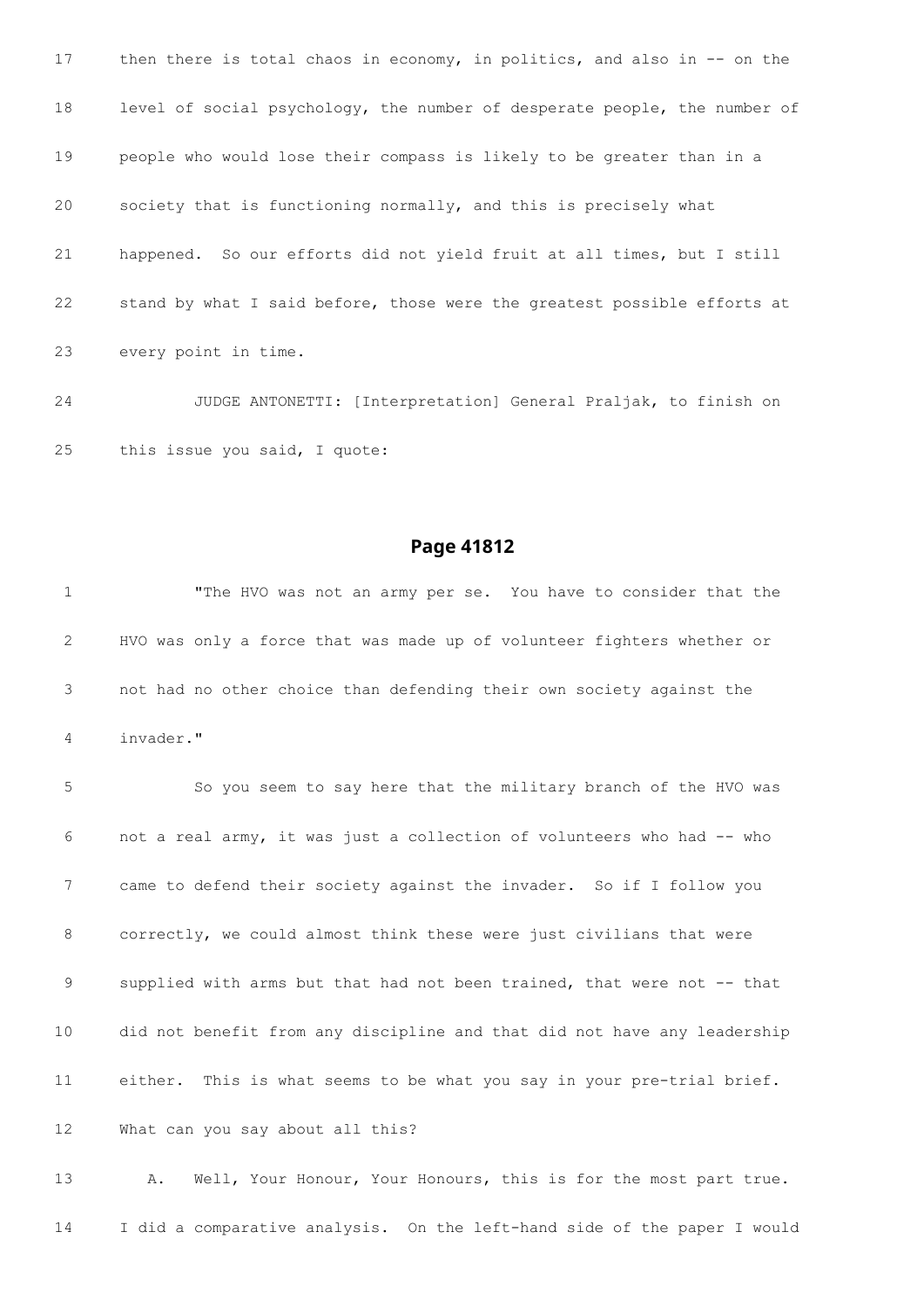17 then there is total chaos in economy, in politics, and also in -- on the

18 level of social psychology, the number of desperate people, the number of

19 people who would lose their compass is likely to be greater than in a

20 society that is functioning normally, and this is precisely what

21 happened. So our efforts did not yield fruit at all times, but I still

22 stand by what I said before, those were the greatest possible efforts at

23 every point in time.

24 JUDGE ANTONETTI: [Interpretation] General Praljak, to finish on

25 this issue you said, I quote:

## Page 41812

1 "The HVO was not an army per se. You have to consider that the

2 HVO was only a force that was made up of volunteer fighters whether or

3 not had no other choice than defending their own society against the

4 invader."

5 So you seem to say here that the military branch of the HVO was

6 not a real army, it was just a collection of volunteers who had -- who

7 came to defend their society against the invader. So if I follow you

8 correctly, we could almost think these were just civilians that were

9 supplied with arms but that had not been trained, that were not -- that

10 did not benefit from any discipline and that did not have any leadership

11 either. This is what seems to be what you say in your pre-trial brief.

12 What can you say about all this?

13 A. Well, Your Honour, Your Honours, this is for the most part true.

14 I did a comparative analysis. On the left-hand side of the paper I would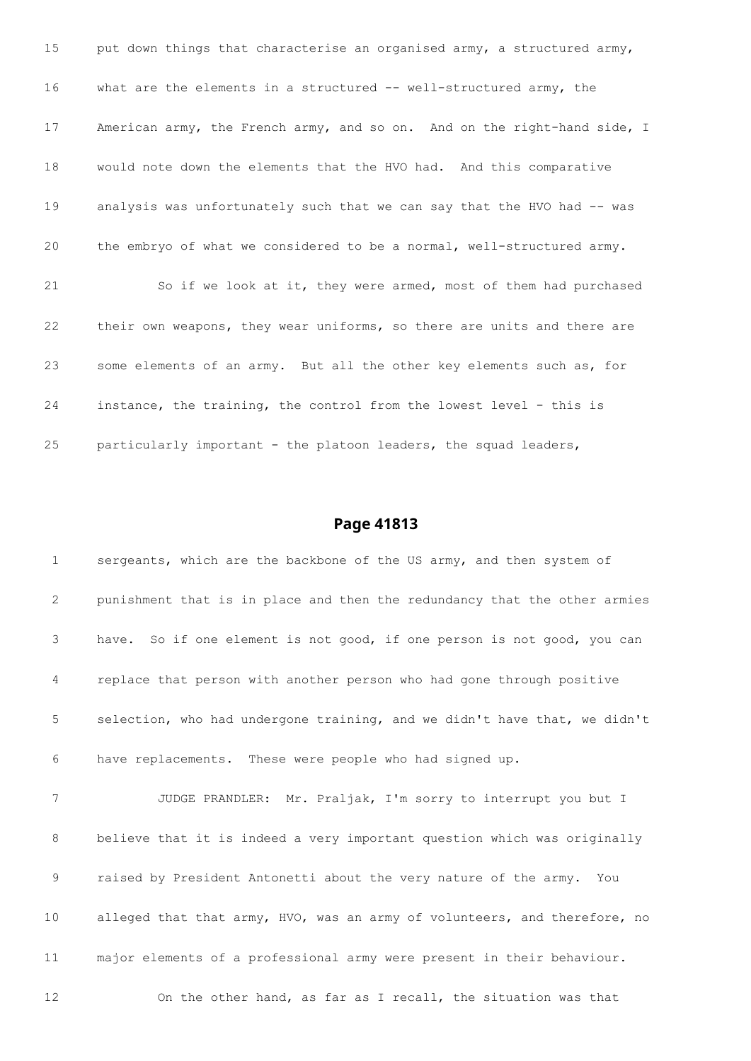15 put down things that characterise an organised army, a structured army,

16 what are the elements in a structured -- well-structured army, the

17 American army, the French army, and so on. And on the right-hand side, I

18 would note down the elements that the HVO had. And this comparative

19 analysis was unfortunately such that we can say that the HVO had -- was

20 the embryo of what we considered to be a normal, well-structured army.

21 So if we look at it, they were armed, most of them had purchased

22 their own weapons, they wear uniforms, so there are units and there are

23 some elements of an army. But all the other key elements such as, for

24 instance, the training, the control from the lowest level - this is

25 particularly important - the platoon leaders, the squad leaders,

## Page 41813

1 sergeants, which are the backbone of the US army, and then system of

2 punishment that is in place and then the redundancy that the other armies

3 have. So if one element is not good, if one person is not good, you can

4 replace that person with another person who had gone through positive

5 selection, who had undergone training, and we didn't have that, we didn't

6 have replacements. These were people who had signed up.

7 JUDGE PRANDLER: Mr. Praljak, I'm sorry to interrupt you but I

8 believe that it is indeed a very important question which was originally

9 raised by President Antonetti about the very nature of the army. You

10 alleged that that army, HVO, was an army of volunteers, and therefore, no

11 major elements of a professional army were present in their behaviour.

12 On the other hand, as far as I recall, the situation was that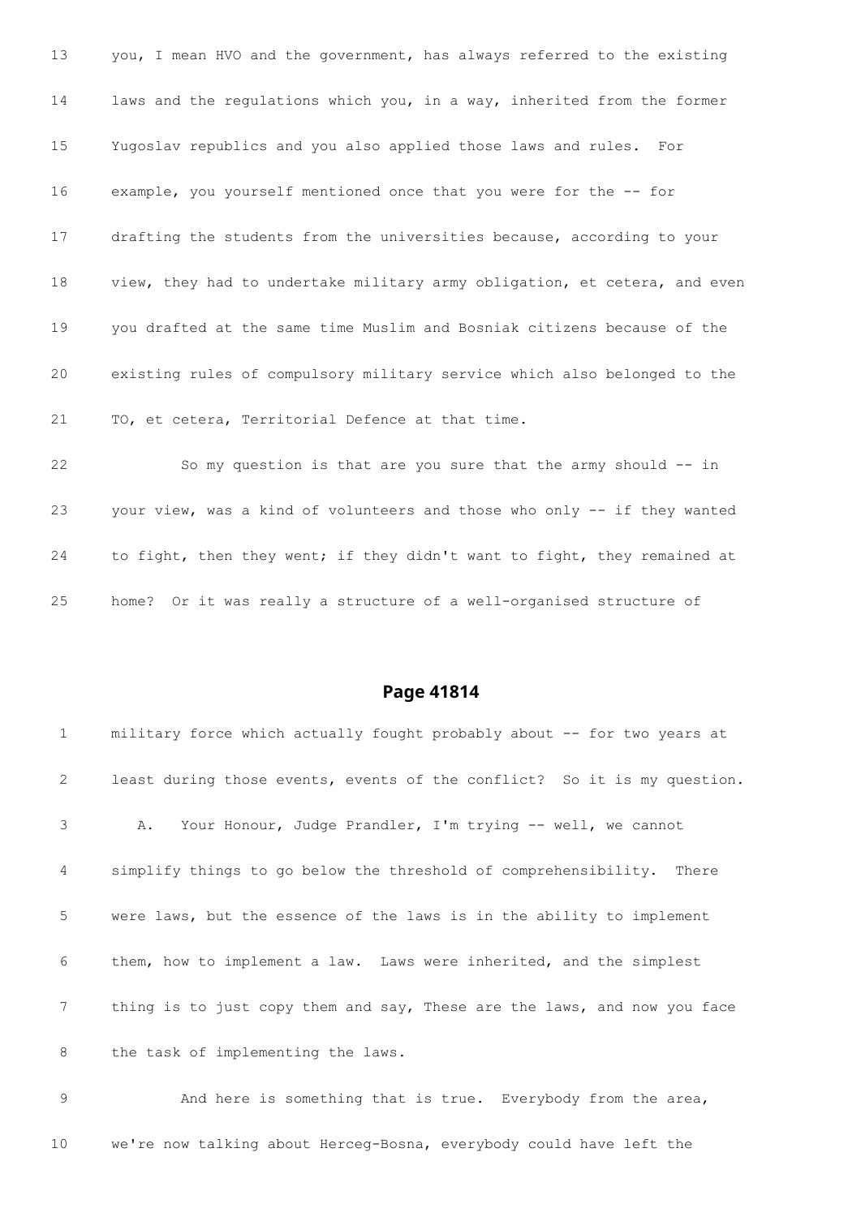13 you, I mean HVO and the government, has always referred to the existing

14 laws and the regulations which you, in a way, inherited from the former

15 Yugoslav republics and you also applied those laws and rules. For

16 example, you yourself mentioned once that you were for the -- for

17 drafting the students from the universities because, according to your

18 view, they had to undertake military army obligation, et cetera, and even

19 you drafted at the same time Muslim and Bosniak citizens because of the

20 existing rules of compulsory military service which also belonged to the

21 TO, et cetera, Territorial Defence at that time.

22 So my question is that are you sure that the army should -- in

23 your view, was a kind of volunteers and those who only -- if they wanted

24 to fight, then they went; if they didn't want to fight, they remained at

25 home? Or it was really a structure of a well-organised structure of

## Page 41814

1 military force which actually fought probably about -- for two years at

2 least during those events, events of the conflict? So it is my question.

3 A. Your Honour, Judge Prandler, I'm trying -- well, we cannot

4 simplify things to go below the threshold of comprehensibility. There

5 were laws, but the essence of the laws is in the ability to implement

6 them, how to implement a law. Laws were inherited, and the simplest

7 thing is to just copy them and say, These are the laws, and now you face

8 the task of implementing the laws.

9 And here is something that is true. Everybody from the area,

10 we're now talking about Herceg-Bosna, everybody could have left the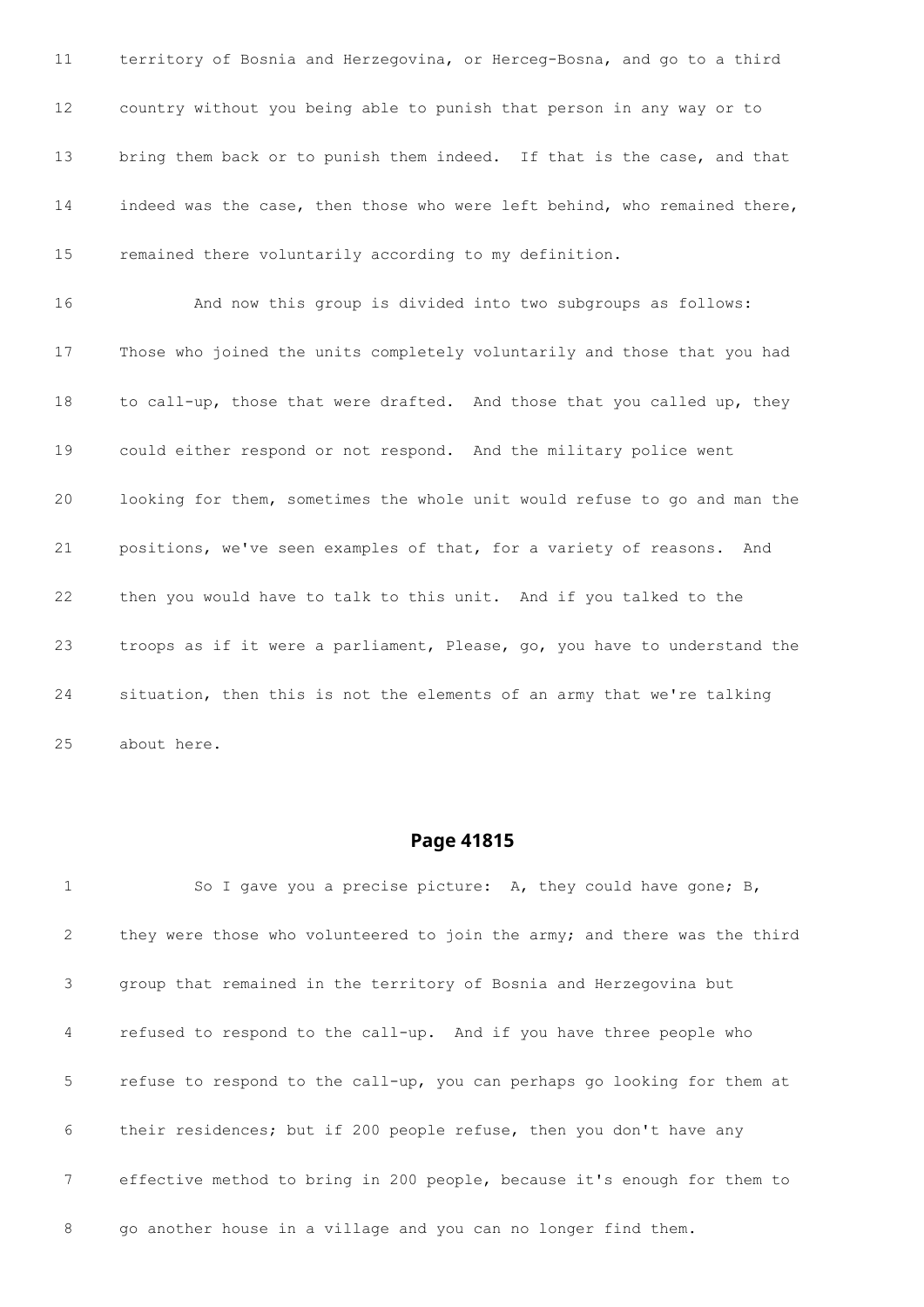11 territory of Bosnia and Herzegovina, or Herceg-Bosna, and go to a third

12 country without you being able to punish that person in any way or to

13 bring them back or to punish them indeed. If that is the case, and that

14 indeed was the case, then those who were left behind, who remained there,

15 remained there voluntarily according to my definition.

16 And now this group is divided into two subgroups as follows:

17 Those who joined the units completely voluntarily and those that you had

18 to call-up, those that were drafted. And those that you called up, they

19 could either respond or not respond. And the military police went

20 looking for them, sometimes the whole unit would refuse to go and man the

21 positions, we've seen examples of that, for a variety of reasons. And

22 then you would have to talk to this unit. And if you talked to the

23 troops as if it were a parliament, Please, go, you have to understand the

24 situation, then this is not the elements of an army that we're talking

25 about here.

## Page 41815

1 So I gave you a precise picture: A, they could have gone; B,

2 they were those who volunteered to join the army; and there was the third

3 group that remained in the territory of Bosnia and Herzegovina but

4 refused to respond to the call-up. And if you have three people who

5 refuse to respond to the call-up, you can perhaps go looking for them at

6 their residences; but if 200 people refuse, then you don't have any

7 effective method to bring in 200 people, because it's enough for them to

8 go another house in a village and you can no longer find them.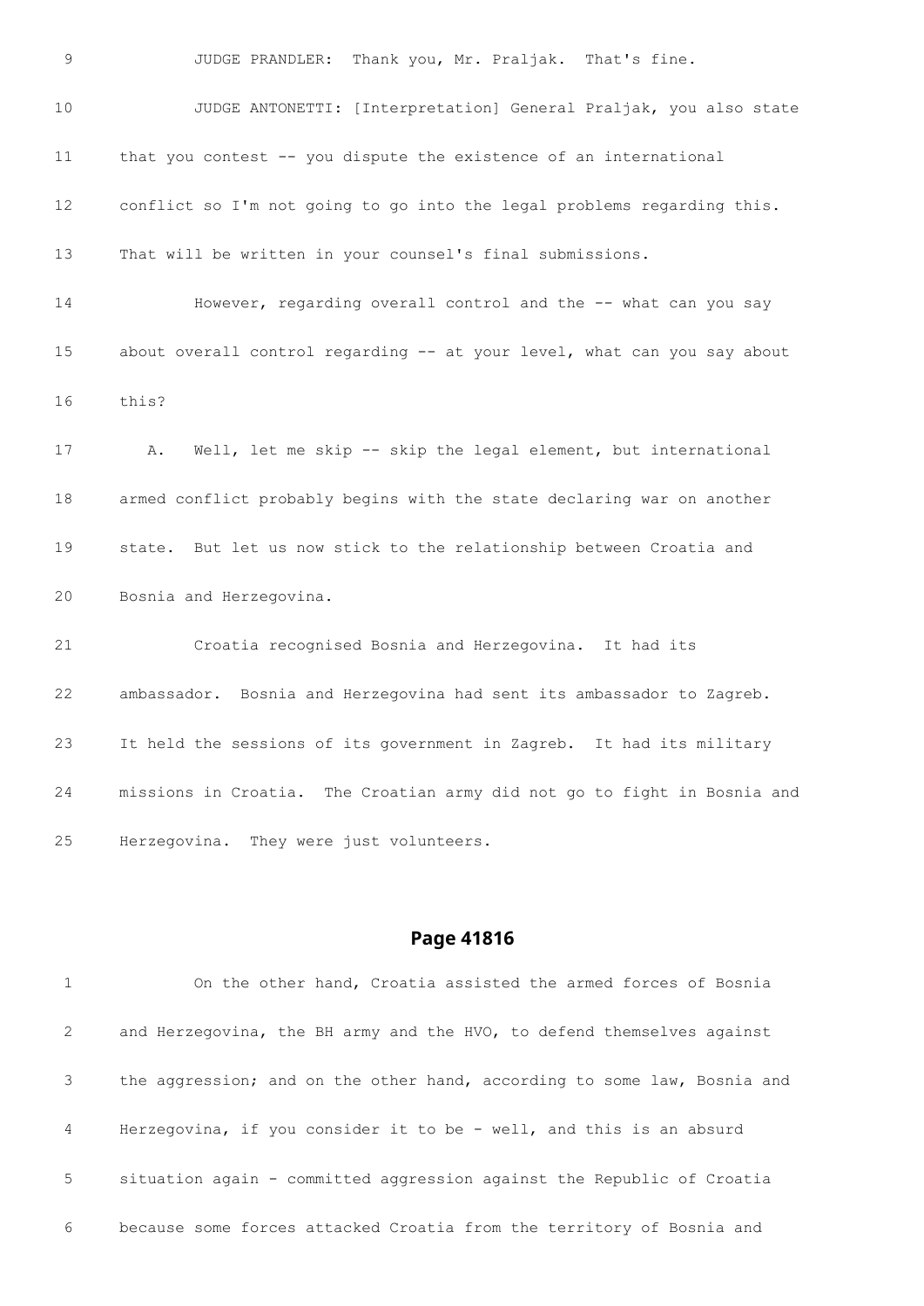9 JUDGE PRANDLER: Thank you, Mr. Praljak. That's fine.

10 JUDGE ANTONETTI: [Interpretation] General Praljak, you also state

11 that you contest -- you dispute the existence of an international

12 conflict so I'm not going to go into the legal problems regarding this.

13 That will be written in your counsel's final submissions.

14 However, regarding overall control and the -- what can you say

15 about overall control regarding -- at your level, what can you say about

16 this?

17 A. Well, let me skip -- skip the legal element, but international

18 armed conflict probably begins with the state declaring war on another

19 state. But let us now stick to the relationship between Croatia and

20 Bosnia and Herzegovina.

21 Croatia recognised Bosnia and Herzegovina. It had its

22 ambassador. Bosnia and Herzegovina had sent its ambassador to Zagreb.

23 It held the sessions of its government in Zagreb. It had its military

24 missions in Croatia. The Croatian army did not go to fight in Bosnia and

25 Herzegovina. They were just volunteers.

## Page 41816

1 On the other hand, Croatia assisted the armed forces of Bosnia

2 and Herzegovina, the BH army and the HVO, to defend themselves against

3 the aggression; and on the other hand, according to some law, Bosnia and

4 Herzegovina, if you consider it to be - well, and this is an absurd

5 situation again - committed aggression against the Republic of Croatia

6 because some forces attacked Croatia from the territory of Bosnia and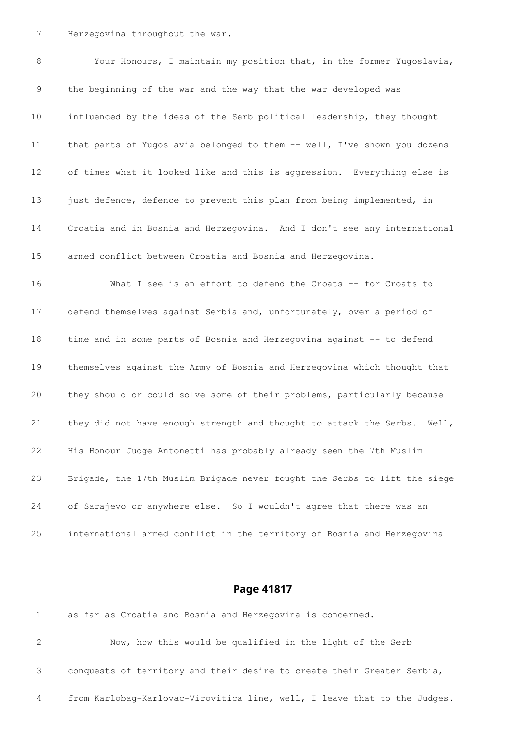7 Herzegovina throughout the war.

8 Your Honours, I maintain my position that, in the former Yugoslavia,

9 the beginning of the war and the way that the war developed was

10 influenced by the ideas of the Serb political leadership, they thought

11 that parts of Yugoslavia belonged to them -- well, I've shown you dozens

12 of times what it looked like and this is aggression. Everything else is

13 just defence, defence to prevent this plan from being implemented, in

14 Croatia and in Bosnia and Herzegovina. And I don't see any international

15 armed conflict between Croatia and Bosnia and Herzegovina.

16 What I see is an effort to defend the Croats -- for Croats to

17 defend themselves against Serbia and, unfortunately, over a period of

18 time and in some parts of Bosnia and Herzegovina against -- to defend

19 themselves against the Army of Bosnia and Herzegovina which thought that

20 they should or could solve some of their problems, particularly because

21 they did not have enough strength and thought to attack the Serbs. Well,

22 His Honour Judge Antonetti has probably already seen the 7th Muslim

23 Brigade, the 17th Muslim Brigade never fought the Serbs to lift the siege

24 of Sarajevo or anywhere else. So I wouldn't agree that there was an

25 international armed conflict in the territory of Bosnia and Herzegovina

## Page 41817

1 as far as Croatia and Bosnia and Herzegovina is concerned.

2 Now, how this would be qualified in the light of the Serb

3 conquests of territory and their desire to create their Greater Serbia,

4 from Karlobag-Karlovac-Virovitica line, well, I leave that to the Judges.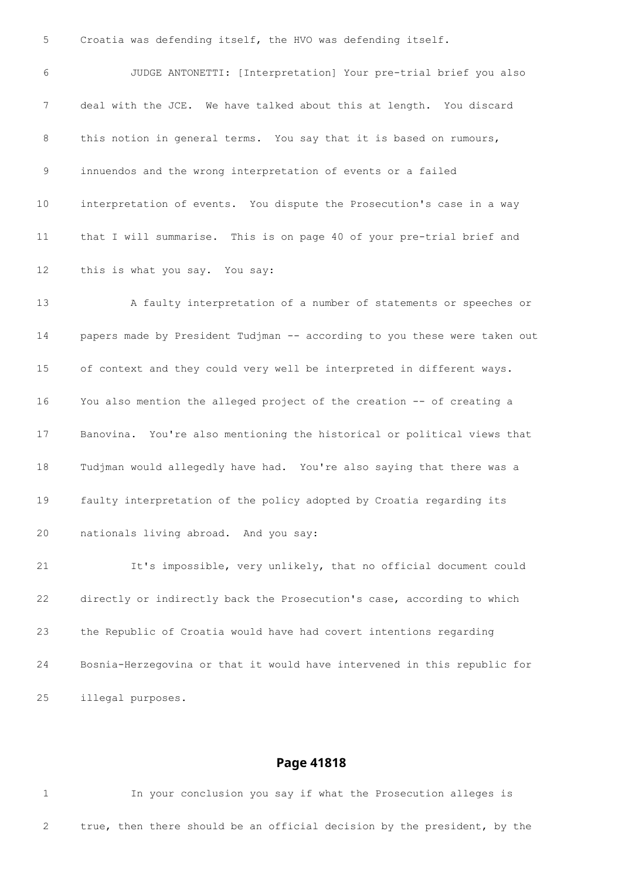Croatia was defending itself, the HVO was defending itself.

JUDGE ANTONETTI: [Interpretation] Your pre-trial brief you also deal with the JCE. We have talked about this at length. You discard this notion in general terms. You say that it is based on rumours, innuendos and the wrong interpretation of events or a failed interpretation of events. You dispute the Prosecution's case in a way that I will summarise. This is on page 40 of your pre-trial brief and this is what you say. You say:

A faulty interpretation of a number of statements or speeches or papers made by President Tudjman -- according to you these were taken out of context and they could very well be interpreted in different ways. You also mention the alleged project of the creation -- of creating a Banovina. You're also mentioning the historical or political views that Tudjman would allegedly have had. You're also saying that there was a faulty interpretation of the policy adopted by Croatia regarding its nationals living abroad. And you say:

It's impossible, very unlikely, that no official document could directly or indirectly back the Prosecution's case, according to which the Republic of Croatia would have had covert intentions regarding Bosnia-Herzegovina or that it would have intervened in this republic for illegal purposes.

## Page 41818

In your conclusion you say if what the Prosecution alleges is true, then there should be an official decision by the president, by the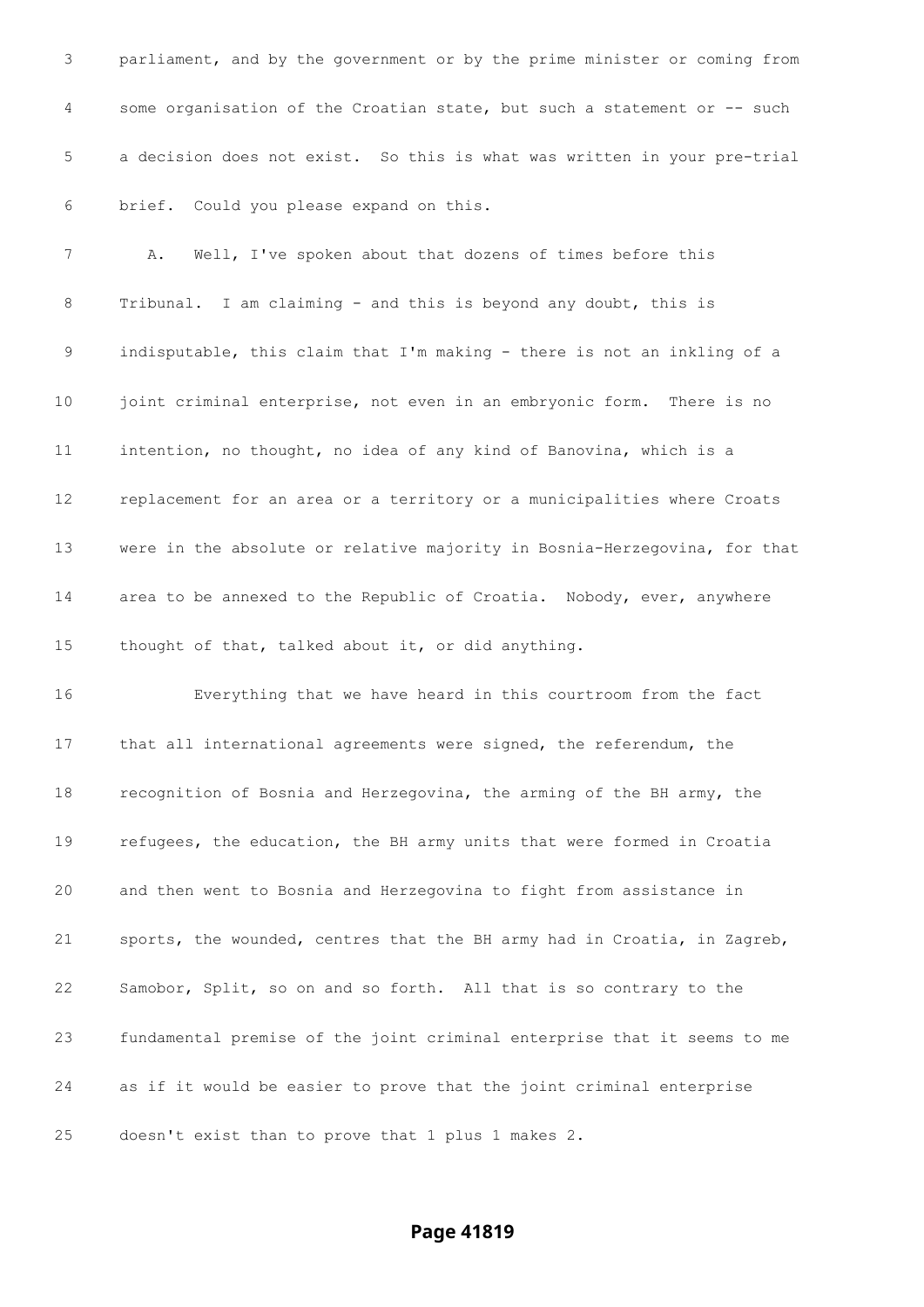parliament, and by the government or by the prime minister or coming from some organisation of the Croatian state, but such a statement or -- such a decision does not exist. So this is what was written in your pre-trial brief. Could you please expand on this.

A. Well, I've spoken about that dozens of times before this Tribunal. I am claiming - and this is beyond any doubt, this is indisputable, this claim that I'm making - there is not an inkling of a joint criminal enterprise, not even in an embryonic form. There is no intention, no thought, no idea of any kind of Banovina, which is a replacement for an area or a territory or a municipalities where Croats were in the absolute or relative majority in Bosnia-Herzegovina, for that area to be annexed to the Republic of Croatia. Nobody, ever, anywhere thought of that, talked about it, or did anything.

Everything that we have heard in this courtroom from the fact that all international agreements were signed, the referendum, the recognition of Bosnia and Herzegovina, the arming of the BH army, the refugees, the education, the BH army units that were formed in Croatia and then went to Bosnia and Herzegovina to fight from assistance in sports, the wounded, centres that the BH army had in Croatia, in Zagreb, Samobor, Split, so on and so forth. All that is so contrary to the fundamental premise of the joint criminal enterprise that it seems to me as if it would be easier to prove that the joint criminal enterprise doesn't exist than to prove that 1 plus 1 makes 2.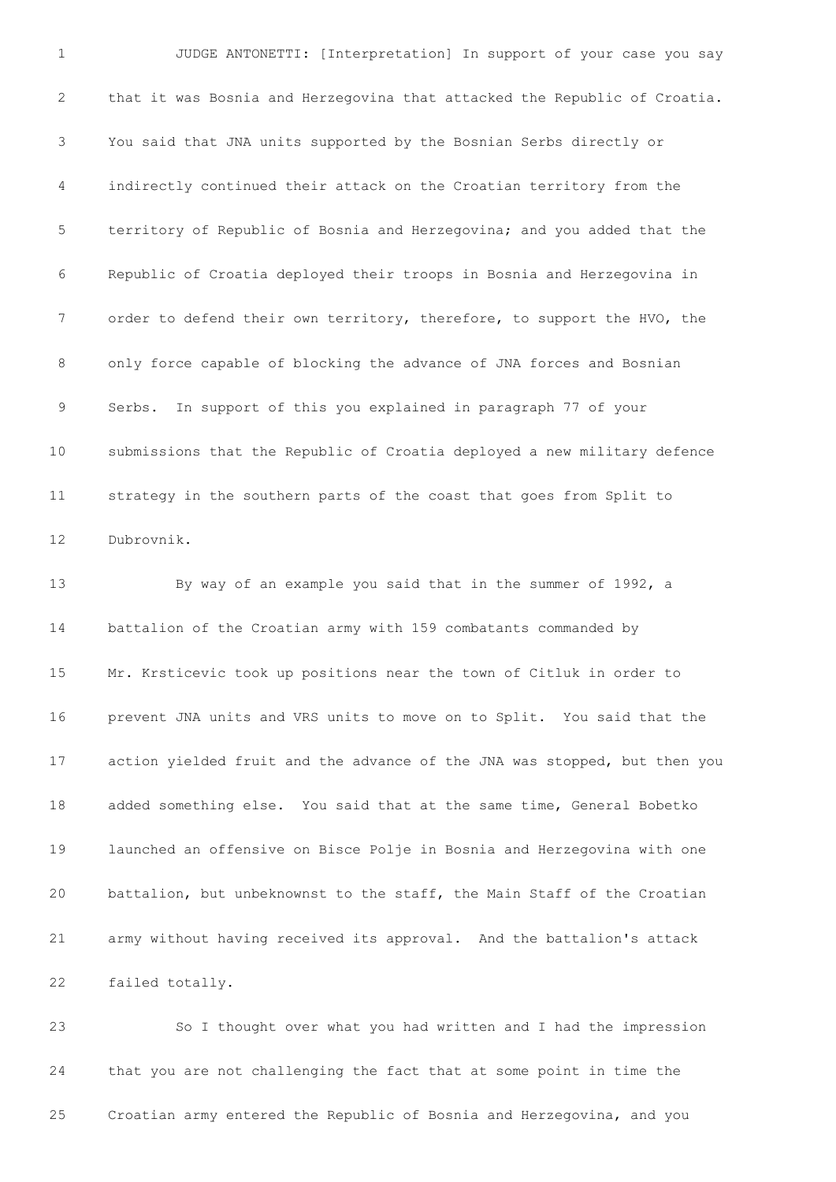JUDGE ANTONETTI: [Interpretation] In support of your case you say that it was Bosnia and Herzegovina that attacked the Republic of Croatia. You said that JNA units supported by the Bosnian Serbs directly or indirectly continued their attack on the Croatian territory from the territory of Republic of Bosnia and Herzegovina; and you added that the Republic of Croatia deployed their troops in Bosnia and Herzegovina in order to defend their own territory, therefore, to support the HVO, the only force capable of blocking the advance of JNA forces and Bosnian Serbs. In support of this you explained in paragraph 77 of your submissions that the Republic of Croatia deployed a new military defence strategy in the southern parts of the coast that goes from Split to Dubrovnik.

By way of an example you said that in the summer of 1992, a battalion of the Croatian army with 159 combatants commanded by Mr. Krsticevic took up positions near the town of Citluk in order to prevent JNA units and VRS units to move on to Split. You said that the action yielded fruit and the advance of the JNA was stopped, but then you added something else. You said that at the same time, General Bobetko launched an offensive on Bisce Polje in Bosnia and Herzegovina with one battalion, but unbeknownst to the staff, the Main Staff of the Croatian army without having received its approval. And the battalion's attack failed totally.

So I thought over what you had written and I had the impression that you are not challenging the fact that at some point in time the Croatian army entered the Republic of Bosnia and Herzegovina, and you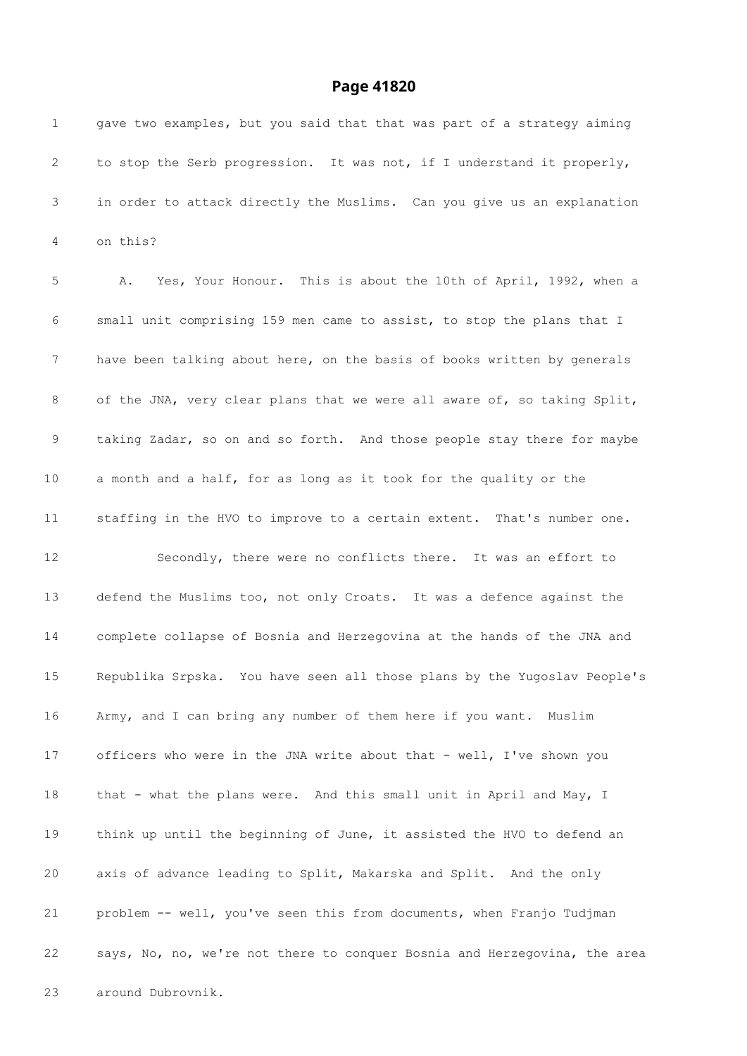# Page 41820

1 gave two examples, but you said that that was part of a strategy aiming

2 to stop the Serb progression. It was not, if I understand it properly,

3 in order to attack directly the Muslims. Can you give us an explanation

4 on this?

5 A. Yes, Your Honour. This is about the 10th of April, 1992, when a

6 small unit comprising 159 men came to assist, to stop the plans that I

7 have been talking about here, on the basis of books written by generals

8 of the JNA, very clear plans that we were all aware of, so taking Split,

9 taking Zadar, so on and so forth. And those people stay there for maybe

10 a month and a half, for as long as it took for the quality or the

11 staffing in the HVO to improve to a certain extent. That's number one.

12 Secondly, there were no conflicts there. It was an effort to

13 defend the Muslims too, not only Croats. It was a defence against the

14 complete collapse of Bosnia and Herzegovina at the hands of the JNA and

15 Republika Srpska. You have seen all those plans by the Yugoslav People's

16 Army, and I can bring any number of them here if you want. Muslim

17 officers who were in the JNA write about that - well, I've shown you

18 that - what the plans were. And this small unit in April and May, I

19 think up until the beginning of June, it assisted the HVO to defend an

20 axis of advance leading to Split, Makarska and Split. And the only

21 problem -- well, you've seen this from documents, when Franjo Tudjman

22 says, No, no, we're not there to conquer Bosnia and Herzegovina, the area

23 around Dubrovnik.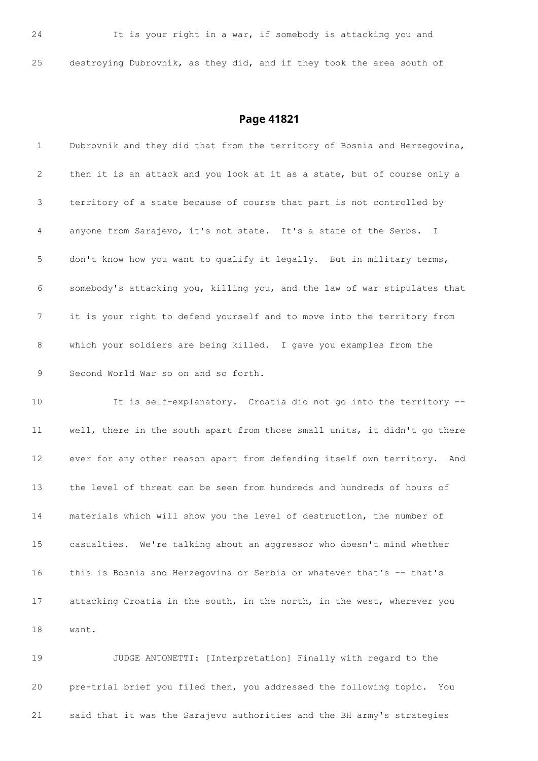24 It is your right in a war, if somebody is attacking you and

25 destroying Dubrovnik, as they did, and if they took the area south of

## Page 41821

1 Dubrovnik and they did that from the territory of Bosnia and Herzegovina,

2 then it is an attack and you look at it as a state, but of course only a

3 territory of a state because of course that part is not controlled by

4 anyone from Sarajevo, it's not state. It's a state of the Serbs. I

5 don't know how you want to qualify it legally. But in military terms,

6 somebody's attacking you, killing you, and the law of war stipulates that

7 it is your right to defend yourself and to move into the territory from

8 which your soldiers are being killed. I gave you examples from the

9 Second World War so on and so forth.

10 It is self-explanatory. Croatia did not go into the territory --

11 well, there in the south apart from those small units, it didn't go there

12 ever for any other reason apart from defending itself own territory. And

13 the level of threat can be seen from hundreds and hundreds of hours of

14 materials which will show you the level of destruction, the number of

15 casualties. We're talking about an aggressor who doesn't mind whether

16 this is Bosnia and Herzegovina or Serbia or whatever that's -- that's

17 attacking Croatia in the south, in the north, in the west, wherever you

18 want.

19 JUDGE ANTONETTI: [Interpretation] Finally with regard to the

20 pre-trial brief you filed then, you addressed the following topic. You

21 said that it was the Sarajevo authorities and the BH army's strategies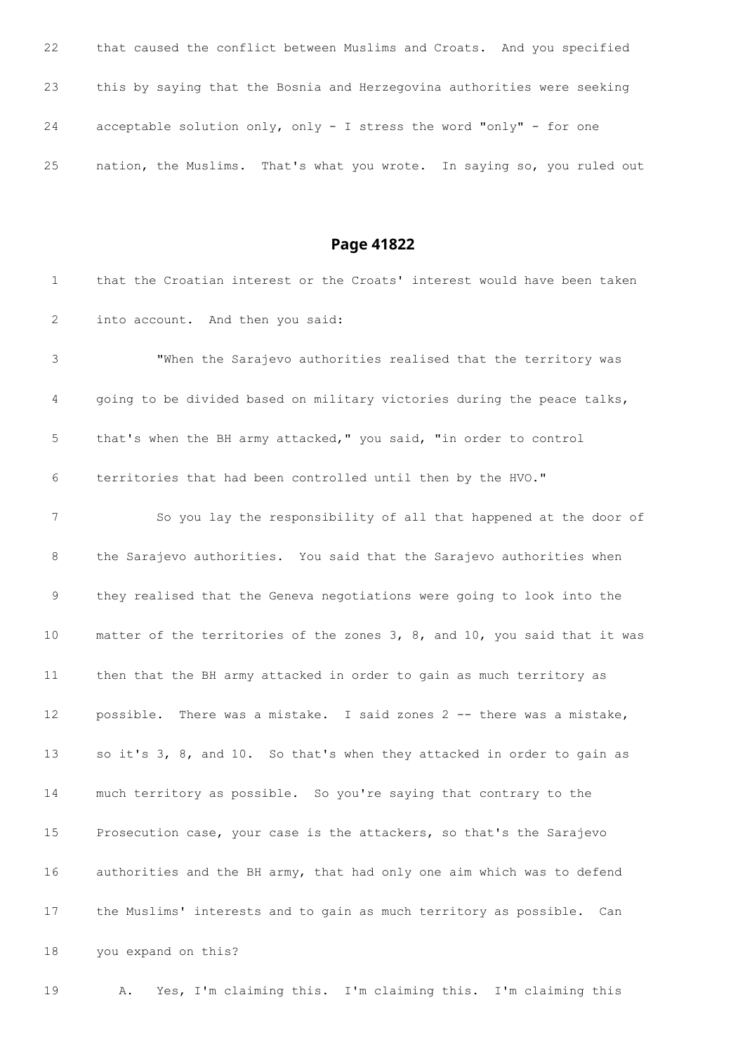22 that caused the conflict between Muslims and Croats. And you specified

23 this by saying that the Bosnia and Herzegovina authorities were seeking

24 acceptable solution only, only - I stress the word "only" - for one

25 nation, the Muslims. That's what you wrote. In saying so, you ruled out

## Page 41822

1 that the Croatian interest or the Croats' interest would have been taken

2 into account. And then you said:

3 "When the Sarajevo authorities realised that the territory was

4 going to be divided based on military victories during the peace talks,

5 that's when the BH army attacked," you said, "in order to control

6 territories that had been controlled until then by the HVO."

7 So you lay the responsibility of all that happened at the door of

8 the Sarajevo authorities. You said that the Sarajevo authorities when

9 they realised that the Geneva negotiations were going to look into the

10 matter of the territories of the zones 3, 8, and 10, you said that it was

11 then that the BH army attacked in order to gain as much territory as

12 possible. There was a mistake. I said zones 2 -- there was a mistake,

13 so it's 3, 8, and 10. So that's when they attacked in order to gain as

14 much territory as possible. So you're saying that contrary to the

15 Prosecution case, your case is the attackers, so that's the Sarajevo

16 authorities and the BH army, that had only one aim which was to defend

17 the Muslims' interests and to gain as much territory as possible. Can

18 you expand on this?

19 A. Yes, I'm claiming this. I'm claiming this. I'm claiming this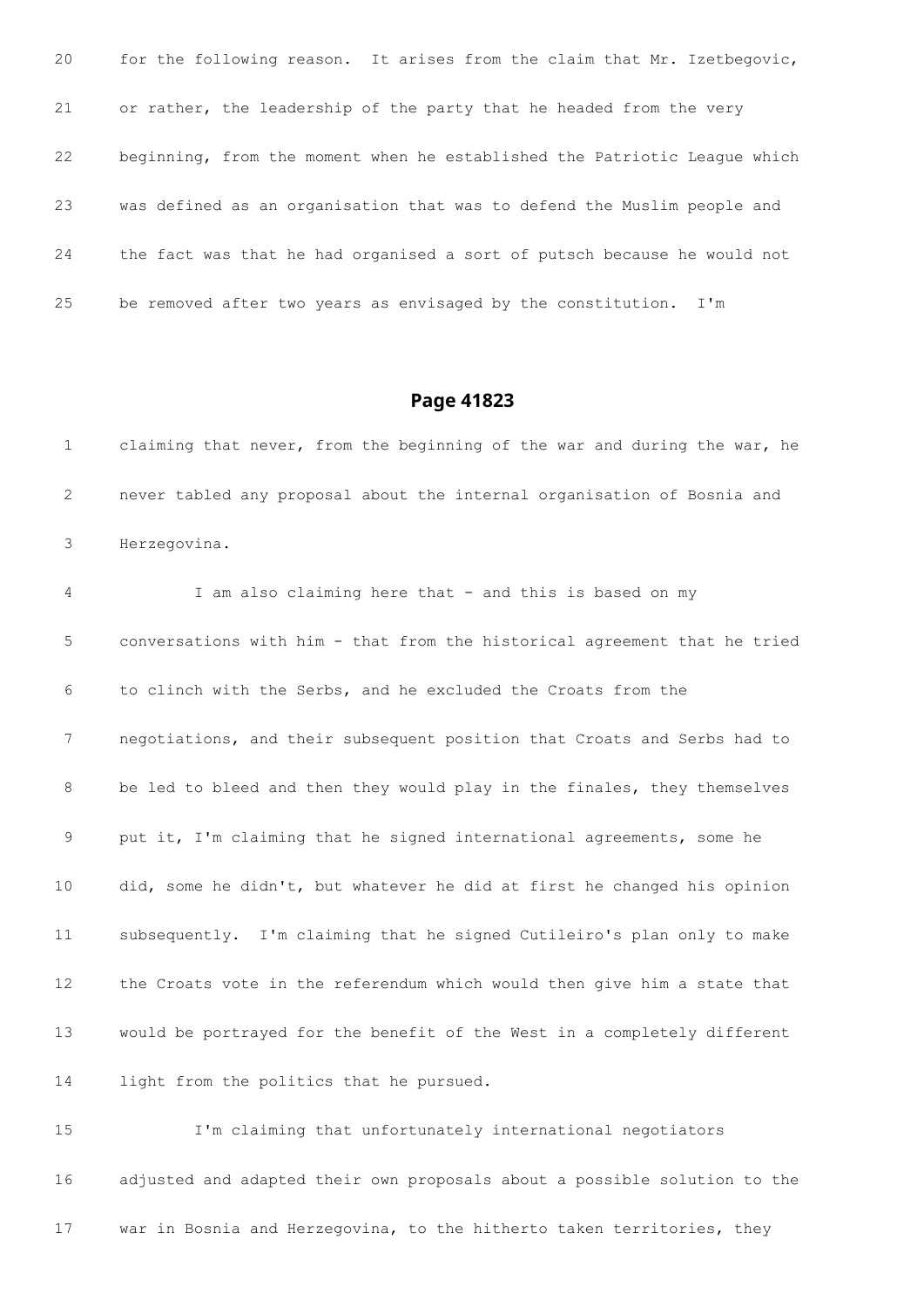20 for the following reason. It arises from the claim that Mr. Izetbegovic,

21 or rather, the leadership of the party that he headed from the very

22 beginning, from the moment when he established the Patriotic League which

23 was defined as an organisation that was to defend the Muslim people and

24 the fact was that he had organised a sort of putsch because he would not

25 be removed after two years as envisaged by the constitution. I'm

## Page 41823

1 claiming that never, from the beginning of the war and during the war, he

2 never tabled any proposal about the internal organisation of Bosnia and

3 Herzegovina.

4 I am also claiming here that - and this is based on my

5 conversations with him - that from the historical agreement that he tried

6 to clinch with the Serbs, and he excluded the Croats from the

7 negotiations, and their subsequent position that Croats and Serbs had to

8 be led to bleed and then they would play in the finales, they themselves

9 put it, I'm claiming that he signed international agreements, some he

10 did, some he didn't, but whatever he did at first he changed his opinion

11 subsequently. I'm claiming that he signed Cutileiro's plan only to make

12 the Croats vote in the referendum which would then give him a state that

13 would be portrayed for the benefit of the West in a completely different

14 light from the politics that he pursued.

15 I'm claiming that unfortunately international negotiators

16 adjusted and adapted their own proposals about a possible solution to the

17 war in Bosnia and Herzegovina, to the hitherto taken territories, they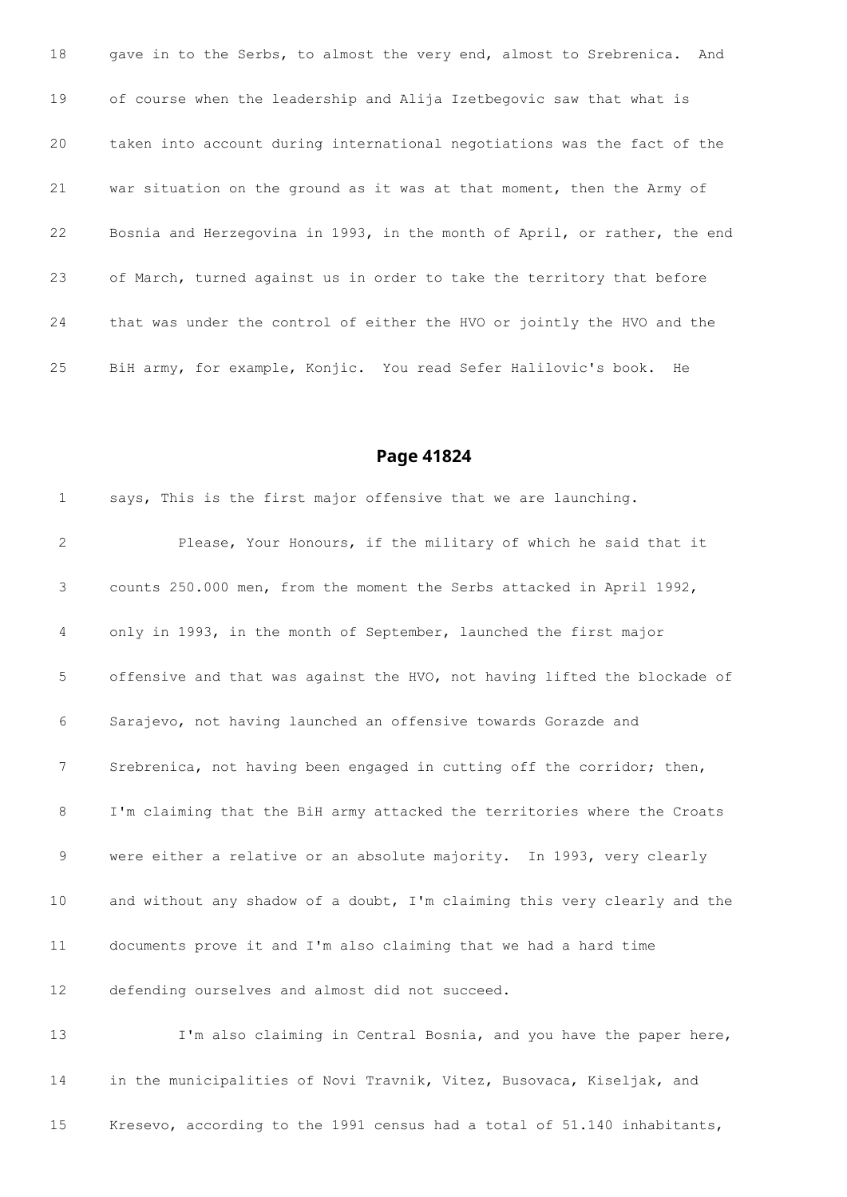18 gave in to the Serbs, to almost the very end, almost to Srebrenica. And

19 of course when the leadership and Alija Izetbegovic saw that what is

20 taken into account during international negotiations was the fact of the

21 war situation on the ground as it was at that moment, then the Army of

22 Bosnia and Herzegovina in 1993, in the month of April, or rather, the end

23 of March, turned against us in order to take the territory that before

24 that was under the control of either the HVO or jointly the HVO and the

25 BiH army, for example, Konjic. You read Sefer Halilovic's book. He

## Page 41824

1 says, This is the first major offensive that we are launching.

2 Please, Your Honours, if the military of which he said that it

3 counts 250.000 men, from the moment the Serbs attacked in April 1992,

4 only in 1993, in the month of September, launched the first major

5 offensive and that was against the HVO, not having lifted the blockade of

6 Sarajevo, not having launched an offensive towards Gorazde and

7 Srebrenica, not having been engaged in cutting off the corridor; then,

8 I'm claiming that the BiH army attacked the territories where the Croats

9 were either a relative or an absolute majority. In 1993, very clearly

10 and without any shadow of a doubt, I'm claiming this very clearly and the

11 documents prove it and I'm also claiming that we had a hard time

12 defending ourselves and almost did not succeed.

13 I'm also claiming in Central Bosnia, and you have the paper here,

14 in the municipalities of Novi Travnik, Vitez, Busovaca, Kiseljak, and

15 Kresevo, according to the 1991 census had a total of 51.140 inhabitants,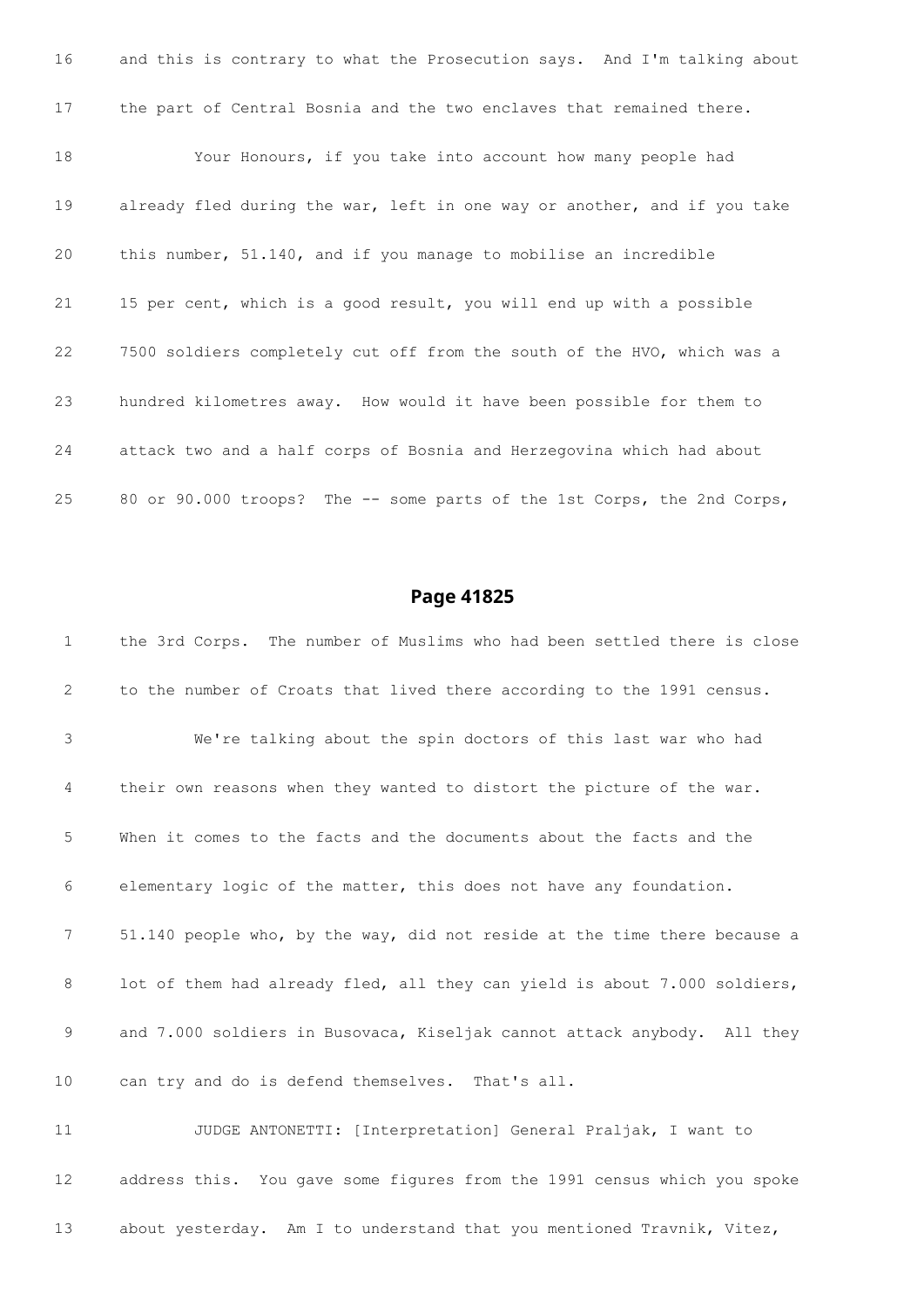16 and this is contrary to what the Prosecution says. And I'm talking about

17 the part of Central Bosnia and the two enclaves that remained there.

18 Your Honours, if you take into account how many people had

19 already fled during the war, left in one way or another, and if you take

20 this number, 51.140, and if you manage to mobilise an incredible

21 15 per cent, which is a good result, you will end up with a possible

22 7500 soldiers completely cut off from the south of the HVO, which was a

23 hundred kilometres away. How would it have been possible for them to

24 attack two and a half corps of Bosnia and Herzegovina which had about

25 80 or 90.000 troops? The -- some parts of the 1st Corps, the 2nd Corps,

## Page 41825

1 the 3rd Corps. The number of Muslims who had been settled there is close

2 to the number of Croats that lived there according to the 1991 census.

3 We're talking about the spin doctors of this last war who had

4 their own reasons when they wanted to distort the picture of the war.

5 When it comes to the facts and the documents about the facts and the

6 elementary logic of the matter, this does not have any foundation.

7 51.140 people who, by the way, did not reside at the time there because a

8 lot of them had already fled, all they can yield is about 7.000 soldiers,

9 and 7.000 soldiers in Busovaca, Kiseljak cannot attack anybody. All they

10 can try and do is defend themselves. That's all.

11 JUDGE ANTONETTI: [Interpretation] General Praljak, I want to

12 address this. You gave some figures from the 1991 census which you spoke

13 about yesterday. Am I to understand that you mentioned Travnik, Vitez,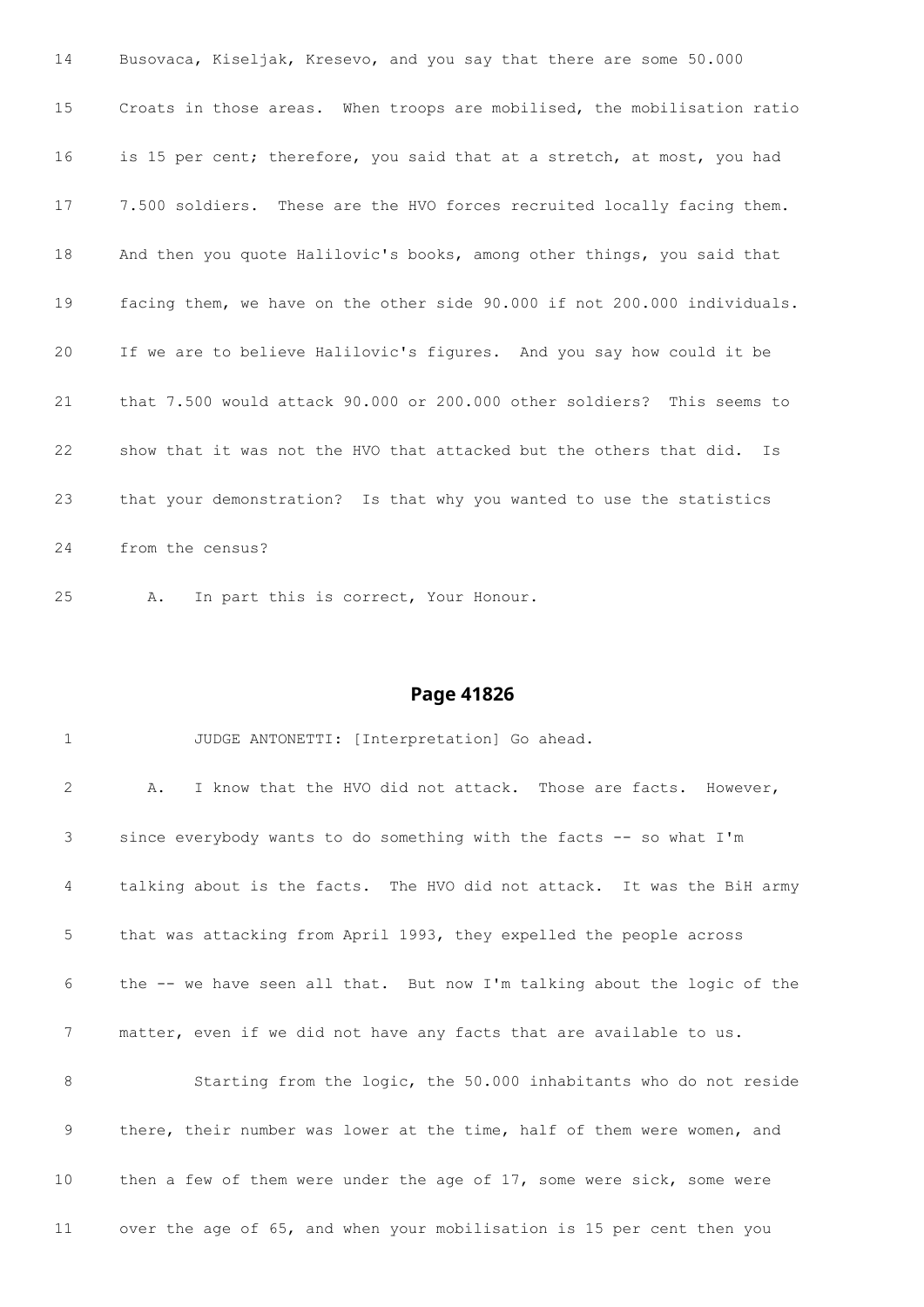14 Busovaca, Kiseljak, Kresevo, and you say that there are some 50.000

15 Croats in those areas. When troops are mobilised, the mobilisation ratio

16 is 15 per cent; therefore, you said that at a stretch, at most, you had

17 7.500 soldiers. These are the HVO forces recruited locally facing them.

18 And then you quote Halilovic's books, among other things, you said that

19 facing them, we have on the other side 90.000 if not 200.000 individuals.

20 If we are to believe Halilovic's figures. And you say how could it be

21 that 7.500 would attack 90.000 or 200.000 other soldiers? This seems to

22 show that it was not the HVO that attacked but the others that did. Is

23 that your demonstration? Is that why you wanted to use the statistics

24 from the census?

25 A. In part this is correct, Your Honour.

## Page 41826

1 JUDGE ANTONETTI: [Interpretation] Go ahead.

2 A. I know that the HVO did not attack. Those are facts. However,

3 since everybody wants to do something with the facts -- so what I'm

4 talking about is the facts. The HVO did not attack. It was the BiH army

5 that was attacking from April 1993, they expelled the people across

6 the -- we have seen all that. But now I'm talking about the logic of the

7 matter, even if we did not have any facts that are available to us.

8 Starting from the logic, the 50.000 inhabitants who do not reside

9 there, their number was lower at the time, half of them were women, and

10 then a few of them were under the age of 17, some were sick, some were

11 over the age of 65, and when your mobilisation is 15 per cent then you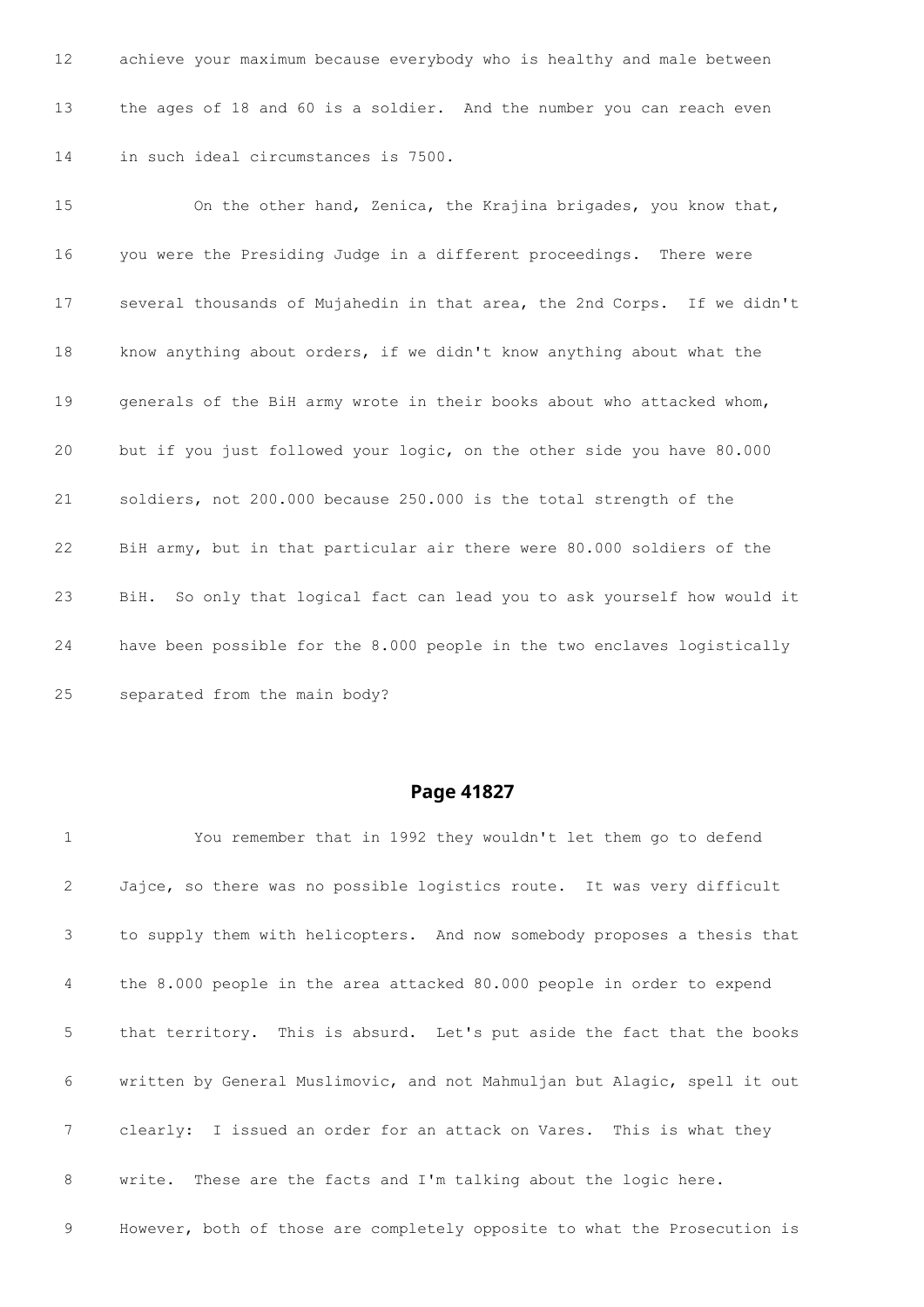achieve your maximum because everybody who is healthy and male between the ages of 18 and 60 is a soldier. And the number you can reach even in such ideal circumstances is 7500.

On the other hand, Zenica, the Krajina brigades, you know that, you were the Presiding Judge in a different proceedings. There were several thousands of Mujahedin in that area, the 2nd Corps. If we didn't know anything about orders, if we didn't know anything about what the generals of the BiH army wrote in their books about who attacked whom, but if you just followed your logic, on the other side you have 80.000 soldiers, not 200.000 because 250.000 is the total strength of the BiH army, but in that particular air there were 80.000 soldiers of the BiH. So only that logical fact can lead you to ask yourself how would it have been possible for the 8.000 people in the two enclaves logistically separated from the main body?

## Page 41827

You remember that in 1992 they wouldn't let them go to defend Jajce, so there was no possible logistics route. It was very difficult to supply them with helicopters. And now somebody proposes a thesis that the 8.000 people in the area attacked 80.000 people in order to expend that territory. This is absurd. Let's put aside the fact that the books written by General Muslimovic, and not Mahmuljan but Alagic, spell it out clearly: I issued an order for an attack on Vares. This is what they write. These are the facts and I'm talking about the logic here. However, both of those are completely opposite to what the Prosecution is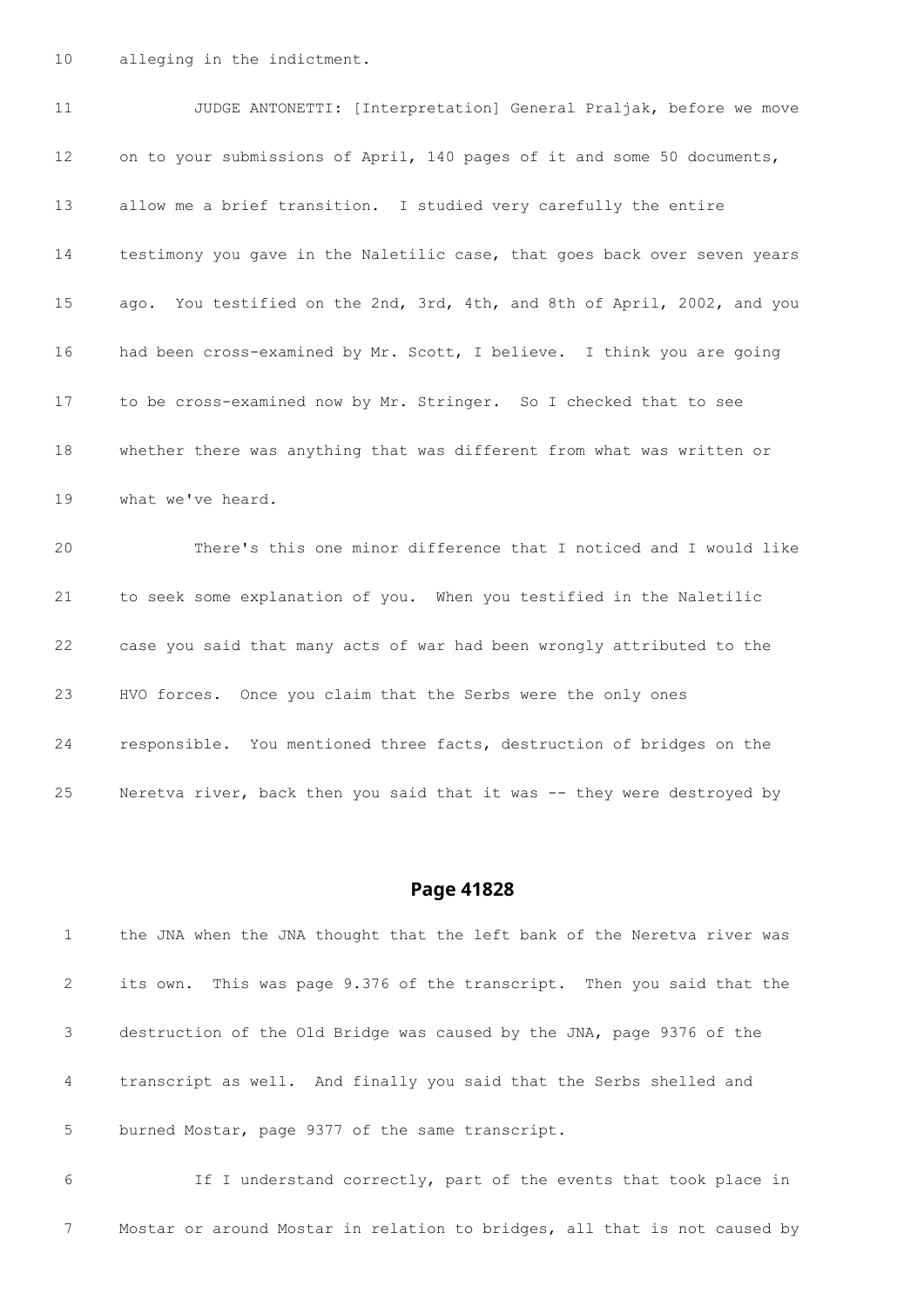10 alleging in the indictment.

11 JUDGE ANTONETTI: [Interpretation] General Praljak, before we move

12 on to your submissions of April, 140 pages of it and some 50 documents,

13 allow me a brief transition. I studied very carefully the entire

14 testimony you gave in the Naletilic case, that goes back over seven years

15 ago. You testified on the 2nd, 3rd, 4th, and 8th of April, 2002, and you

16 had been cross-examined by Mr. Scott, I believe. I think you are going

17 to be cross-examined now by Mr. Stringer. So I checked that to see

18 whether there was anything that was different from what was written or

19 what we've heard.

20 There's this one minor difference that I noticed and I would like

21 to seek some explanation of you. When you testified in the Naletilic

22 case you said that many acts of war had been wrongly attributed to the

23 HVO forces. Once you claim that the Serbs were the only ones

24 responsible. You mentioned three facts, destruction of bridges on the

25 Neretva river, back then you said that it was -- they were destroyed by

## Page 41828

1 the JNA when the JNA thought that the left bank of the Neretva river was

2 its own. This was page 9.376 of the transcript. Then you said that the

3 destruction of the Old Bridge was caused by the JNA, page 9376 of the

4 transcript as well. And finally you said that the Serbs shelled and

5 burned Mostar, page 9377 of the same transcript.

6 If I understand correctly, part of the events that took place in

7 Mostar or around Mostar in relation to bridges, all that is not caused by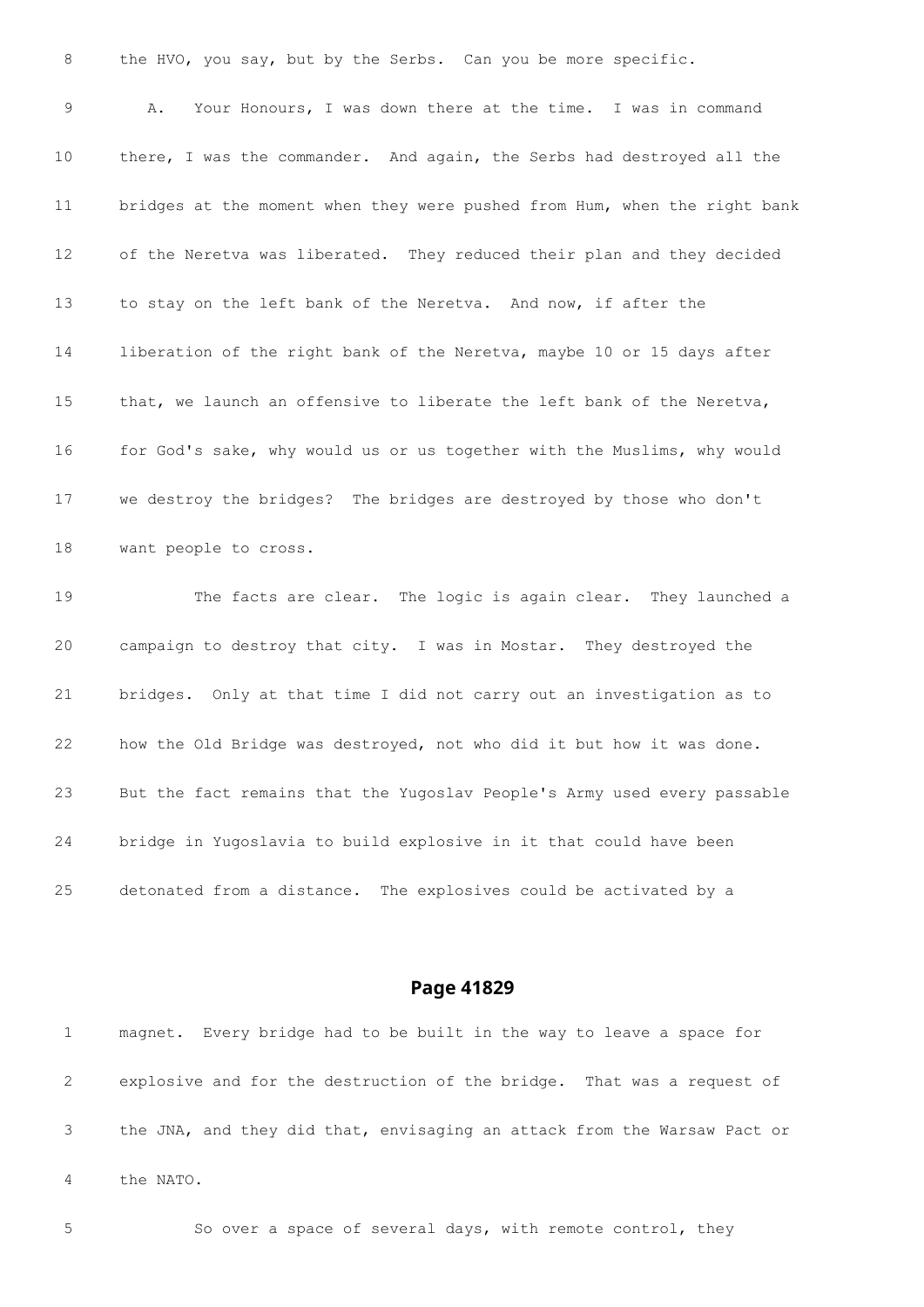8 the HVO, you say, but by the Serbs. Can you be more specific.

9 A. Your Honours, I was down there at the time. I was in command

10 there, I was the commander. And again, the Serbs had destroyed all the

11 bridges at the moment when they were pushed from Hum, when the right bank

12 of the Neretva was liberated. They reduced their plan and they decided

13 to stay on the left bank of the Neretva. And now, if after the

14 liberation of the right bank of the Neretva, maybe 10 or 15 days after

15 that, we launch an offensive to liberate the left bank of the Neretva,

16 for God's sake, why would us or us together with the Muslims, why would

17 we destroy the bridges? The bridges are destroyed by those who don't

18 want people to cross.

19 The facts are clear. The logic is again clear. They launched a

20 campaign to destroy that city. I was in Mostar. They destroyed the

21 bridges. Only at that time I did not carry out an investigation as to

22 how the Old Bridge was destroyed, not who did it but how it was done.

23 But the fact remains that the Yugoslav People's Army used every passable

24 bridge in Yugoslavia to build explosive in it that could have been

25 detonated from a distance. The explosives could be activated by a

## Page 41829

1 magnet. Every bridge had to be built in the way to leave a space for

2 explosive and for the destruction of the bridge. That was a request of

3 the JNA, and they did that, envisaging an attack from the Warsaw Pact or

4 the NATO.

5 So over a space of several days, with remote control, they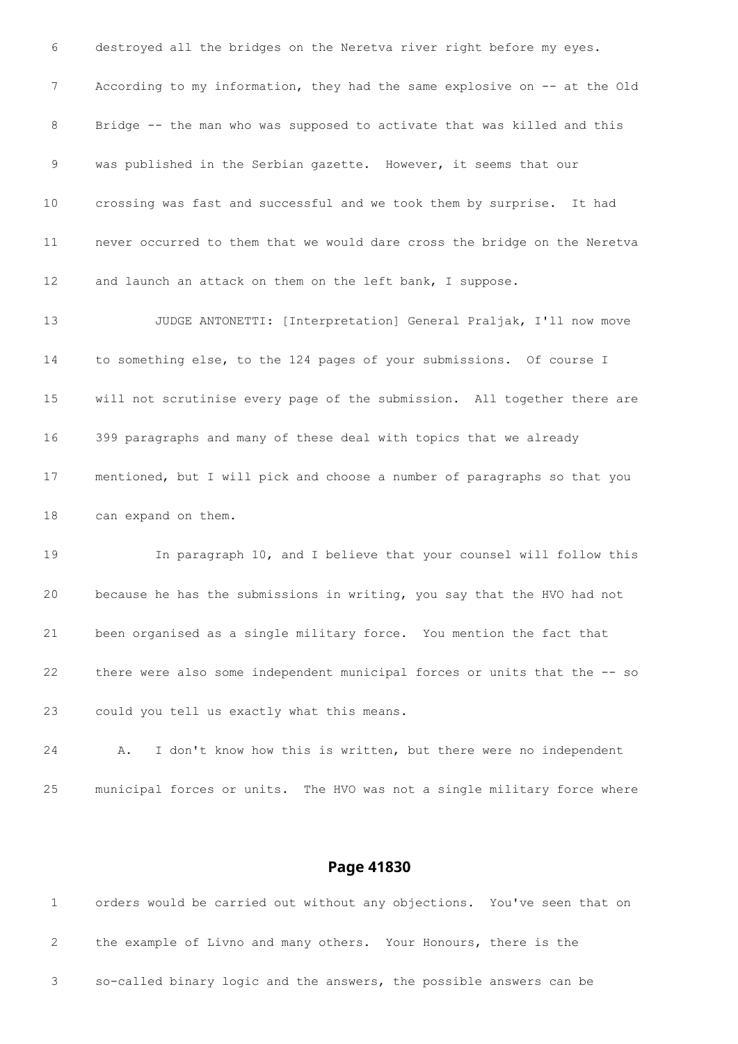6 destroyed all the bridges on the Neretva river right before my eyes.

7 According to my information, they had the same explosive on -- at the Old

8 Bridge -- the man who was supposed to activate that was killed and this

9 was published in the Serbian gazette. However, it seems that our

10 crossing was fast and successful and we took them by surprise. It had

11 never occurred to them that we would dare cross the bridge on the Neretva

12 and launch an attack on them on the left bank, I suppose.

13 JUDGE ANTONETTI: [Interpretation] General Praljak, I'll now move

14 to something else, to the 124 pages of your submissions. Of course I

15 will not scrutinise every page of the submission. All together there are

16 399 paragraphs and many of these deal with topics that we already

17 mentioned, but I will pick and choose a number of paragraphs so that you

18 can expand on them.

19 In paragraph 10, and I believe that your counsel will follow this

20 because he has the submissions in writing, you say that the HVO had not

21 been organised as a single military force. You mention the fact that

22 there were also some independent municipal forces or units that the -- so

23 could you tell us exactly what this means.

24 A. I don't know how this is written, but there were no independent

25 municipal forces or units. The HVO was not a single military force where

## Page 41830

1 orders would be carried out without any objections. You've seen that on

2 the example of Livno and many others. Your Honours, there is the

3 so-called binary logic and the answers, the possible answers can be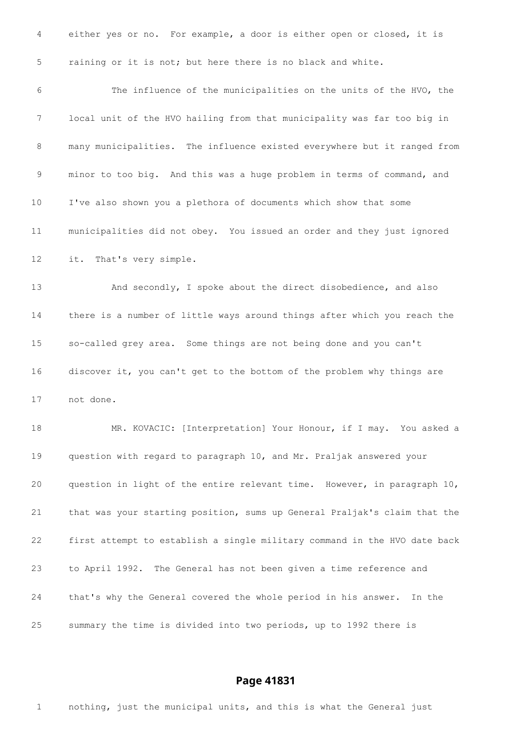either yes or no. For example, a door is either open or closed, it is raining or it is not; but here there is no black and white.

The influence of the municipalities on the units of the HVO, the local unit of the HVO hailing from that municipality was far too big in many municipalities. The influence existed everywhere but it ranged from minor to too big. And this was a huge problem in terms of command, and I've also shown you a plethora of documents which show that some municipalities did not obey. You issued an order and they just ignored it. That's very simple.

And secondly, I spoke about the direct disobedience, and also there is a number of little ways around things after which you reach the so-called grey area. Some things are not being done and you can't discover it, you can't get to the bottom of the problem why things are not done.

MR. KOVACIC: [Interpretation] Your Honour, if I may. You asked a question with regard to paragraph 10, and Mr. Praljak answered your question in light of the entire relevant time. However, in paragraph 10, that was your starting position, sums up General Praljak's claim that the first attempt to establish a single military command in the HVO date back to April 1992. The General has not been given a time reference and that's why the General covered the whole period in his answer. In the summary the time is divided into two periods, up to 1992 there is

**Page 41831**

nothing, just the municipal units, and this is what the General just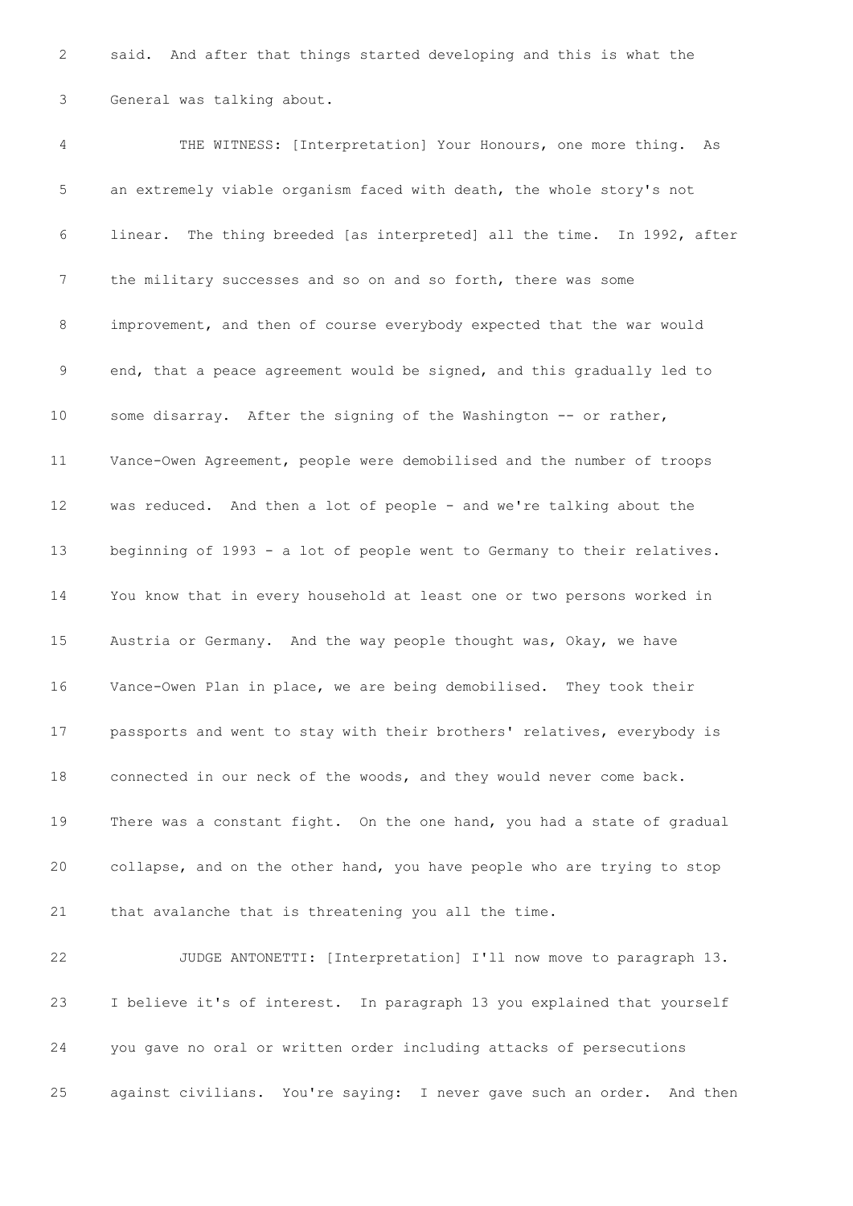said. And after that things started developing and this is what the General was talking about.

THE WITNESS: [Interpretation] Your Honours, one more thing. As an extremely viable organism faced with death, the whole story's not linear. The thing breeded [as interpreted] all the time. In 1992, after the military successes and so on and so forth, there was some improvement, and then of course everybody expected that the war would end, that a peace agreement would be signed, and this gradually led to some disarray. After the signing of the Washington -- or rather, Vance-Owen Agreement, people were demobilised and the number of troops was reduced. And then a lot of people - and we're talking about the beginning of 1993 - a lot of people went to Germany to their relatives. You know that in every household at least one or two persons worked in Austria or Germany. And the way people thought was, Okay, we have Vance-Owen Plan in place, we are being demobilised. They took their passports and went to stay with their brothers' relatives, everybody is connected in our neck of the woods, and they would never come back. There was a constant fight. On the one hand, you had a state of gradual collapse, and on the other hand, you have people who are trying to stop that avalanche that is threatening you all the time.

JUDGE ANTONETTI: [Interpretation] I'll now move to paragraph 13. I believe it's of interest. In paragraph 13 you explained that yourself you gave no oral or written order including attacks of persecutions against civilians. You're saying: I never gave such an order. And then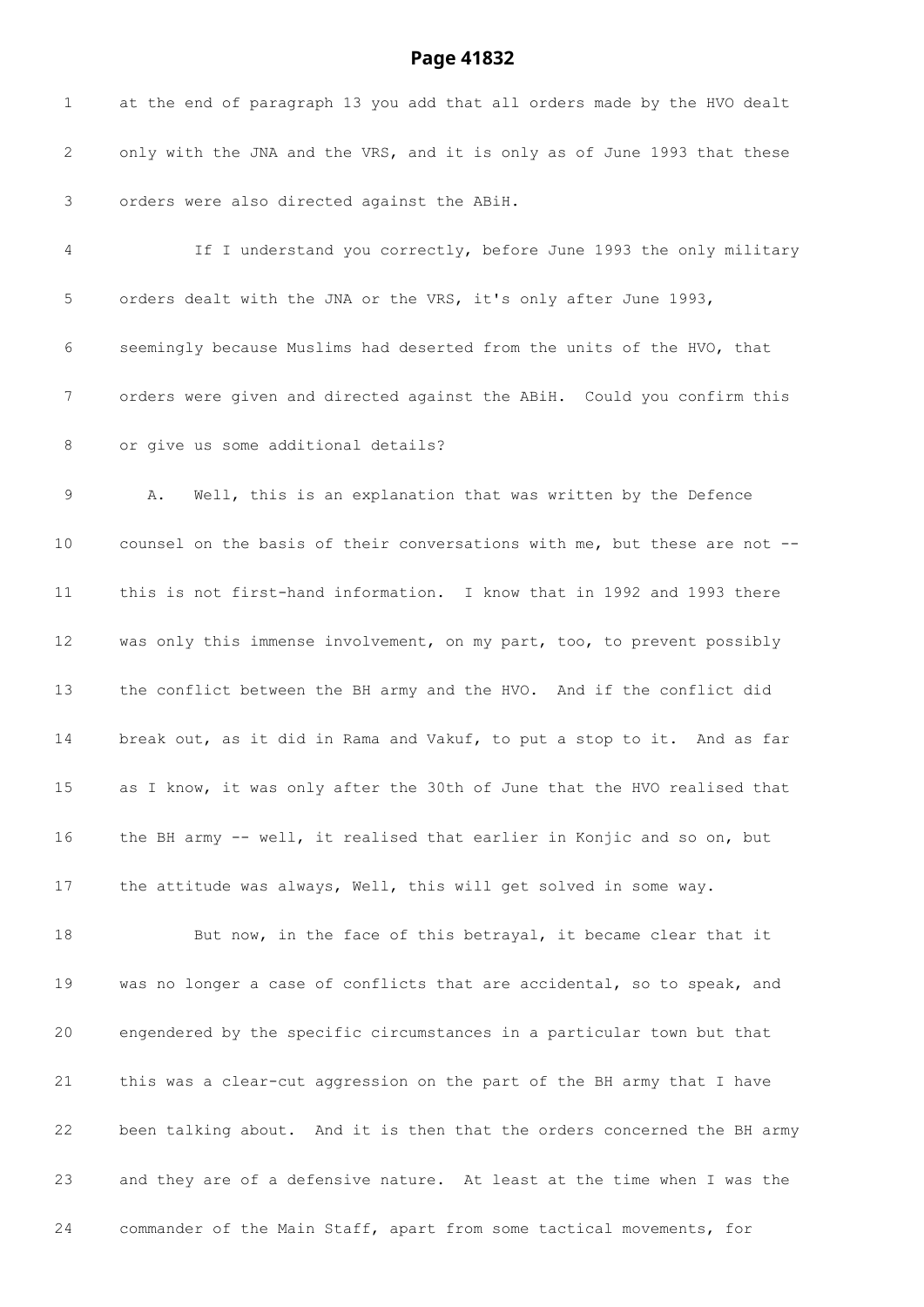at the end of paragraph 13 you add that all orders made by the HVO dealt only with the JNA and the VRS, and it is only as of June 1993 that these orders were also directed against the ABiH.

If I understand you correctly, before June 1993 the only military orders dealt with the JNA or the VRS, it's only after June 1993, seemingly because Muslims had deserted from the units of the HVO, that orders were given and directed against the ABiH. Could you confirm this or give us some additional details?

A. Well, this is an explanation that was written by the Defence counsel on the basis of their conversations with me, but these are not -- this is not first-hand information. I know that in 1992 and 1993 there was only this immense involvement, on my part, too, to prevent possibly the conflict between the BH army and the HVO. And if the conflict did break out, as it did in Rama and Vakuf, to put a stop to it. And as far as I know, it was only after the 30th of June that the HVO realised that the BH army -- well, it realised that earlier in Konjic and so on, but the attitude was always, Well, this will get solved in some way.

But now, in the face of this betrayal, it became clear that it was no longer a case of conflicts that are accidental, so to speak, and engendered by the specific circumstances in a particular town but that this was a clear-cut aggression on the part of the BH army that I have been talking about. And it is then that the orders concerned the BH army and they are of a defensive nature. At least at the time when I was the commander of the Main Staff, apart from some tactical movements, for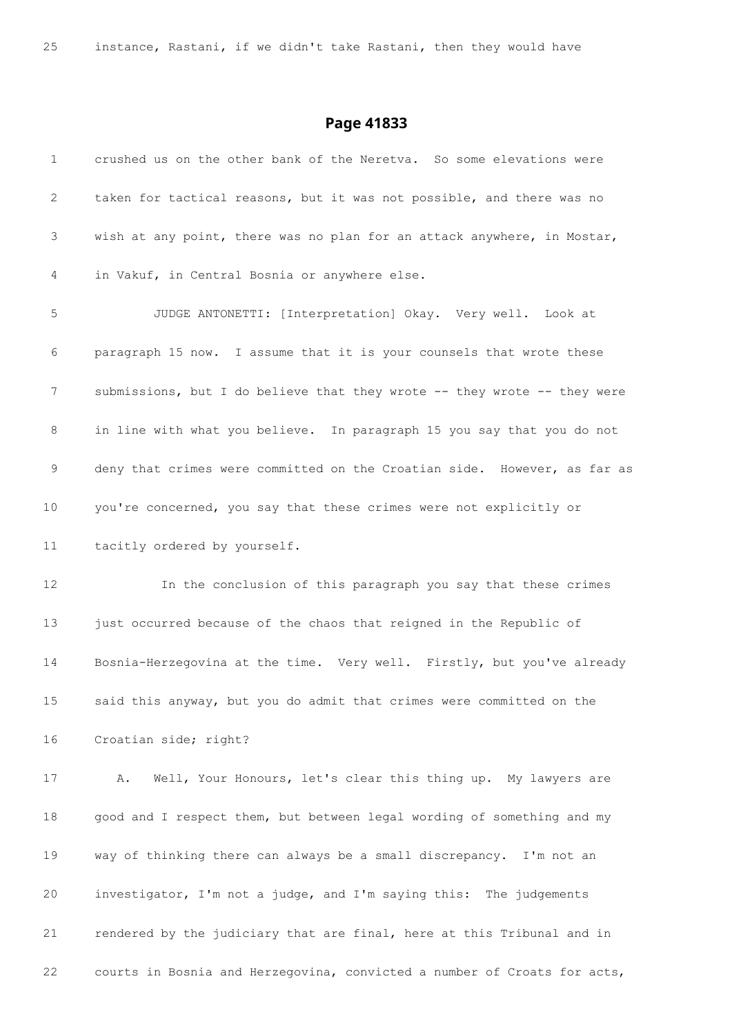25 instance, Rastani, if we didn't take Rastani, then they would have

## Page 41833

1 crushed us on the other bank of the Neretva. So some elevations were

2 taken for tactical reasons, but it was not possible, and there was no

3 wish at any point, there was no plan for an attack anywhere, in Mostar,

4 in Vakuf, in Central Bosnia or anywhere else.

5 JUDGE ANTONETTI: [Interpretation] Okay. Very well. Look at

6 paragraph 15 now. I assume that it is your counsels that wrote these

7 submissions, but I do believe that they wrote -- they wrote -- they were

8 in line with what you believe. In paragraph 15 you say that you do not

9 deny that crimes were committed on the Croatian side. However, as far as

10 you're concerned, you say that these crimes were not explicitly or

11 tacitly ordered by yourself.

12 In the conclusion of this paragraph you say that these crimes

13 just occurred because of the chaos that reigned in the Republic of

14 Bosnia-Herzegovina at the time. Very well. Firstly, but you've already

15 said this anyway, but you do admit that crimes were committed on the

16 Croatian side; right?

17 A. Well, Your Honours, let's clear this thing up. My lawyers are

18 good and I respect them, but between legal wording of something and my

19 way of thinking there can always be a small discrepancy. I'm not an

20 investigator, I'm not a judge, and I'm saying this: The judgements

21 rendered by the judiciary that are final, here at this Tribunal and in

22 courts in Bosnia and Herzegovina, convicted a number of Croats for acts,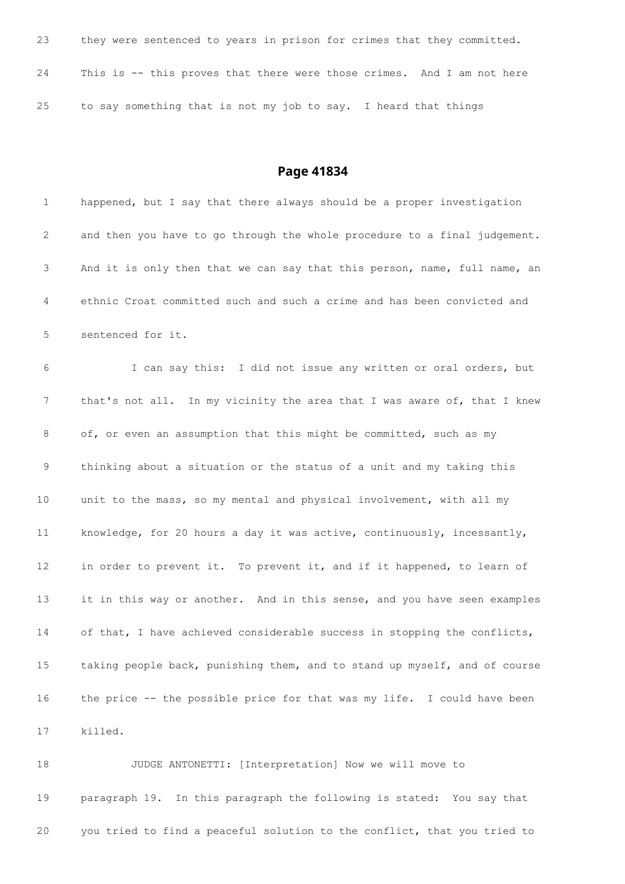23 they were sentenced to years in prison for crimes that they committed.

24 This is -- this proves that there were those crimes. And I am not here

25 to say something that is not my job to say. I heard that things

## Page 41834

1 happened, but I say that there always should be a proper investigation

2 and then you have to go through the whole procedure to a final judgement.

3 And it is only then that we can say that this person, name, full name, an

4 ethnic Croat committed such and such a crime and has been convicted and

5 sentenced for it.

6 I can say this: I did not issue any written or oral orders, but

7 that's not all. In my vicinity the area that I was aware of, that I knew

8 of, or even an assumption that this might be committed, such as my

9 thinking about a situation or the status of a unit and my taking this

10 unit to the mass, so my mental and physical involvement, with all my

11 knowledge, for 20 hours a day it was active, continuously, incessantly,

12 in order to prevent it. To prevent it, and if it happened, to learn of

13 it in this way or another. And in this sense, and you have seen examples

14 of that, I have achieved considerable success in stopping the conflicts,

15 taking people back, punishing them, and to stand up myself, and of course

16 the price -- the possible price for that was my life. I could have been

17 killed.

18 JUDGE ANTONETTI: [Interpretation] Now we will move to

19 paragraph 19. In this paragraph the following is stated: You say that

20 you tried to find a peaceful solution to the conflict, that you tried to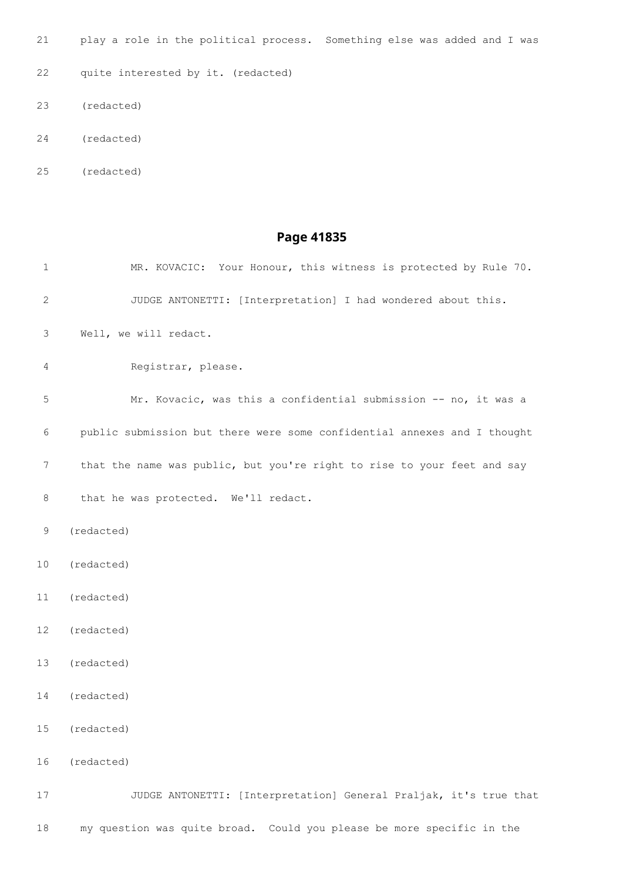21 play a role in the political process. Something else was added and I was

22 quite interested by it. (redacted)

23 (redacted)

24 (redacted)

25 (redacted)

## Page 41835

1 MR. KOVACIC: Your Honour, this witness is protected by Rule 70.

2 JUDGE ANTONETTI: [Interpretation] I had wondered about this.

3 Well, we will redact.

4 Registrar, please.

5 Mr. Kovacic, was this a confidential submission -- no, it was a

6 public submission but there were some confidential annexes and I thought

7 that the name was public, but you're right to rise to your feet and say

8 that he was protected. We'll redact.

9 (redacted)

10 (redacted)

11 (redacted)

12 (redacted)

13 (redacted)

14 (redacted)

15 (redacted)

16 (redacted)

17 JUDGE ANTONETTI: [Interpretation] General Praljak, it's true that

18 my question was quite broad. Could you please be more specific in the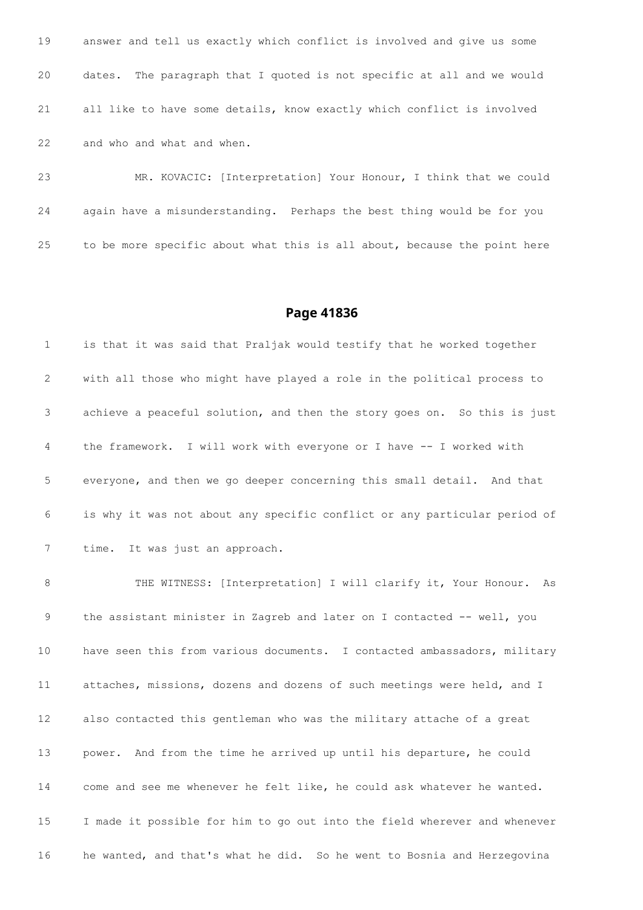19 answer and tell us exactly which conflict is involved and give us some

20 dates. The paragraph that I quoted is not specific at all and we would

21 all like to have some details, know exactly which conflict is involved

22 and who and what and when.

23 MR. KOVACIC: [Interpretation] Your Honour, I think that we could

24 again have a misunderstanding. Perhaps the best thing would be for you

25 to be more specific about what this is all about, because the point here

## Page 41836

1 is that it was said that Praljak would testify that he worked together

2 with all those who might have played a role in the political process to

3 achieve a peaceful solution, and then the story goes on. So this is just

4 the framework. I will work with everyone or I have -- I worked with

5 everyone, and then we go deeper concerning this small detail. And that

6 is why it was not about any specific conflict or any particular period of

7 time. It was just an approach.

8 THE WITNESS: [Interpretation] I will clarify it, Your Honour. As

9 the assistant minister in Zagreb and later on I contacted -- well, you

10 have seen this from various documents. I contacted ambassadors, military

11 attaches, missions, dozens and dozens of such meetings were held, and I

12 also contacted this gentleman who was the military attache of a great

13 power. And from the time he arrived up until his departure, he could

14 come and see me whenever he felt like, he could ask whatever he wanted.

15 I made it possible for him to go out into the field wherever and whenever

16 he wanted, and that's what he did. So he went to Bosnia and Herzegovina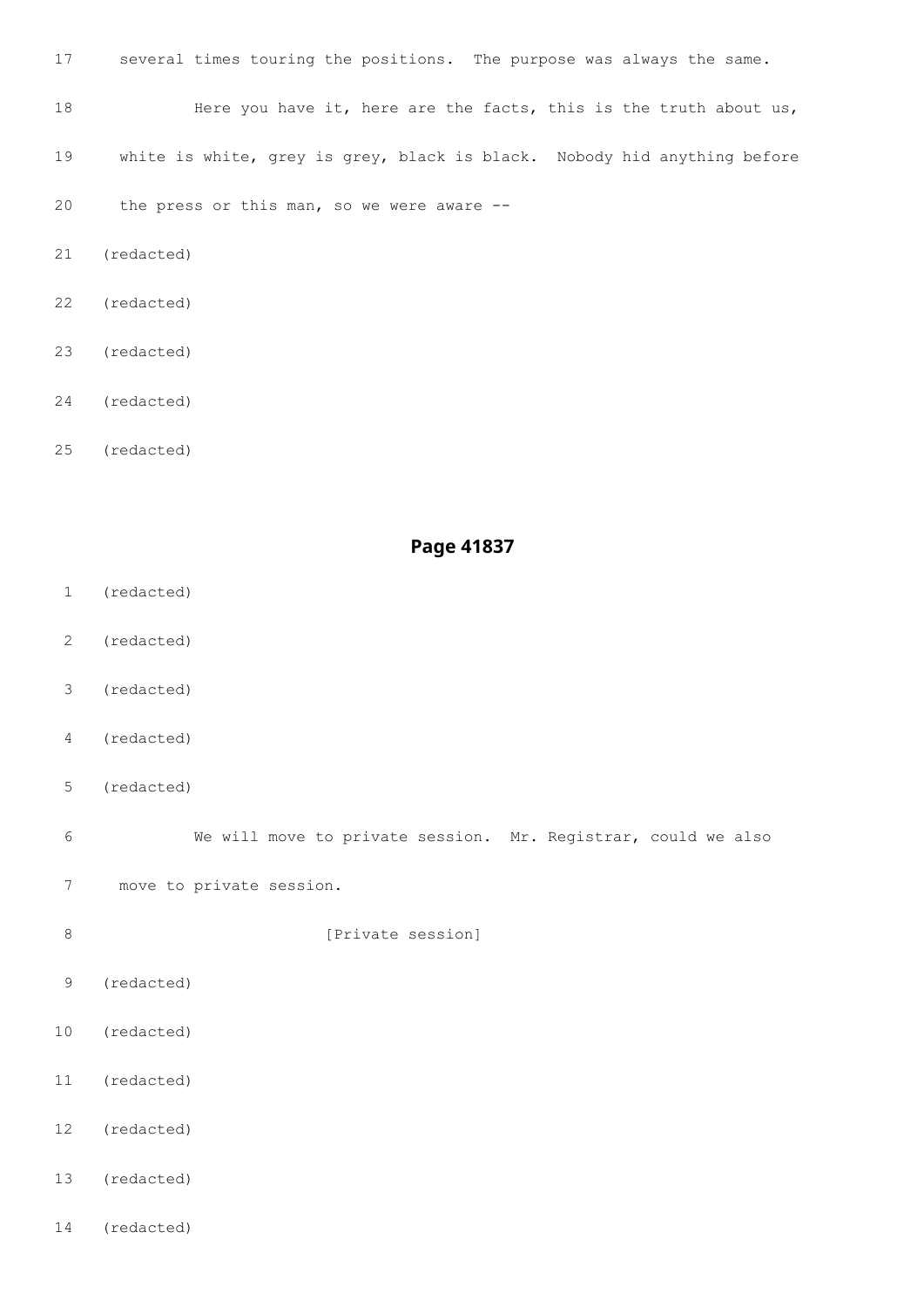17 several times touring the positions. The purpose was always the same.

18 Here you have it, here are the facts, this is the truth about us,

19 white is white, grey is grey, black is black. Nobody hid anything before

20 the press or this man, so we were aware --

21 (redacted)

22 (redacted)

23 (redacted)

24 (redacted)

25 (redacted)

## Page 41837

1 (redacted)

2 (redacted)

3 (redacted)

4 (redacted)

5 (redacted)

6 We will move to private session. Mr. Registrar, could we also

7 move to private session.

8 [Private session]

9 (redacted)

10 (redacted)

11 (redacted)

12 (redacted)

13 (redacted)

14 (redacted)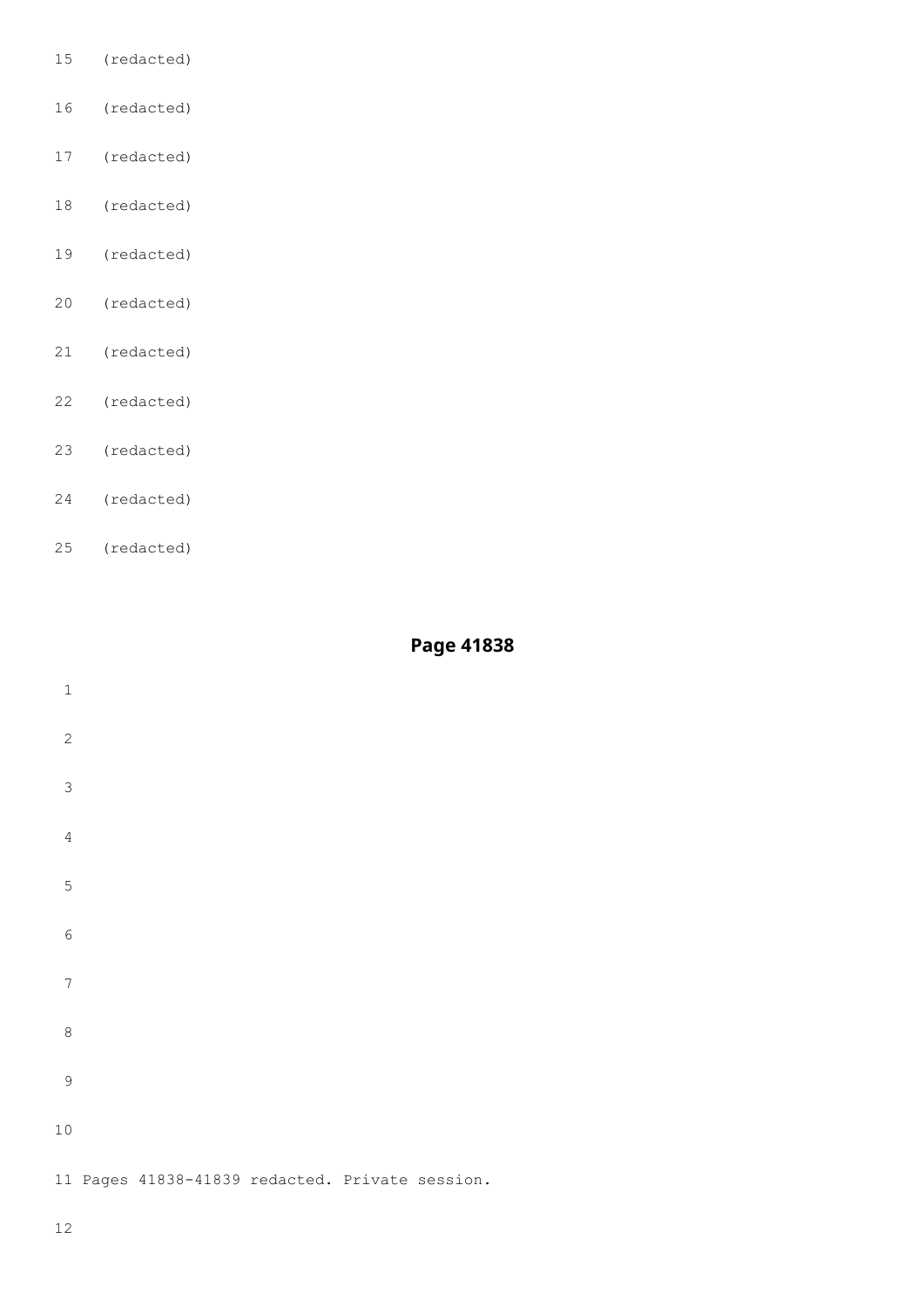15 (redacted)

16 (redacted)

17 (redacted)

18 (redacted)

19 (redacted)

20 (redacted)

21 (redacted)

22 (redacted)

23 (redacted)

24 (redacted)

25 (redacted)

## Page 41838

1

2

3

4

5

6

7

8

9

10

11 Pages 41838-41839 redacted. Private session.

12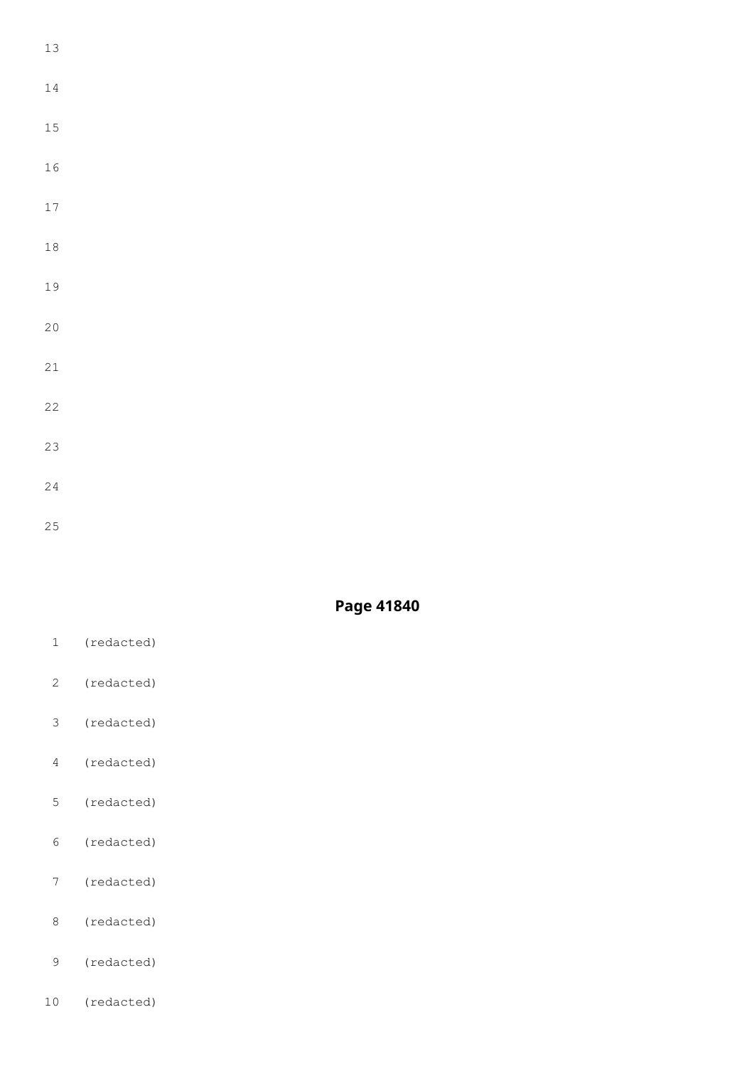13

14

15

16

17

18

19

20

21

22

23

24

25

**Page 41840**

1 (redacted)

2 (redacted)

3 (redacted)

4 (redacted)

5 (redacted)

6 (redacted)

7 (redacted)

8 (redacted)

9 (redacted)

10 (redacted)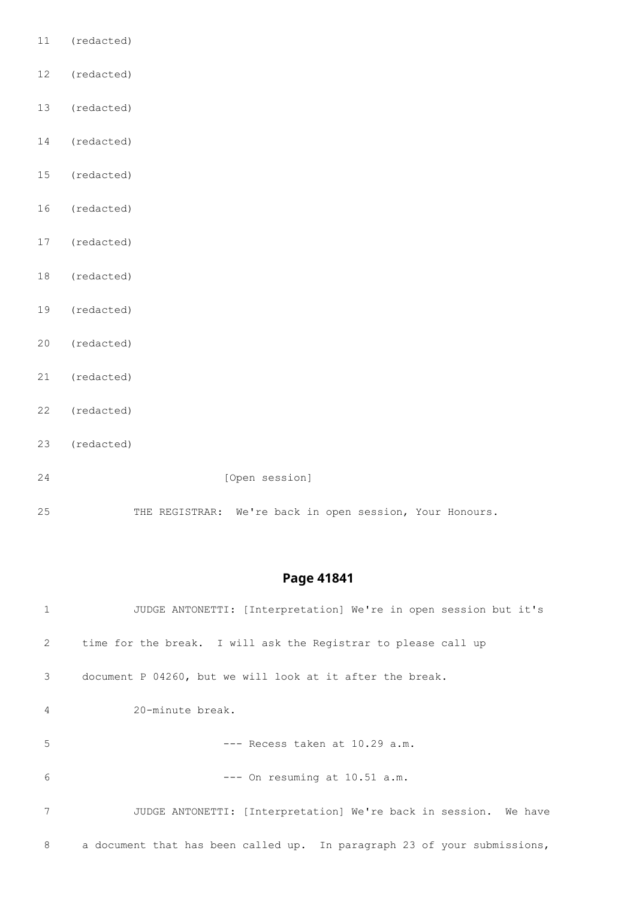11 (redacted)

12 (redacted)

13 (redacted)

14 (redacted)

15 (redacted)

16 (redacted)

17 (redacted)

18 (redacted)

19 (redacted)

20 (redacted)

21 (redacted)

22 (redacted)

23 (redacted)

24 [Open session]

25 THE REGISTRAR: We're back in open session, Your Honours.

## Page 41841

1 JUDGE ANTONETTI: [Interpretation] We're in open session but it's

2 time for the break. I will ask the Registrar to please call up

3 document P 04260, but we will look at it after the break.

4 20-minute break.

5 --- Recess taken at 10.29 a.m.

6 --- On resuming at 10.51 a.m.

7 JUDGE ANTONETTI: [Interpretation] We're back in session. We have

8 a document that has been called up. In paragraph 23 of your submissions,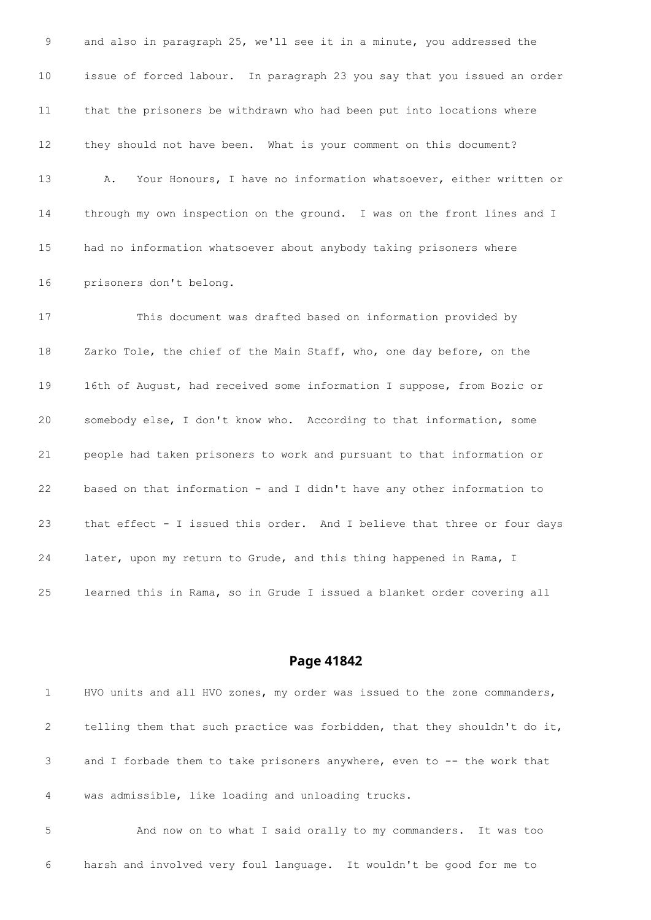9 and also in paragraph 25, we'll see it in a minute, you addressed the

10 issue of forced labour. In paragraph 23 you say that you issued an order

11 that the prisoners be withdrawn who had been put into locations where

12 they should not have been. What is your comment on this document?

13 A. Your Honours, I have no information whatsoever, either written or

14 through my own inspection on the ground. I was on the front lines and I

15 had no information whatsoever about anybody taking prisoners where

16 prisoners don't belong.

17 This document was drafted based on information provided by

18 Zarko Tole, the chief of the Main Staff, who, one day before, on the

19 16th of August, had received some information I suppose, from Bozic or

20 somebody else, I don't know who. According to that information, some

21 people had taken prisoners to work and pursuant to that information or

22 based on that information - and I didn't have any other information to

23 that effect - I issued this order. And I believe that three or four days

24 later, upon my return to Grude, and this thing happened in Rama, I

25 learned this in Rama, so in Grude I issued a blanket order covering all

## Page 41842

1 HVO units and all HVO zones, my order was issued to the zone commanders,

2 telling them that such practice was forbidden, that they shouldn't do it,

3 and I forbade them to take prisoners anywhere, even to -- the work that

4 was admissible, like loading and unloading trucks.

5 And now on to what I said orally to my commanders. It was too

6 harsh and involved very foul language. It wouldn't be good for me to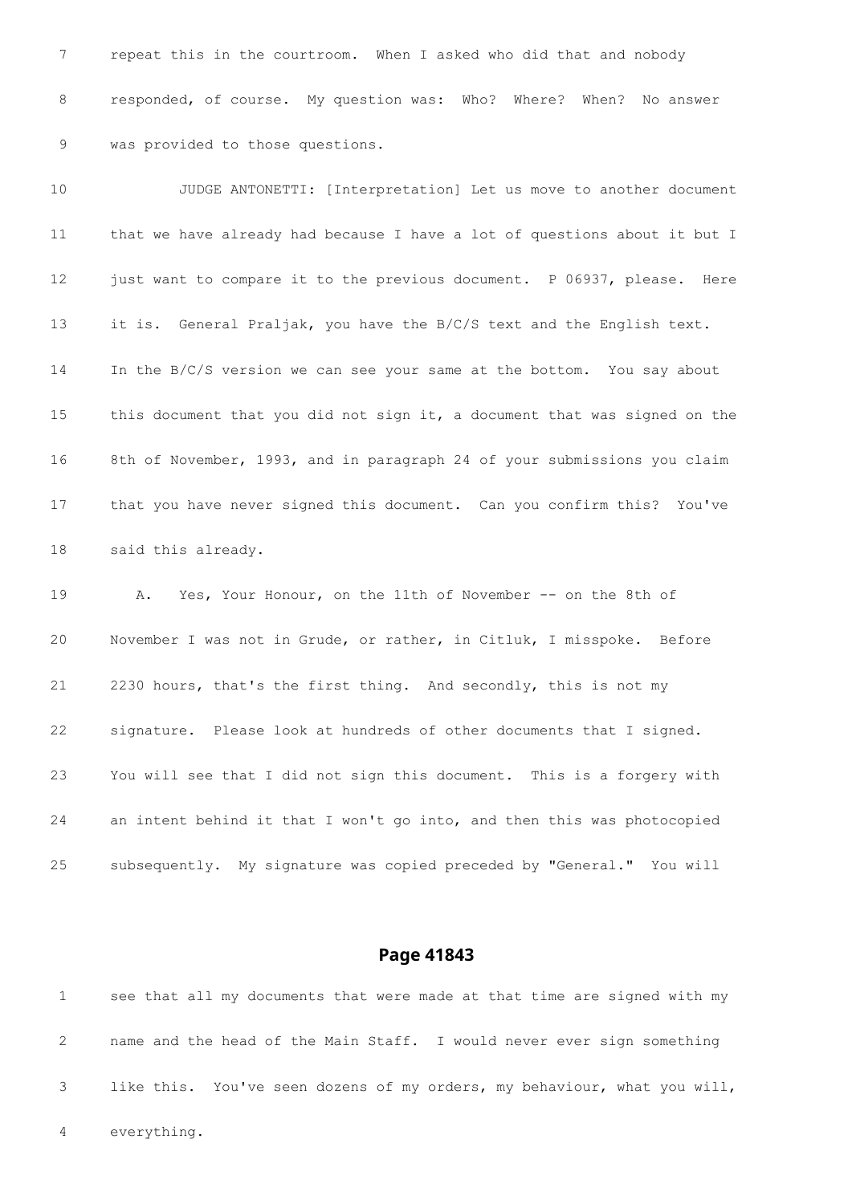7 repeat this in the courtroom. When I asked who did that and nobody

8 responded, of course. My question was: Who? Where? When? No answer

9 was provided to those questions.

10 JUDGE ANTONETTI: [Interpretation] Let us move to another document

11 that we have already had because I have a lot of questions about it but I

12 just want to compare it to the previous document. P 06937, please. Here

13 it is. General Praljak, you have the B/C/S text and the English text.

14 In the B/C/S version we can see your same at the bottom. You say about

15 this document that you did not sign it, a document that was signed on the

16 8th of November, 1993, and in paragraph 24 of your submissions you claim

17 that you have never signed this document. Can you confirm this? You've

18 said this already.

19 A. Yes, Your Honour, on the 11th of November -- on the 8th of

20 November I was not in Grude, or rather, in Citluk, I misspoke. Before

21 2230 hours, that's the first thing. And secondly, this is not my

22 signature. Please look at hundreds of other documents that I signed.

23 You will see that I did not sign this document. This is a forgery with

24 an intent behind it that I won't go into, and then this was photocopied

25 subsequently. My signature was copied preceded by "General." You will

## Page 41843

1 see that all my documents that were made at that time are signed with my

2 name and the head of the Main Staff. I would never ever sign something

3 like this. You've seen dozens of my orders, my behaviour, what you will,

4 everything.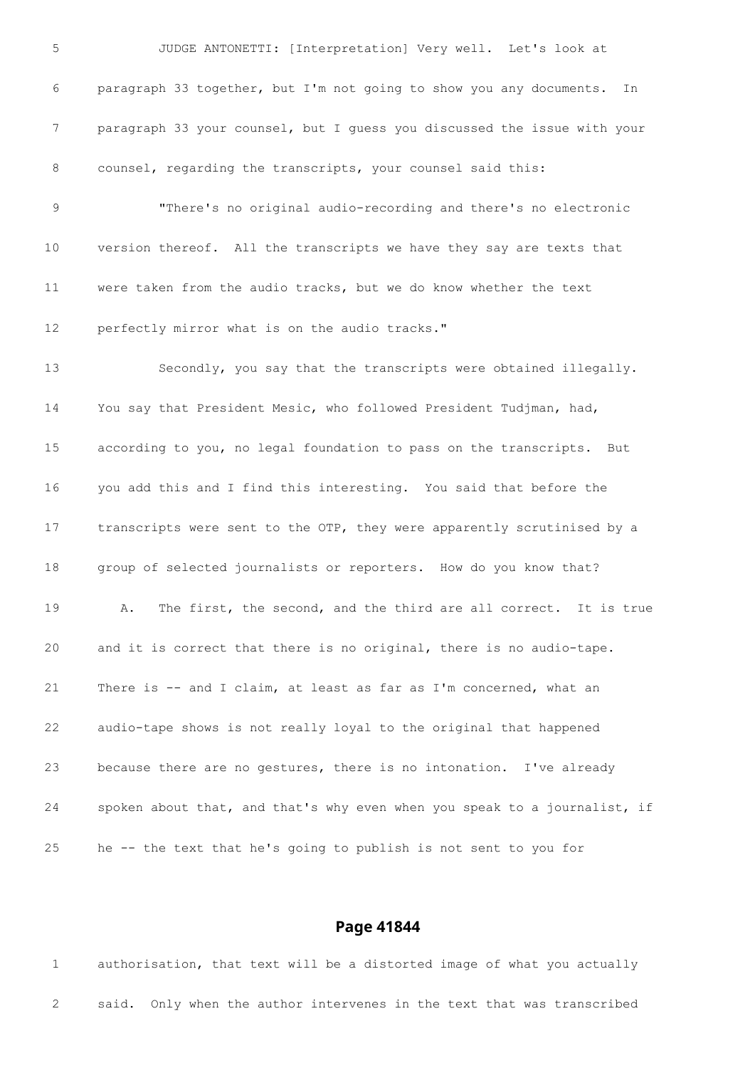5 JUDGE ANTONETTI: [Interpretation] Very well. Let's look at

6 paragraph 33 together, but I'm not going to show you any documents. In

7 paragraph 33 your counsel, but I guess you discussed the issue with your

8 counsel, regarding the transcripts, your counsel said this:

9 "There's no original audio-recording and there's no electronic

10 version thereof. All the transcripts we have they say are texts that

11 were taken from the audio tracks, but we do know whether the text

12 perfectly mirror what is on the audio tracks."

13 Secondly, you say that the transcripts were obtained illegally.

14 You say that President Mesic, who followed President Tudjman, had,

15 according to you, no legal foundation to pass on the transcripts. But

16 you add this and I find this interesting. You said that before the

17 transcripts were sent to the OTP, they were apparently scrutinised by a

18 group of selected journalists or reporters. How do you know that?

19 A. The first, the second, and the third are all correct. It is true

20 and it is correct that there is no original, there is no audio-tape.

21 There is -- and I claim, at least as far as I'm concerned, what an

22 audio-tape shows is not really loyal to the original that happened

23 because there are no gestures, there is no intonation. I've already

24 spoken about that, and that's why even when you speak to a journalist, if

25 he -- the text that he's going to publish is not sent to you for

## Page 41844

1 authorisation, that text will be a distorted image of what you actually

2 said. Only when the author intervenes in the text that was transcribed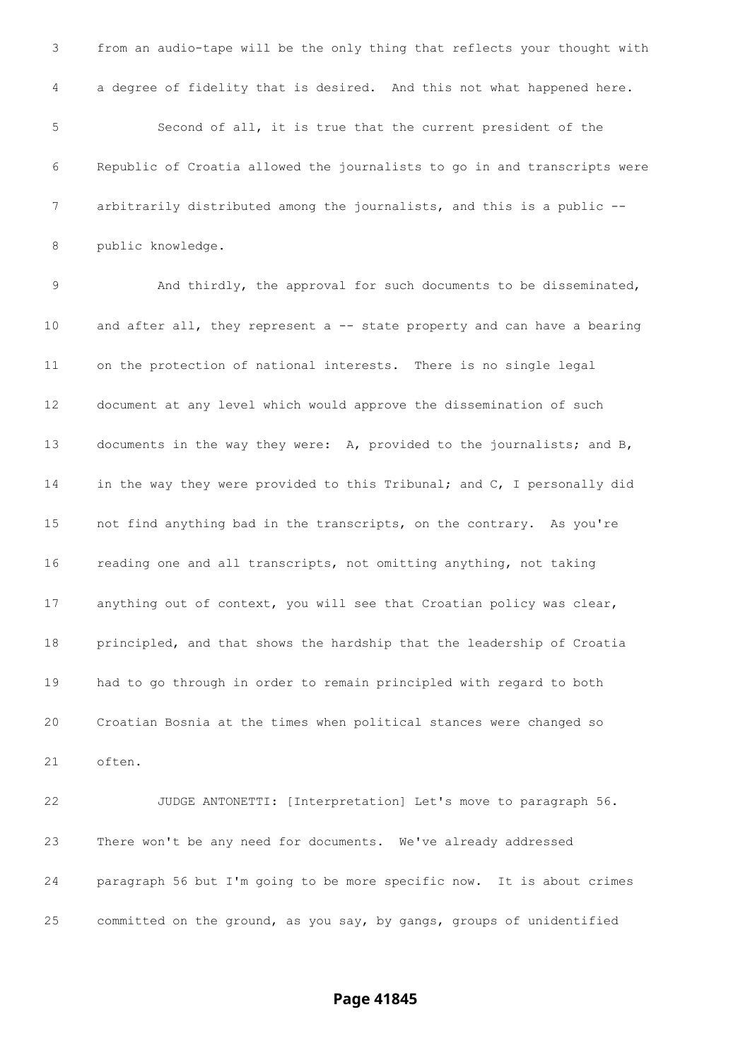from an audio-tape will be the only thing that reflects your thought with a degree of fidelity that is desired. And this not what happened here.

Second of all, it is true that the current president of the Republic of Croatia allowed the journalists to go in and transcripts were arbitrarily distributed among the journalists, and this is a public -- public knowledge.

And thirdly, the approval for such documents to be disseminated, and after all, they represent a -- state property and can have a bearing on the protection of national interests. There is no single legal document at any level which would approve the dissemination of such documents in the way they were: A, provided to the journalists; and B, in the way they were provided to this Tribunal; and C, I personally did not find anything bad in the transcripts, on the contrary. As you're reading one and all transcripts, not omitting anything, not taking anything out of context, you will see that Croatian policy was clear, principled, and that shows the hardship that the leadership of Croatia had to go through in order to remain principled with regard to both Croatian Bosnia at the times when political stances were changed so often.

JUDGE ANTONETTI: [Interpretation] Let's move to paragraph 56. There won't be any need for documents. We've already addressed paragraph 56 but I'm going to be more specific now. It is about crimes committed on the ground, as you say, by gangs, groups of unidentified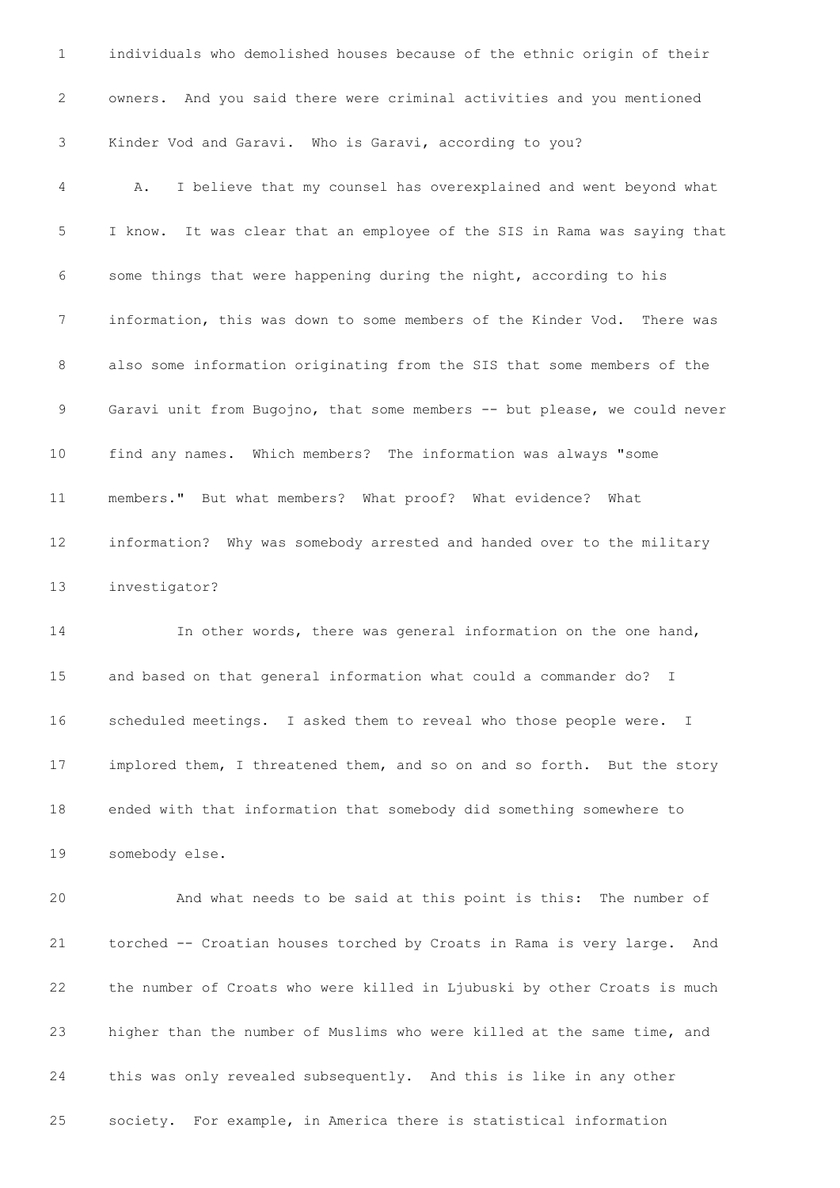individuals who demolished houses because of the ethnic origin of their owners. And you said there were criminal activities and you mentioned Kinder Vod and Garavi. Who is Garavi, according to you?

A. I believe that my counsel has overexplained and went beyond what I know. It was clear that an employee of the SIS in Rama was saying that some things that were happening during the night, according to his information, this was down to some members of the Kinder Vod. There was also some information originating from the SIS that some members of the Garavi unit from Bugojno, that some members -- but please, we could never find any names. Which members? The information was always "some members." But what members? What proof? What evidence? What information? Why was somebody arrested and handed over to the military investigator?

In other words, there was general information on the one hand, and based on that general information what could a commander do? I scheduled meetings. I asked them to reveal who those people were. I implored them, I threatened them, and so on and so forth. But the story ended with that information that somebody did something somewhere to somebody else.

And what needs to be said at this point is this: The number of torched -- Croatian houses torched by Croats in Rama is very large. And the number of Croats who were killed in Ljubuski by other Croats is much higher than the number of Muslims who were killed at the same time, and this was only revealed subsequently. And this is like in any other society. For example, in America there is statistical information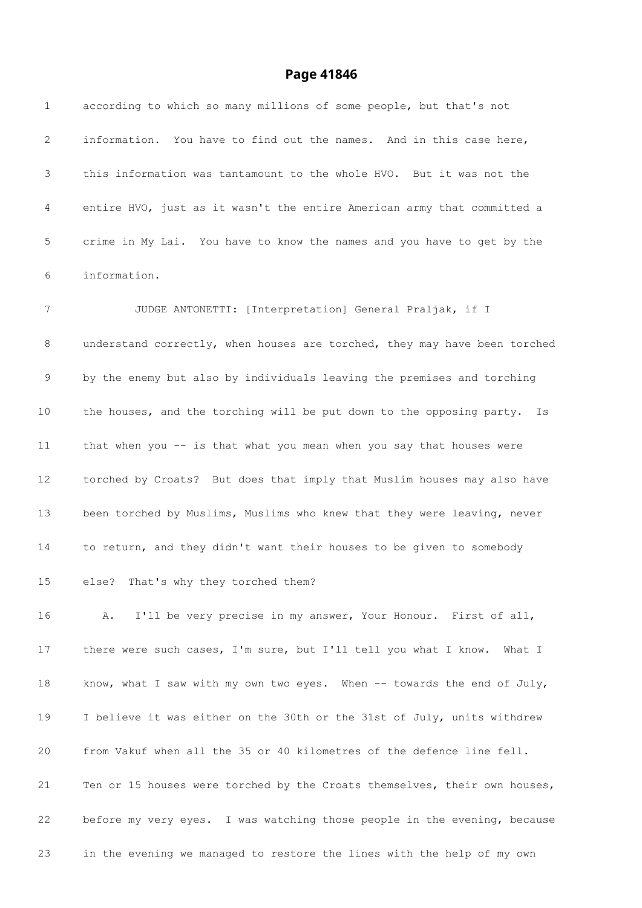# Page 41846

1 according to which so many millions of some people, but that's not

2 information. You have to find out the names. And in this case here,

3 this information was tantamount to the whole HVO. But it was not the

4 entire HVO, just as it wasn't the entire American army that committed a

5 crime in My Lai. You have to know the names and you have to get by the

6 information.

7 JUDGE ANTONETTI: [Interpretation] General Praljak, if I

8 understand correctly, when houses are torched, they may have been torched

9 by the enemy but also by individuals leaving the premises and torching

10 the houses, and the torching will be put down to the opposing party. Is

11 that when you -- is that what you mean when you say that houses were

12 torched by Croats? But does that imply that Muslim houses may also have

13 been torched by Muslims, Muslims who knew that they were leaving, never

14 to return, and they didn't want their houses to be given to somebody

15 else? That's why they torched them?

16 A. I'll be very precise in my answer, Your Honour. First of all,

17 there were such cases, I'm sure, but I'll tell you what I know. What I

18 know, what I saw with my own two eyes. When -- towards the end of July,

19 I believe it was either on the 30th or the 31st of July, units withdrew

20 from Vakuf when all the 35 or 40 kilometres of the defence line fell.

21 Ten or 15 houses were torched by the Croats themselves, their own houses,

22 before my very eyes. I was watching those people in the evening, because

23 in the evening we managed to restore the lines with the help of my own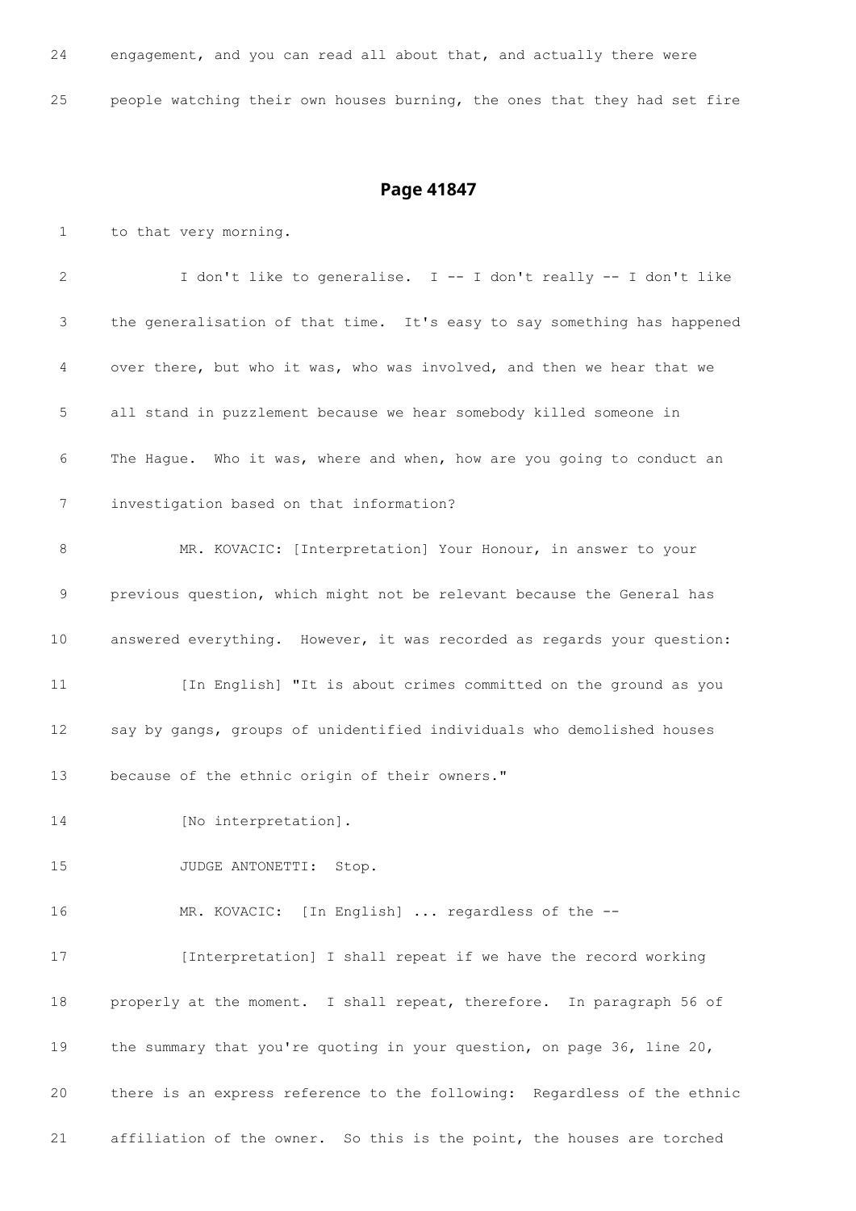24 engagement, and you can read all about that, and actually there were

25 people watching their own houses burning, the ones that they had set fire

## Page 41847

1 to that very morning.

2 I don't like to generalise. I -- I don't really -- I don't like

3 the generalisation of that time. It's easy to say something has happened

4 over there, but who it was, who was involved, and then we hear that we

5 all stand in puzzlement because we hear somebody killed someone in

6 The Hague. Who it was, where and when, how are you going to conduct an

7 investigation based on that information?

8 MR. KOVACIC: [Interpretation] Your Honour, in answer to your

9 previous question, which might not be relevant because the General has

10 answered everything. However, it was recorded as regards your question:

11 [In English] "It is about crimes committed on the ground as you

12 say by gangs, groups of unidentified individuals who demolished houses

13 because of the ethnic origin of their owners."

14 [No interpretation].

15 JUDGE ANTONETTI: Stop.

16 MR. KOVACIC: [In English] ... regardless of the --

17 [Interpretation] I shall repeat if we have the record working

18 properly at the moment. I shall repeat, therefore. In paragraph 56 of

19 the summary that you're quoting in your question, on page 36, line 20,

20 there is an express reference to the following: Regardless of the ethnic

21 affiliation of the owner. So this is the point, the houses are torched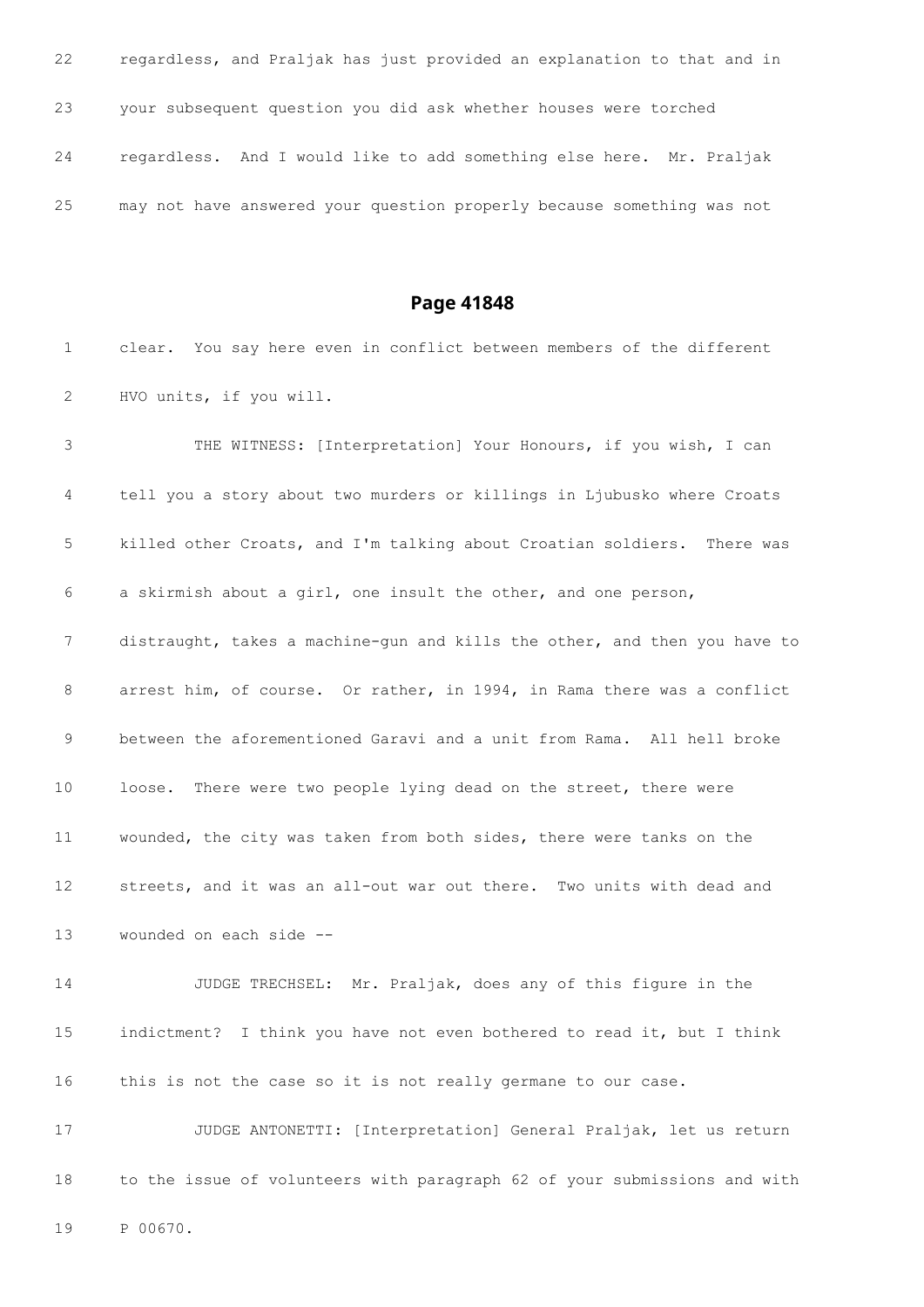22 regardless, and Praljak has just provided an explanation to that and in

23 your subsequent question you did ask whether houses were torched

24 regardless. And I would like to add something else here. Mr. Praljak

25 may not have answered your question properly because something was not

## Page 41848

1 clear. You say here even in conflict between members of the different

2 HVO units, if you will.

3 THE WITNESS: [Interpretation] Your Honours, if you wish, I can

4 tell you a story about two murders or killings in Ljubusko where Croats

5 killed other Croats, and I'm talking about Croatian soldiers. There was

6 a skirmish about a girl, one insult the other, and one person,

7 distraught, takes a machine-gun and kills the other, and then you have to

8 arrest him, of course. Or rather, in 1994, in Rama there was a conflict

9 between the aforementioned Garavi and a unit from Rama. All hell broke

10 loose. There were two people lying dead on the street, there were

11 wounded, the city was taken from both sides, there were tanks on the

12 streets, and it was an all-out war out there. Two units with dead and

13 wounded on each side --

14 JUDGE TRECHSEL: Mr. Praljak, does any of this figure in the

15 indictment? I think you have not even bothered to read it, but I think

16 this is not the case so it is not really germane to our case.

17 JUDGE ANTONETTI: [Interpretation] General Praljak, let us return

18 to the issue of volunteers with paragraph 62 of your submissions and with

19 P 00670.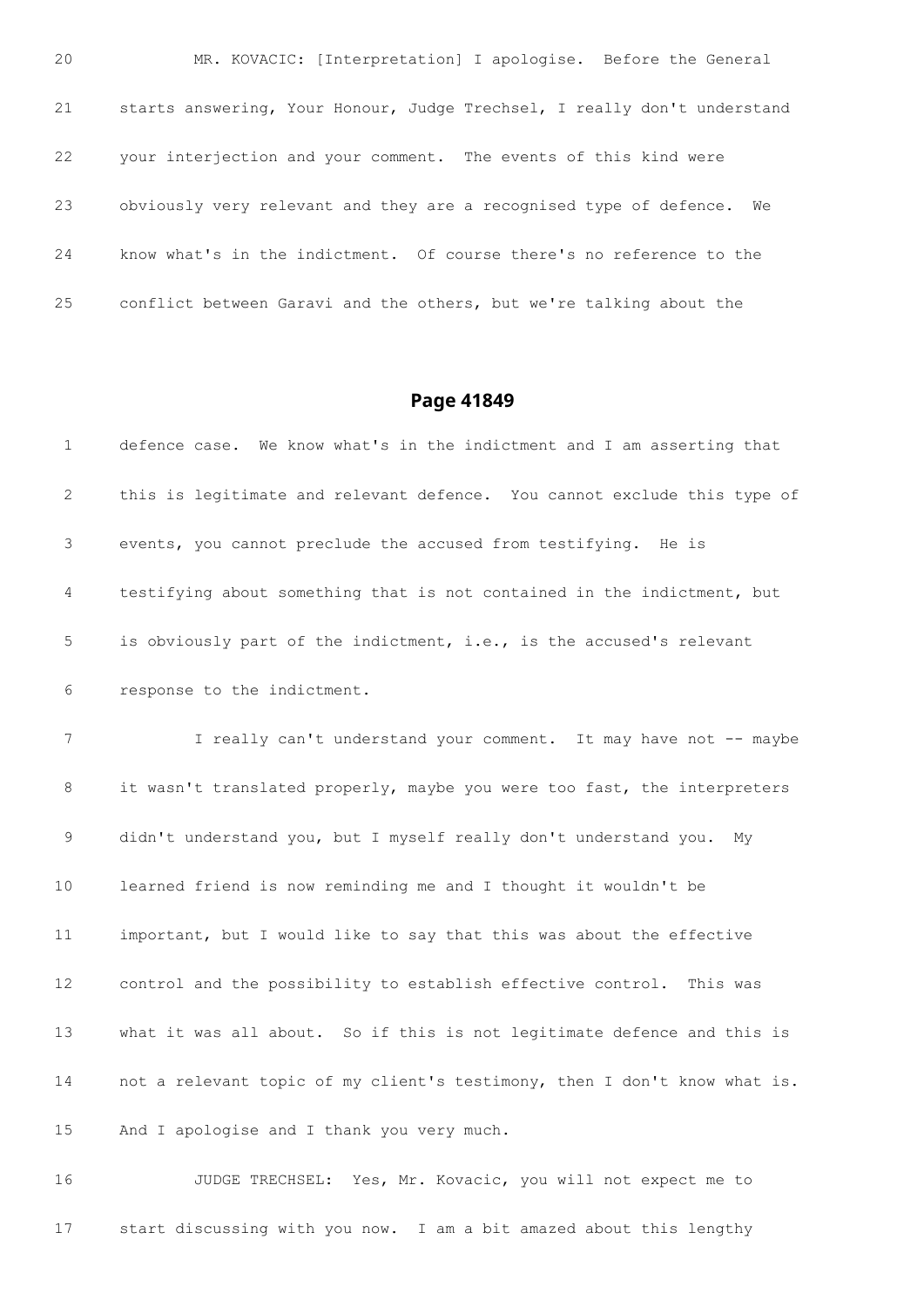20 MR. KOVACIC: [Interpretation] I apologise. Before the General

21 starts answering, Your Honour, Judge Trechsel, I really don't understand

22 your interjection and your comment. The events of this kind were

23 obviously very relevant and they are a recognised type of defence. We

24 know what's in the indictment. Of course there's no reference to the

25 conflict between Garavi and the others, but we're talking about the

## Page 41849

1 defence case. We know what's in the indictment and I am asserting that

2 this is legitimate and relevant defence. You cannot exclude this type of

3 events, you cannot preclude the accused from testifying. He is

4 testifying about something that is not contained in the indictment, but

5 is obviously part of the indictment, i.e., is the accused's relevant

6 response to the indictment.

7 I really can't understand your comment. It may have not -- maybe

8 it wasn't translated properly, maybe you were too fast, the interpreters

9 didn't understand you, but I myself really don't understand you. My

10 learned friend is now reminding me and I thought it wouldn't be

11 important, but I would like to say that this was about the effective

12 control and the possibility to establish effective control. This was

13 what it was all about. So if this is not legitimate defence and this is

14 not a relevant topic of my client's testimony, then I don't know what is.

15 And I apologise and I thank you very much.

16 JUDGE TRECHSEL: Yes, Mr. Kovacic, you will not expect me to

17 start discussing with you now. I am a bit amazed about this lengthy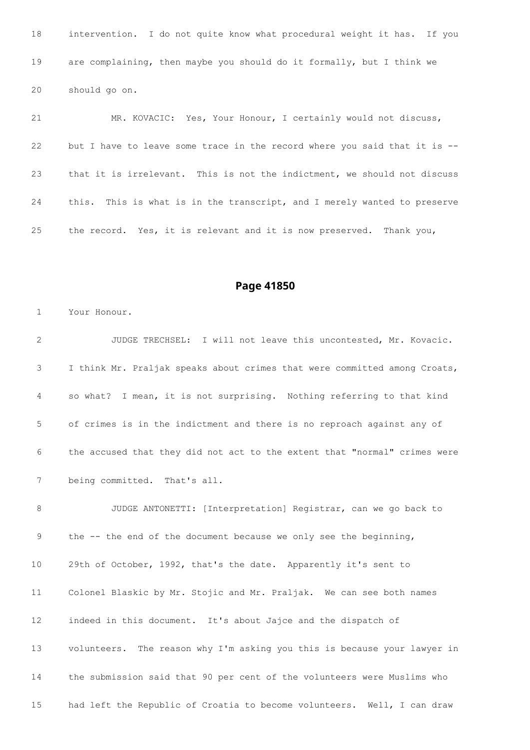18 intervention. I do not quite know what procedural weight it has. If you

19 are complaining, then maybe you should do it formally, but I think we

20 should go on.

21 MR. KOVACIC: Yes, Your Honour, I certainly would not discuss,

22 but I have to leave some trace in the record where you said that it is --

23 that it is irrelevant. This is not the indictment, we should not discuss

24 this. This is what is in the transcript, and I merely wanted to preserve

25 the record. Yes, it is relevant and it is now preserved. Thank you,

## Page 41850

1 Your Honour.

2 JUDGE TRECHSEL: I will not leave this uncontested, Mr. Kovacic.

3 I think Mr. Praljak speaks about crimes that were committed among Croats,

4 so what? I mean, it is not surprising. Nothing referring to that kind

5 of crimes is in the indictment and there is no reproach against any of

6 the accused that they did not act to the extent that "normal" crimes were

7 being committed. That's all.

8 JUDGE ANTONETTI: [Interpretation] Registrar, can we go back to

9 the -- the end of the document because we only see the beginning,

10 29th of October, 1992, that's the date. Apparently it's sent to

11 Colonel Blaskic by Mr. Stojic and Mr. Praljak. We can see both names

12 indeed in this document. It's about Jajce and the dispatch of

13 volunteers. The reason why I'm asking you this is because your lawyer in

14 the submission said that 90 per cent of the volunteers were Muslims who

15 had left the Republic of Croatia to become volunteers. Well, I can draw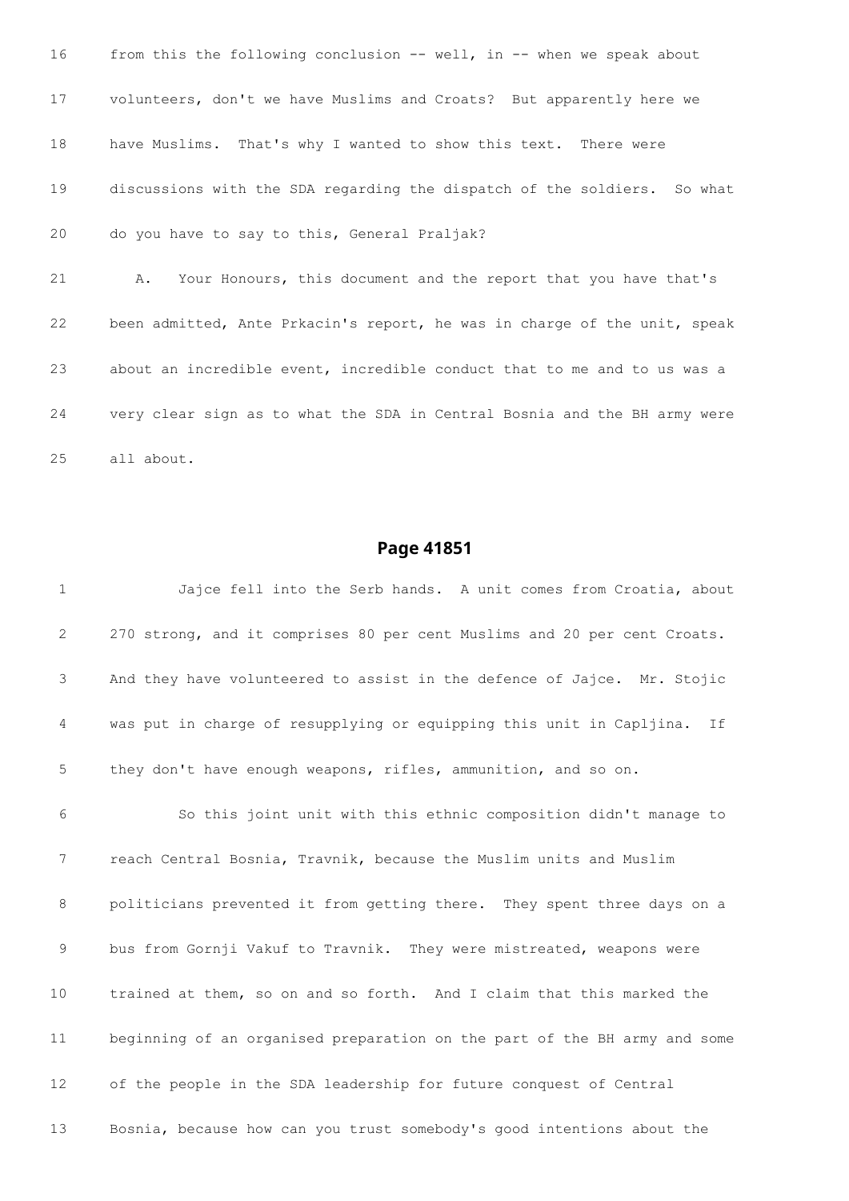16 from this the following conclusion -- well, in -- when we speak about

17 volunteers, don't we have Muslims and Croats? But apparently here we

18 have Muslims. That's why I wanted to show this text. There were

19 discussions with the SDA regarding the dispatch of the soldiers. So what

20 do you have to say to this, General Praljak?

21 A. Your Honours, this document and the report that you have that's

22 been admitted, Ante Prkacin's report, he was in charge of the unit, speak

23 about an incredible event, incredible conduct that to me and to us was a

24 very clear sign as to what the SDA in Central Bosnia and the BH army were

25 all about.

## Page 41851

1 Jajce fell into the Serb hands. A unit comes from Croatia, about

2 270 strong, and it comprises 80 per cent Muslims and 20 per cent Croats.

3 And they have volunteered to assist in the defence of Jajce. Mr. Stojic

4 was put in charge of resupplying or equipping this unit in Capljina. If

5 they don't have enough weapons, rifles, ammunition, and so on.

6 So this joint unit with this ethnic composition didn't manage to

7 reach Central Bosnia, Travnik, because the Muslim units and Muslim

8 politicians prevented it from getting there. They spent three days on a

9 bus from Gornji Vakuf to Travnik. They were mistreated, weapons were

10 trained at them, so on and so forth. And I claim that this marked the

11 beginning of an organised preparation on the part of the BH army and some

12 of the people in the SDA leadership for future conquest of Central

13 Bosnia, because how can you trust somebody's good intentions about the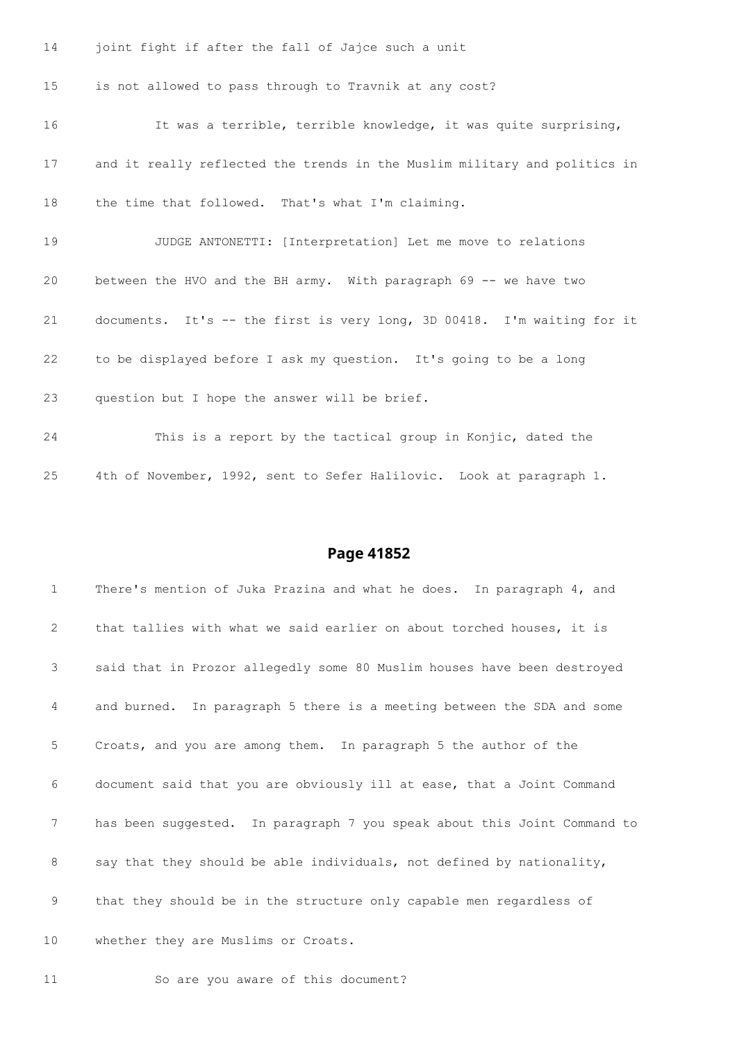14 joint fight if after the fall of Jajce such a unit

15 is not allowed to pass through to Travnik at any cost?

16 It was a terrible, terrible knowledge, it was quite surprising,

17 and it really reflected the trends in the Muslim military and politics in

18 the time that followed. That's what I'm claiming.

19 JUDGE ANTONETTI: [Interpretation] Let me move to relations

20 between the HVO and the BH army. With paragraph 69 -- we have two

21 documents. It's -- the first is very long, 3D 00418. I'm waiting for it

22 to be displayed before I ask my question. It's going to be a long

23 question but I hope the answer will be brief.

24 This is a report by the tactical group in Konjic, dated the

25 4th of November, 1992, sent to Sefer Halilovic. Look at paragraph 1.

## Page 41852

1 There's mention of Juka Prazina and what he does. In paragraph 4, and

2 that tallies with what we said earlier on about torched houses, it is

3 said that in Prozor allegedly some 80 Muslim houses have been destroyed

4 and burned. In paragraph 5 there is a meeting between the SDA and some

5 Croats, and you are among them. In paragraph 5 the author of the

6 document said that you are obviously ill at ease, that a Joint Command

7 has been suggested. In paragraph 7 you speak about this Joint Command to

8 say that they should be able individuals, not defined by nationality,

9 that they should be in the structure only capable men regardless of

10 whether they are Muslims or Croats.

11 So are you aware of this document?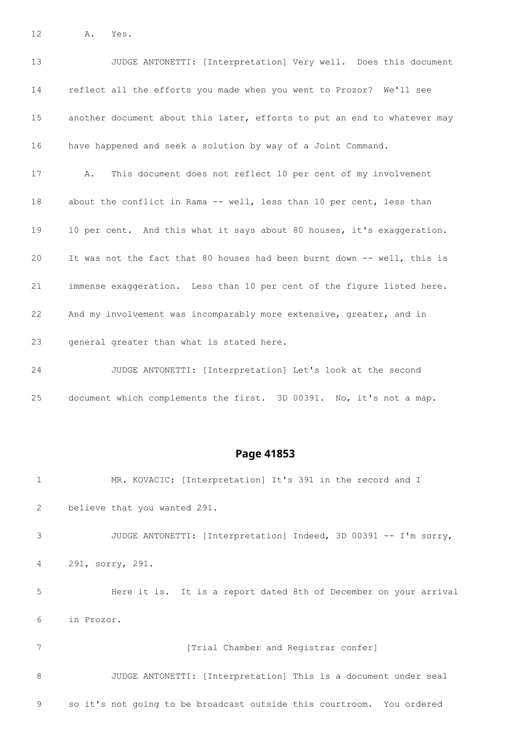12 A. Yes.

13 JUDGE ANTONETTI: [Interpretation] Very well. Does this document

14 reflect all the efforts you made when you went to Prozor? We'll see

15 another document about this later, efforts to put an end to whatever may

16 have happened and seek a solution by way of a Joint Command.

17 A. This document does not reflect 10 per cent of my involvement

18 about the conflict in Rama -- well, less than 10 per cent, less than

19 10 per cent. And this what it says about 80 houses, it's exaggeration.

20 It was not the fact that 80 houses had been burnt down -- well, this is

21 immense exaggeration. Less than 10 per cent of the figure listed here.

22 And my involvement was incomparably more extensive, greater, and in

23 general greater than what is stated here.

24 JUDGE ANTONETTI: [Interpretation] Let's look at the second

25 document which complements the first. 3D 00391. No, it's not a map.

## Page 41853

1 MR. KOVACIC: [Interpretation] It's 391 in the record and I

2 believe that you wanted 291.

3 JUDGE ANTONETTI: [Interpretation] Indeed, 3D 00391 -- I'm sorry,

4 291, sorry, 291.

5 Here it is. It is a report dated 8th of December on your arrival

6 in Prozor.

7 [Trial Chamber and Registrar confer]

8 JUDGE ANTONETTI: [Interpretation] This is a document under seal

9 so it's not going to be broadcast outside this courtroom. You ordered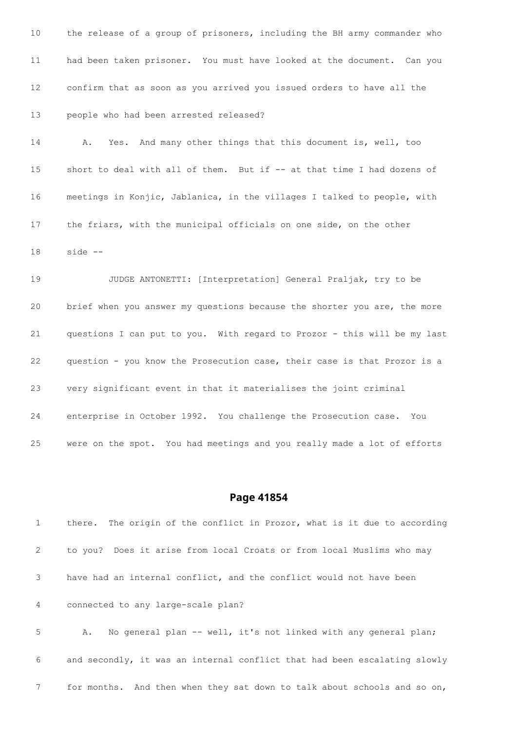10 the release of a group of prisoners, including the BH army commander who

11 had been taken prisoner. You must have looked at the document. Can you

12 confirm that as soon as you arrived you issued orders to have all the

13 people who had been arrested released?

14 A. Yes. And many other things that this document is, well, too

15 short to deal with all of them. But if -- at that time I had dozens of

16 meetings in Konjic, Jablanica, in the villages I talked to people, with

17 the friars, with the municipal officials on one side, on the other

18 side --

19 JUDGE ANTONETTI: [Interpretation] General Praljak, try to be

20 brief when you answer my questions because the shorter you are, the more

21 questions I can put to you. With regard to Prozor - this will be my last

22 question - you know the Prosecution case, their case is that Prozor is a

23 very significant event in that it materialises the joint criminal

24 enterprise in October 1992. You challenge the Prosecution case. You

25 were on the spot. You had meetings and you really made a lot of efforts

## Page 41854

1 there. The origin of the conflict in Prozor, what is it due to according

2 to you? Does it arise from local Croats or from local Muslims who may

3 have had an internal conflict, and the conflict would not have been

4 connected to any large-scale plan?

5 A. No general plan -- well, it's not linked with any general plan;

6 and secondly, it was an internal conflict that had been escalating slowly

7 for months. And then when they sat down to talk about schools and so on,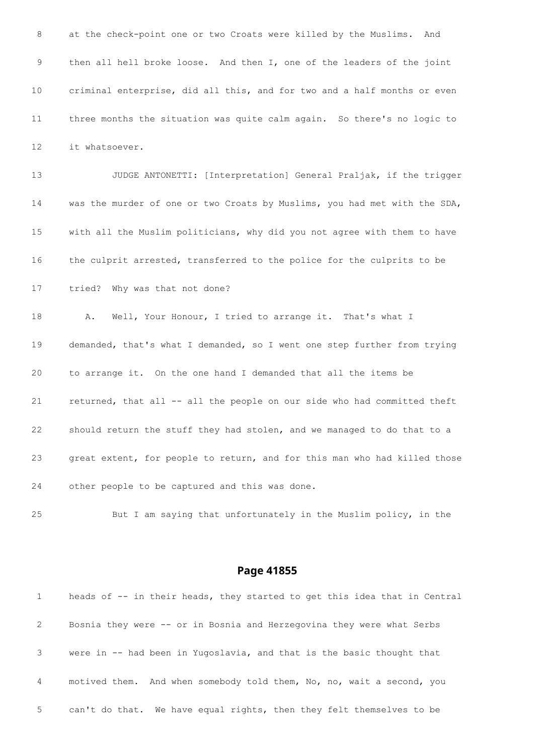8 at the check-point one or two Croats were killed by the Muslims. And

9 then all hell broke loose. And then I, one of the leaders of the joint

10 criminal enterprise, did all this, and for two and a half months or even

11 three months the situation was quite calm again. So there's no logic to

12 it whatsoever.

13 JUDGE ANTONETTI: [Interpretation] General Praljak, if the trigger

14 was the murder of one or two Croats by Muslims, you had met with the SDA,

15 with all the Muslim politicians, why did you not agree with them to have

16 the culprit arrested, transferred to the police for the culprits to be

17 tried? Why was that not done?

18 A. Well, Your Honour, I tried to arrange it. That's what I

19 demanded, that's what I demanded, so I went one step further from trying

20 to arrange it. On the one hand I demanded that all the items be

21 returned, that all -- all the people on our side who had committed theft

22 should return the stuff they had stolen, and we managed to do that to a

23 great extent, for people to return, and for this man who had killed those

24 other people to be captured and this was done.

25 But I am saying that unfortunately in the Muslim policy, in the

## Page 41855

1 heads of -- in their heads, they started to get this idea that in Central

2 Bosnia they were -- or in Bosnia and Herzegovina they were what Serbs

3 were in -- had been in Yugoslavia, and that is the basic thought that

4 motived them. And when somebody told them, No, no, wait a second, you

5 can't do that. We have equal rights, then they felt themselves to be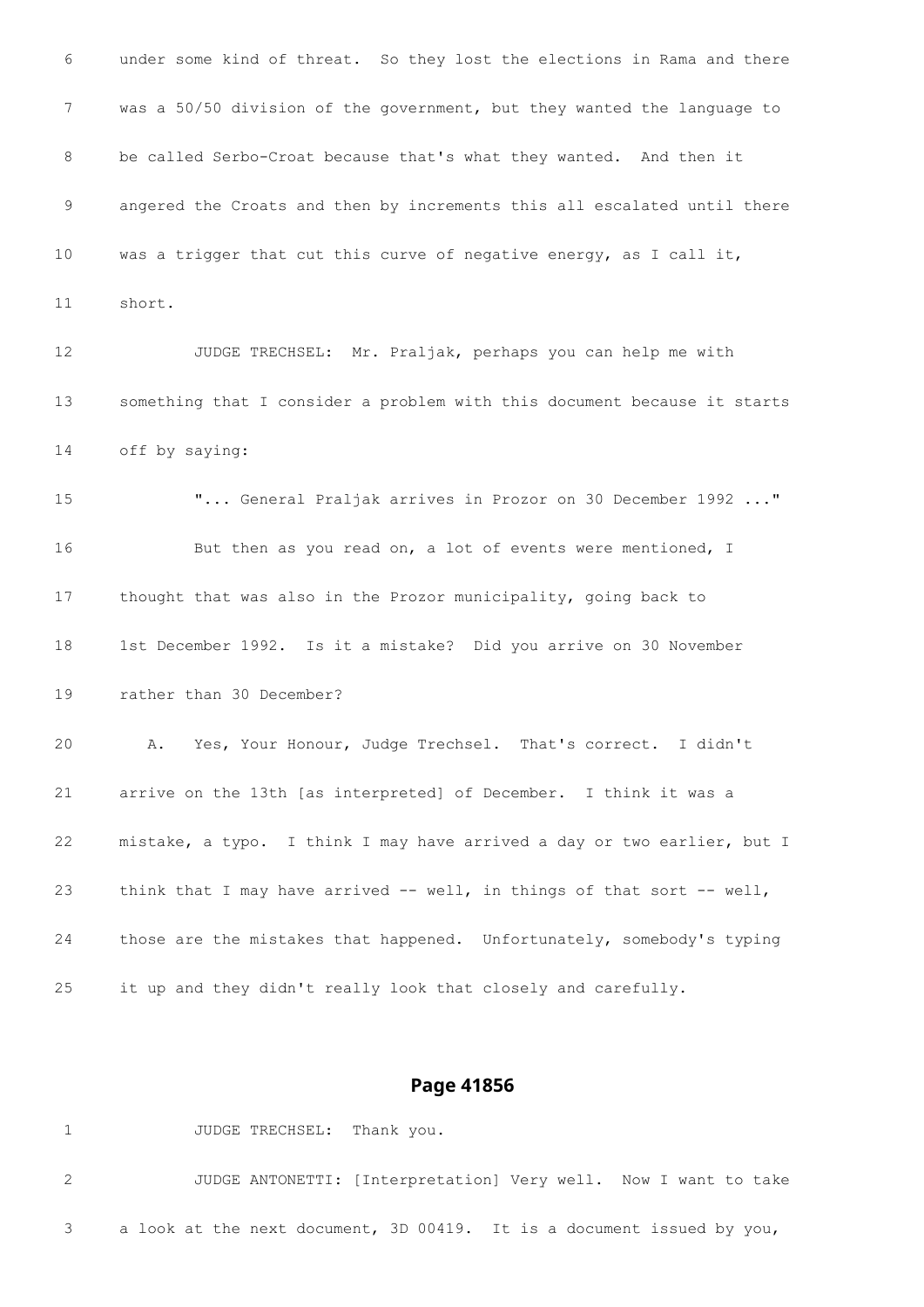6 under some kind of threat. So they lost the elections in Rama and there

7 was a 50/50 division of the government, but they wanted the language to

8 be called Serbo-Croat because that's what they wanted. And then it

9 angered the Croats and then by increments this all escalated until there

10 was a trigger that cut this curve of negative energy, as I call it,

11 short.

12 JUDGE TRECHSEL: Mr. Praljak, perhaps you can help me with

13 something that I consider a problem with this document because it starts

14 off by saying:

15 "... General Praljak arrives in Prozor on 30 December 1992 ..."

16 But then as you read on, a lot of events were mentioned, I

17 thought that was also in the Prozor municipality, going back to

18 1st December 1992. Is it a mistake? Did you arrive on 30 November

19 rather than 30 December?

20 A. Yes, Your Honour, Judge Trechsel. That's correct. I didn't

21 arrive on the 13th [as interpreted] of December. I think it was a

22 mistake, a typo. I think I may have arrived a day or two earlier, but I

23 think that I may have arrived -- well, in things of that sort -- well,

24 those are the mistakes that happened. Unfortunately, somebody's typing

25 it up and they didn't really look that closely and carefully.

## Page 41856

1 JUDGE TRECHSEL: Thank you.

2 JUDGE ANTONETTI: [Interpretation] Very well. Now I want to take

3 a look at the next document, 3D 00419. It is a document issued by you,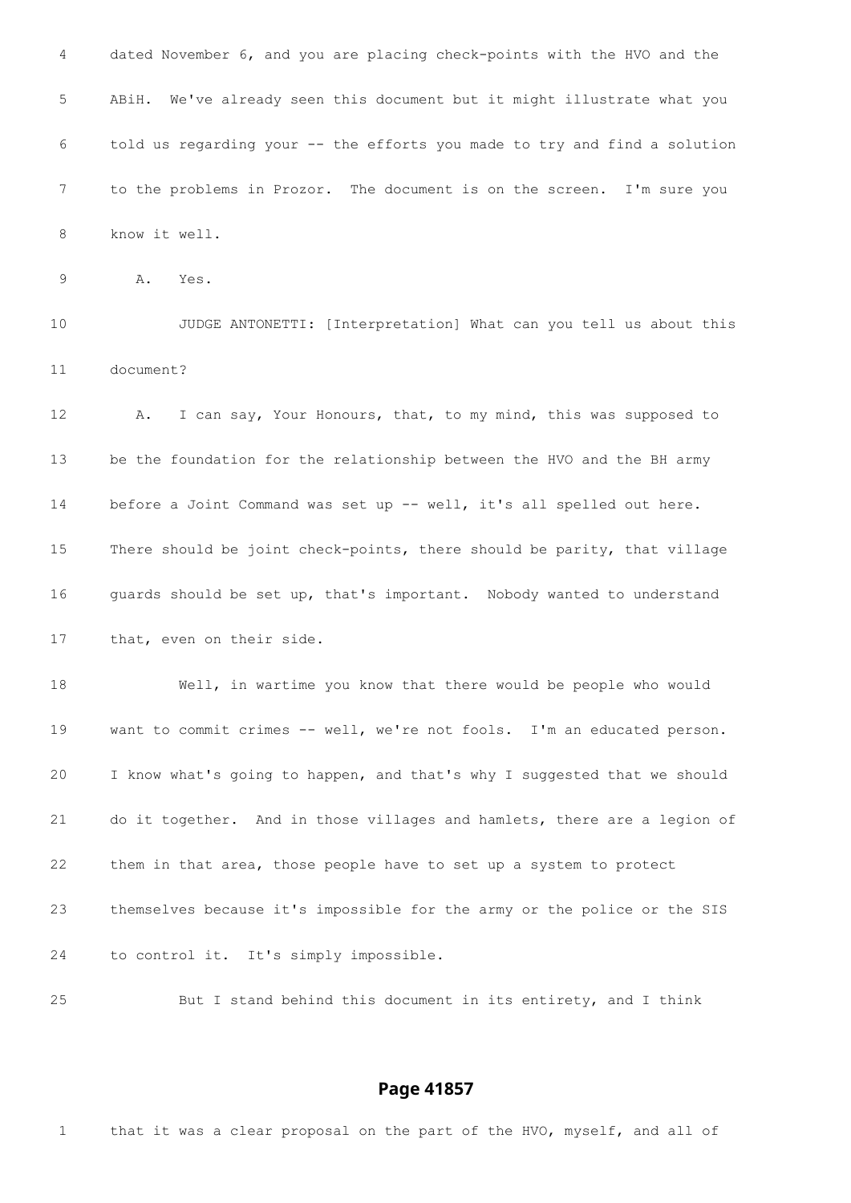dated November 6, and you are placing check-points with the HVO and the ABiH. We've already seen this document but it might illustrate what you told us regarding your -- the efforts you made to try and find a solution to the problems in Prozor. The document is on the screen. I'm sure you know it well.

A. Yes.

JUDGE ANTONETTI: [Interpretation] What can you tell us about this document?

A. I can say, Your Honours, that, to my mind, this was supposed to be the foundation for the relationship between the HVO and the BH army before a Joint Command was set up -- well, it's all spelled out here. There should be joint check-points, there should be parity, that village guards should be set up, that's important. Nobody wanted to understand that, even on their side.

Well, in wartime you know that there would be people who would want to commit crimes -- well, we're not fools. I'm an educated person. I know what's going to happen, and that's why I suggested that we should do it together. And in those villages and hamlets, there are a legion of them in that area, those people have to set up a system to protect themselves because it's impossible for the army or the police or the SIS to control it. It's simply impossible.

But I stand behind this document in its entirety, and I think

## Page 41857

that it was a clear proposal on the part of the HVO, myself, and all of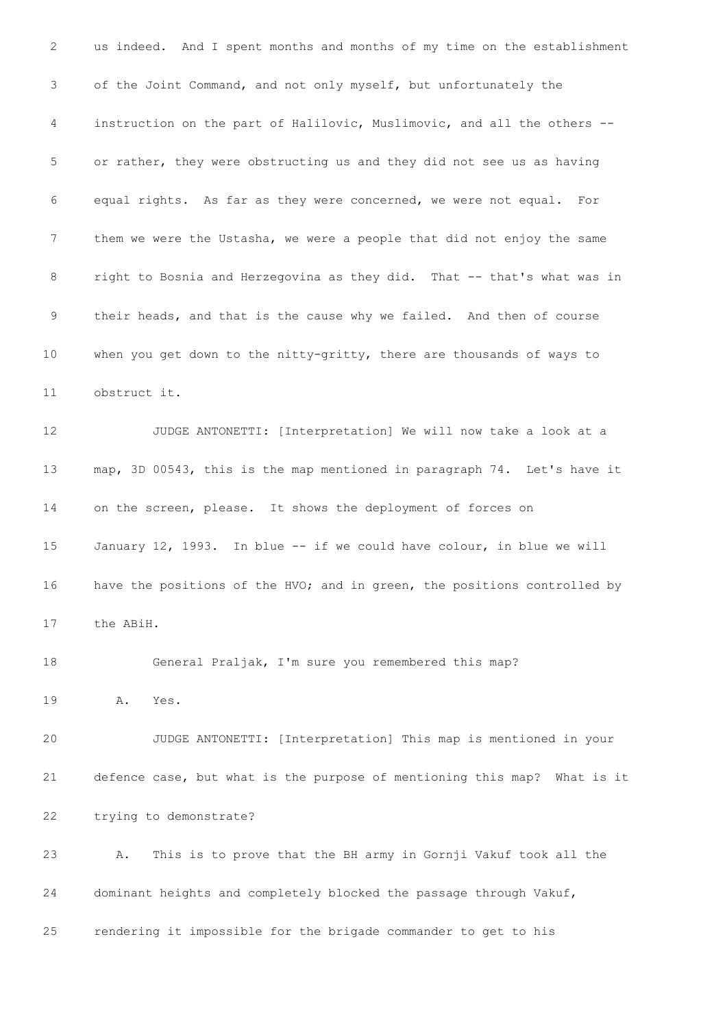us indeed. And I spent months and months of my time on the establishment of the Joint Command, and not only myself, but unfortunately the instruction on the part of Halilovic, Muslimovic, and all the others -- or rather, they were obstructing us and they did not see us as having equal rights. As far as they were concerned, we were not equal. For them we were the Ustasha, we were a people that did not enjoy the same right to Bosnia and Herzegovina as they did. That -- that's what was in their heads, and that is the cause why we failed. And then of course when you get down to the nitty-gritty, there are thousands of ways to obstruct it.

JUDGE ANTONETTI: [Interpretation] We will now take a look at a map, 3D 00543, this is the map mentioned in paragraph 74. Let's have it on the screen, please. It shows the deployment of forces on January 12, 1993. In blue -- if we could have colour, in blue we will have the positions of the HVO; and in green, the positions controlled by the ABiH.

General Praljak, I'm sure you remembered this map?

A. Yes.

JUDGE ANTONETTI: [Interpretation] This map is mentioned in your defence case, but what is the purpose of mentioning this map? What is it trying to demonstrate?

A. This is to prove that the BH army in Gornji Vakuf took all the dominant heights and completely blocked the passage through Vakuf, rendering it impossible for the brigade commander to get to his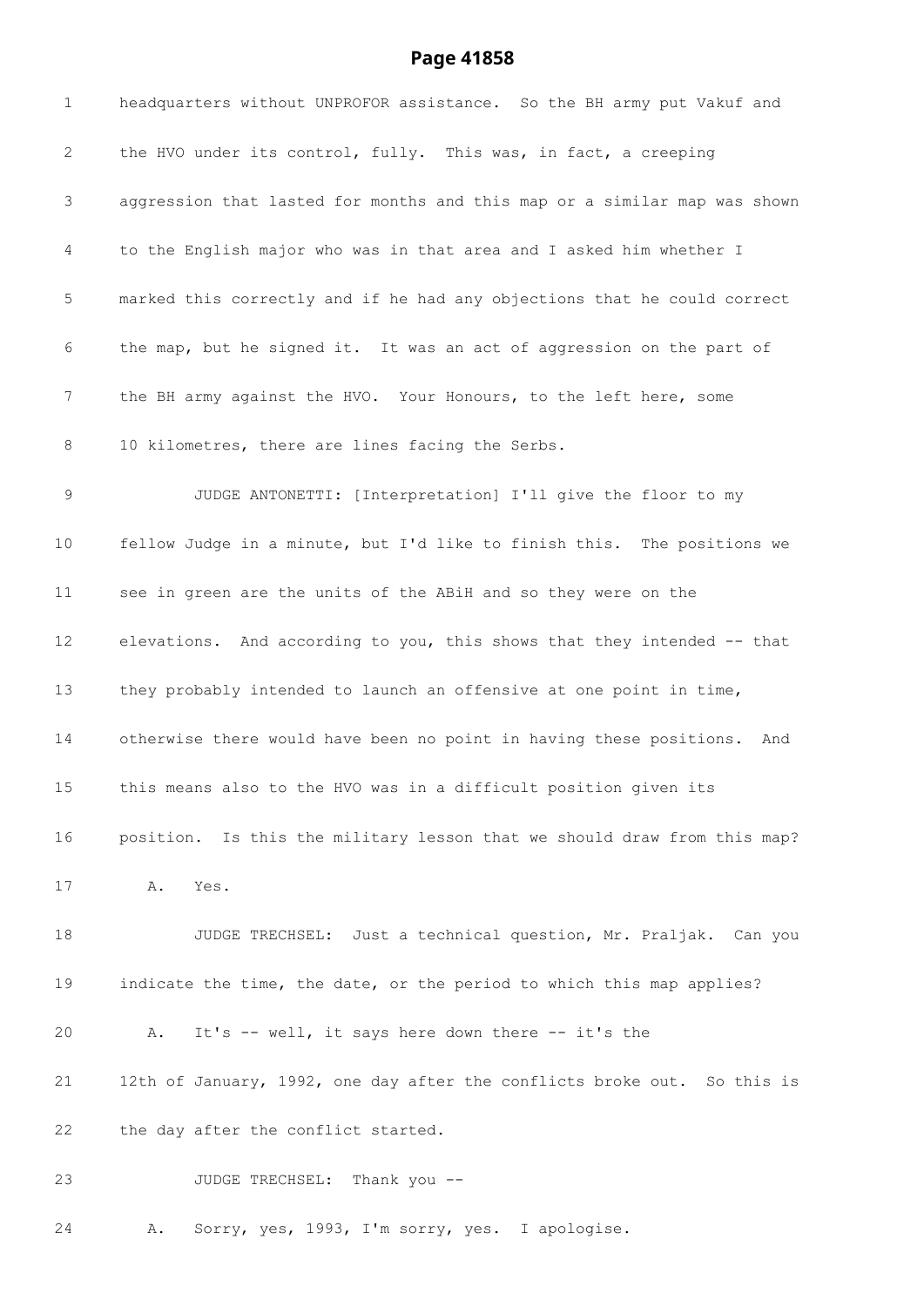headquarters without UNPROFOR assistance. So the BH army put Vakuf and the HVO under its control, fully. This was, in fact, a creeping aggression that lasted for months and this map or a similar map was shown to the English major who was in that area and I asked him whether I marked this correctly and if he had any objections that he could correct the map, but he signed it. It was an act of aggression on the part of the BH army against the HVO. Your Honours, to the left here, some 10 kilometres, there are lines facing the Serbs.

JUDGE ANTONETTI: [Interpretation] I'll give the floor to my fellow Judge in a minute, but I'd like to finish this. The positions we see in green are the units of the ABiH and so they were on the elevations. And according to you, this shows that they intended -- that they probably intended to launch an offensive at one point in time, otherwise there would have been no point in having these positions. And this means also to the HVO was in a difficult position given its position. Is this the military lesson that we should draw from this map?

A. Yes.

JUDGE TRECHSEL: Just a technical question, Mr. Praljak. Can you indicate the time, the date, or the period to which this map applies?

A. It's -- well, it says here down there -- it's the 12th of January, 1992, one day after the conflicts broke out. So this is the day after the conflict started.

JUDGE TRECHSEL: Thank you --

A. Sorry, yes, 1993, I'm sorry, yes. I apologise.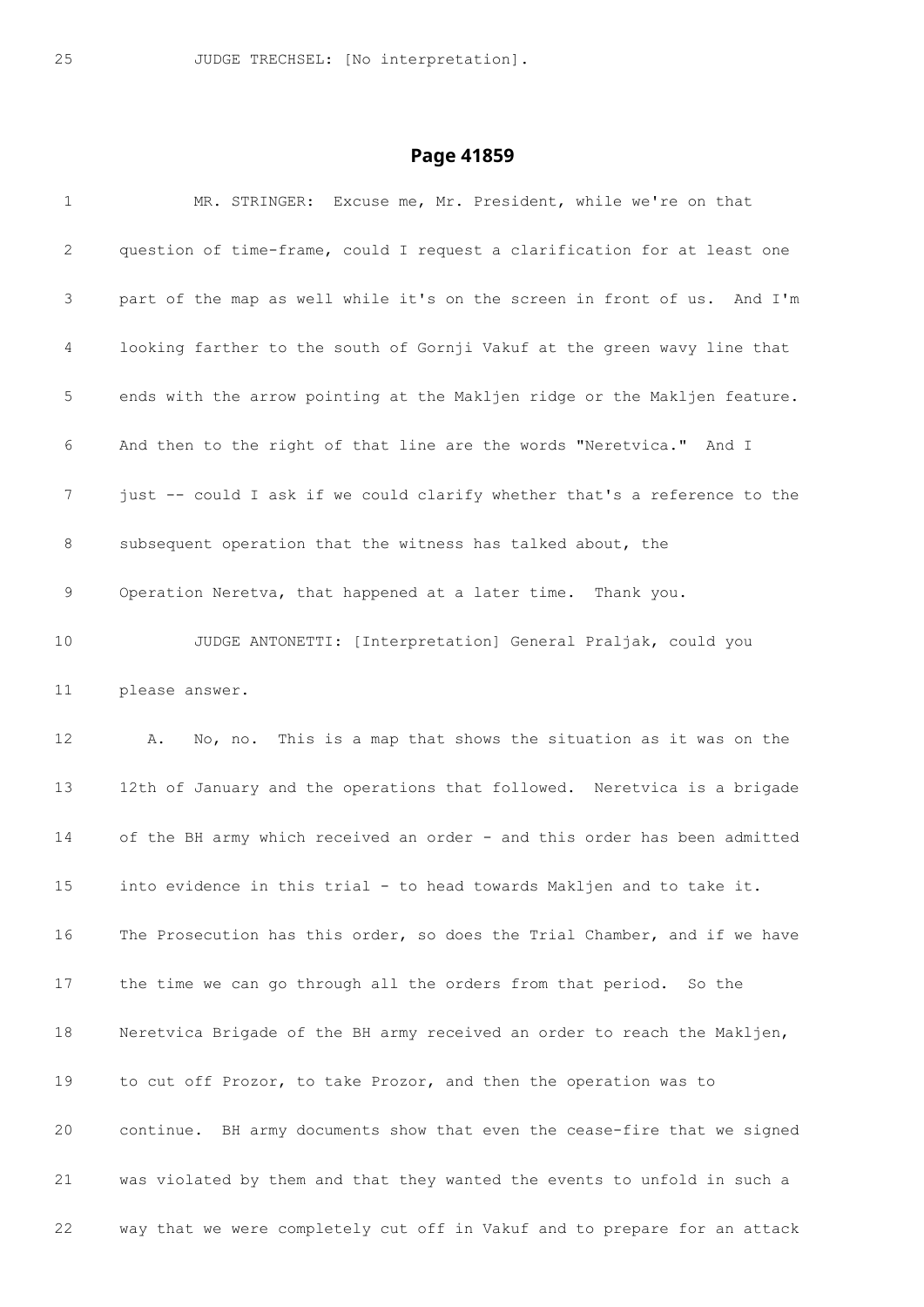25 JUDGE TRECHSEL: [No interpretation].

## Page 41859

1 MR. STRINGER: Excuse me, Mr. President, while we're on that
2 question of time-frame, could I request a clarification for at least one
3 part of the map as well while it's on the screen in front of us. And I'm
4 looking farther to the south of Gornji Vakuf at the green wavy line that
5 ends with the arrow pointing at the Makljen ridge or the Makljen feature.
6 And then to the right of that line are the words "Neretvica." And I
7 just -- could I ask if we could clarify whether that's a reference to the
8 subsequent operation that the witness has talked about, the
9 Operation Neretva, that happened at a later time. Thank you.
10 JUDGE ANTONETTI: [Interpretation] General Praljak, could you
11 please answer.
12 A. No, no. This is a map that shows the situation as it was on the
13 12th of January and the operations that followed. Neretvica is a brigade
14 of the BH army which received an order - and this order has been admitted
15 into evidence in this trial - to head towards Makljen and to take it.
16 The Prosecution has this order, so does the Trial Chamber, and if we have
17 the time we can go through all the orders from that period. So the
18 Neretvica Brigade of the BH army received an order to reach the Makljen,
19 to cut off Prozor, to take Prozor, and then the operation was to
20 continue. BH army documents show that even the cease-fire that we signed
21 was violated by them and that they wanted the events to unfold in such a
22 way that we were completely cut off in Vakuf and to prepare for an attack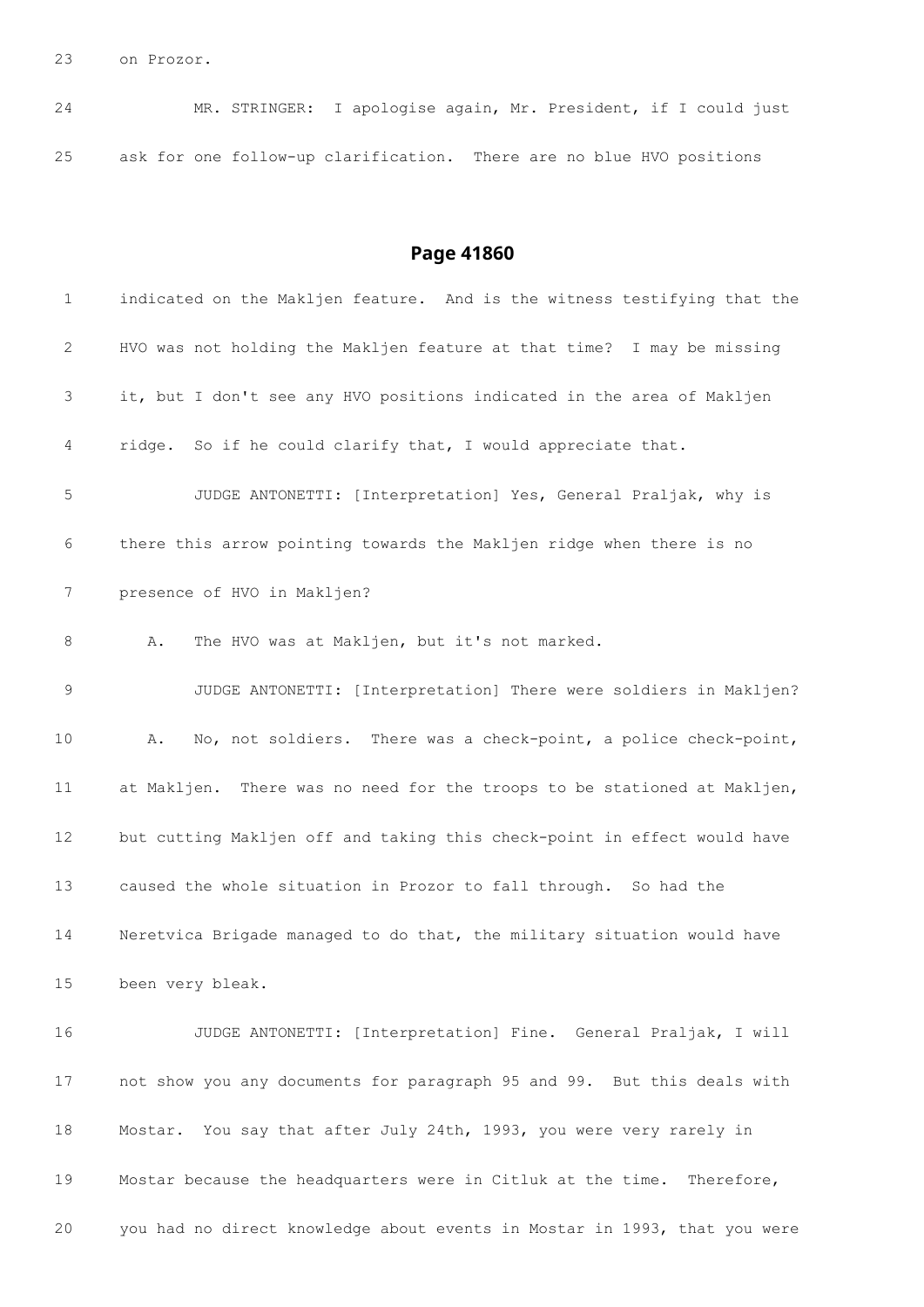23 on Prozor.

24 MR. STRINGER: I apologise again, Mr. President, if I could just

25 ask for one follow-up clarification. There are no blue HVO positions

## Page 41860

1 indicated on the Makljen feature. And is the witness testifying that the

2 HVO was not holding the Makljen feature at that time? I may be missing

3 it, but I don't see any HVO positions indicated in the area of Makljen

4 ridge. So if he could clarify that, I would appreciate that.

5 JUDGE ANTONETTI: [Interpretation] Yes, General Praljak, why is

6 there this arrow pointing towards the Makljen ridge when there is no

7 presence of HVO in Makljen?

8 A. The HVO was at Makljen, but it's not marked.

9 JUDGE ANTONETTI: [Interpretation] There were soldiers in Makljen?

10 A. No, not soldiers. There was a check-point, a police check-point,

11 at Makljen. There was no need for the troops to be stationed at Makljen,

12 but cutting Makljen off and taking this check-point in effect would have

13 caused the whole situation in Prozor to fall through. So had the

14 Neretvica Brigade managed to do that, the military situation would have

15 been very bleak.

16 JUDGE ANTONETTI: [Interpretation] Fine. General Praljak, I will

17 not show you any documents for paragraph 95 and 99. But this deals with

18 Mostar. You say that after July 24th, 1993, you were very rarely in

19 Mostar because the headquarters were in Citluk at the time. Therefore,

20 you had no direct knowledge about events in Mostar in 1993, that you were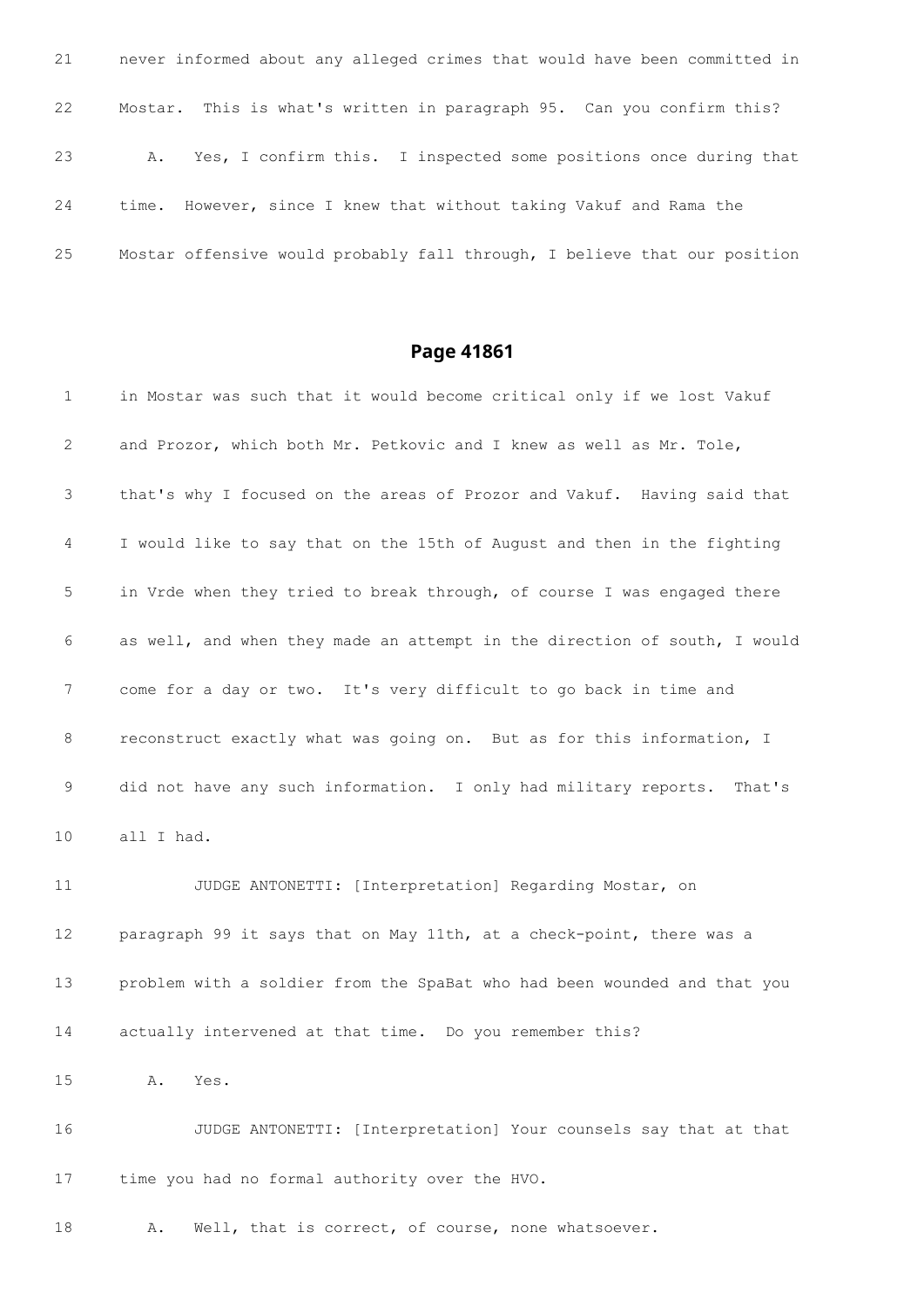21 never informed about any alleged crimes that would have been committed in

22 Mostar. This is what's written in paragraph 95. Can you confirm this?

23 A. Yes, I confirm this. I inspected some positions once during that

24 time. However, since I knew that without taking Vakuf and Rama the

25 Mostar offensive would probably fall through, I believe that our position

## Page 41861

1 in Mostar was such that it would become critical only if we lost Vakuf

2 and Prozor, which both Mr. Petkovic and I knew as well as Mr. Tole,

3 that's why I focused on the areas of Prozor and Vakuf. Having said that

4 I would like to say that on the 15th of August and then in the fighting

5 in Vrde when they tried to break through, of course I was engaged there

6 as well, and when they made an attempt in the direction of south, I would

7 come for a day or two. It's very difficult to go back in time and

8 reconstruct exactly what was going on. But as for this information, I

9 did not have any such information. I only had military reports. That's

10 all I had.

11 JUDGE ANTONETTI: [Interpretation] Regarding Mostar, on

12 paragraph 99 it says that on May 11th, at a check-point, there was a

13 problem with a soldier from the SpaBat who had been wounded and that you

14 actually intervened at that time. Do you remember this?

15 A. Yes.

16 JUDGE ANTONETTI: [Interpretation] Your counsels say that at that

17 time you had no formal authority over the HVO.

18 A. Well, that is correct, of course, none whatsoever.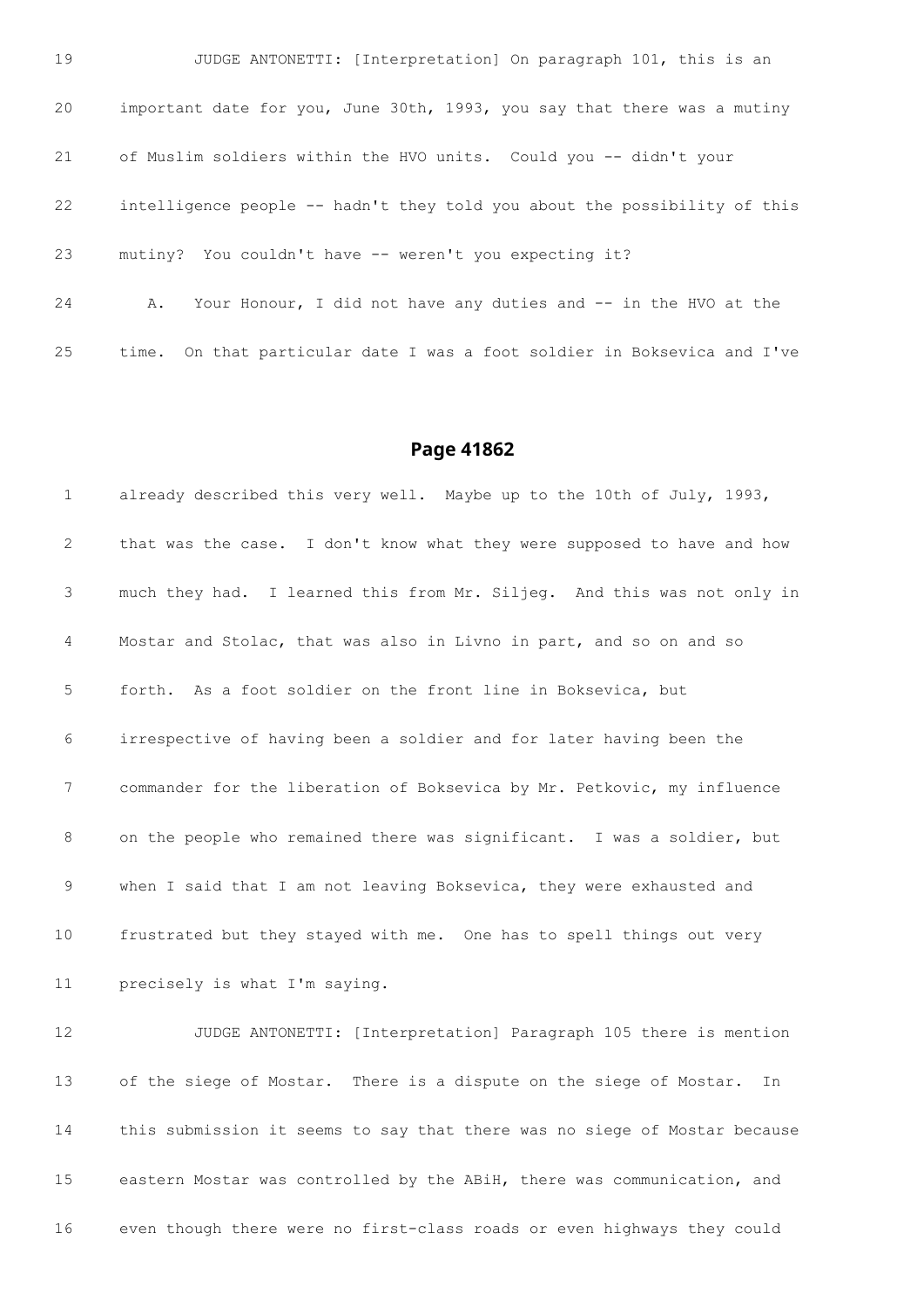19 JUDGE ANTONETTI: [Interpretation] On paragraph 101, this is an

20 important date for you, June 30th, 1993, you say that there was a mutiny

21 of Muslim soldiers within the HVO units. Could you -- didn't your

22 intelligence people -- hadn't they told you about the possibility of this

23 mutiny? You couldn't have -- weren't you expecting it?

24 A. Your Honour, I did not have any duties and -- in the HVO at the

25 time. On that particular date I was a foot soldier in Boksevica and I've

## Page 41862

1 already described this very well. Maybe up to the 10th of July, 1993,

2 that was the case. I don't know what they were supposed to have and how

3 much they had. I learned this from Mr. Siljeg. And this was not only in

4 Mostar and Stolac, that was also in Livno in part, and so on and so

5 forth. As a foot soldier on the front line in Boksevica, but

6 irrespective of having been a soldier and for later having been the

7 commander for the liberation of Boksevica by Mr. Petkovic, my influence

8 on the people who remained there was significant. I was a soldier, but

9 when I said that I am not leaving Boksevica, they were exhausted and

10 frustrated but they stayed with me. One has to spell things out very

11 precisely is what I'm saying.

12 JUDGE ANTONETTI: [Interpretation] Paragraph 105 there is mention

13 of the siege of Mostar. There is a dispute on the siege of Mostar. In

14 this submission it seems to say that there was no siege of Mostar because

15 eastern Mostar was controlled by the ABiH, there was communication, and

16 even though there were no first-class roads or even highways they could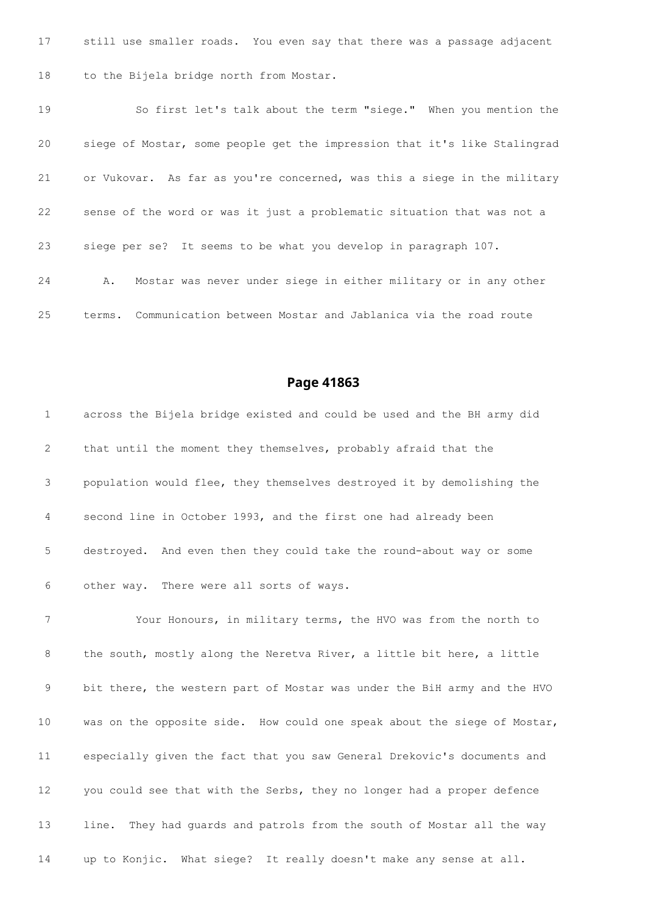17 still use smaller roads. You even say that there was a passage adjacent

18 to the Bijela bridge north from Mostar.

19 So first let's talk about the term "siege." When you mention the

20 siege of Mostar, some people get the impression that it's like Stalingrad

21 or Vukovar. As far as you're concerned, was this a siege in the military

22 sense of the word or was it just a problematic situation that was not a

23 siege per se? It seems to be what you develop in paragraph 107.

24 A. Mostar was never under siege in either military or in any other

25 terms. Communication between Mostar and Jablanica via the road route

## Page 41863

1 across the Bijela bridge existed and could be used and the BH army did

2 that until the moment they themselves, probably afraid that the

3 population would flee, they themselves destroyed it by demolishing the

4 second line in October 1993, and the first one had already been

5 destroyed. And even then they could take the round-about way or some

6 other way. There were all sorts of ways.

7 Your Honours, in military terms, the HVO was from the north to

8 the south, mostly along the Neretva River, a little bit here, a little

9 bit there, the western part of Mostar was under the BiH army and the HVO

10 was on the opposite side. How could one speak about the siege of Mostar,

11 especially given the fact that you saw General Drekovic's documents and

12 you could see that with the Serbs, they no longer had a proper defence

13 line. They had guards and patrols from the south of Mostar all the way

14 up to Konjic. What siege? It really doesn't make any sense at all.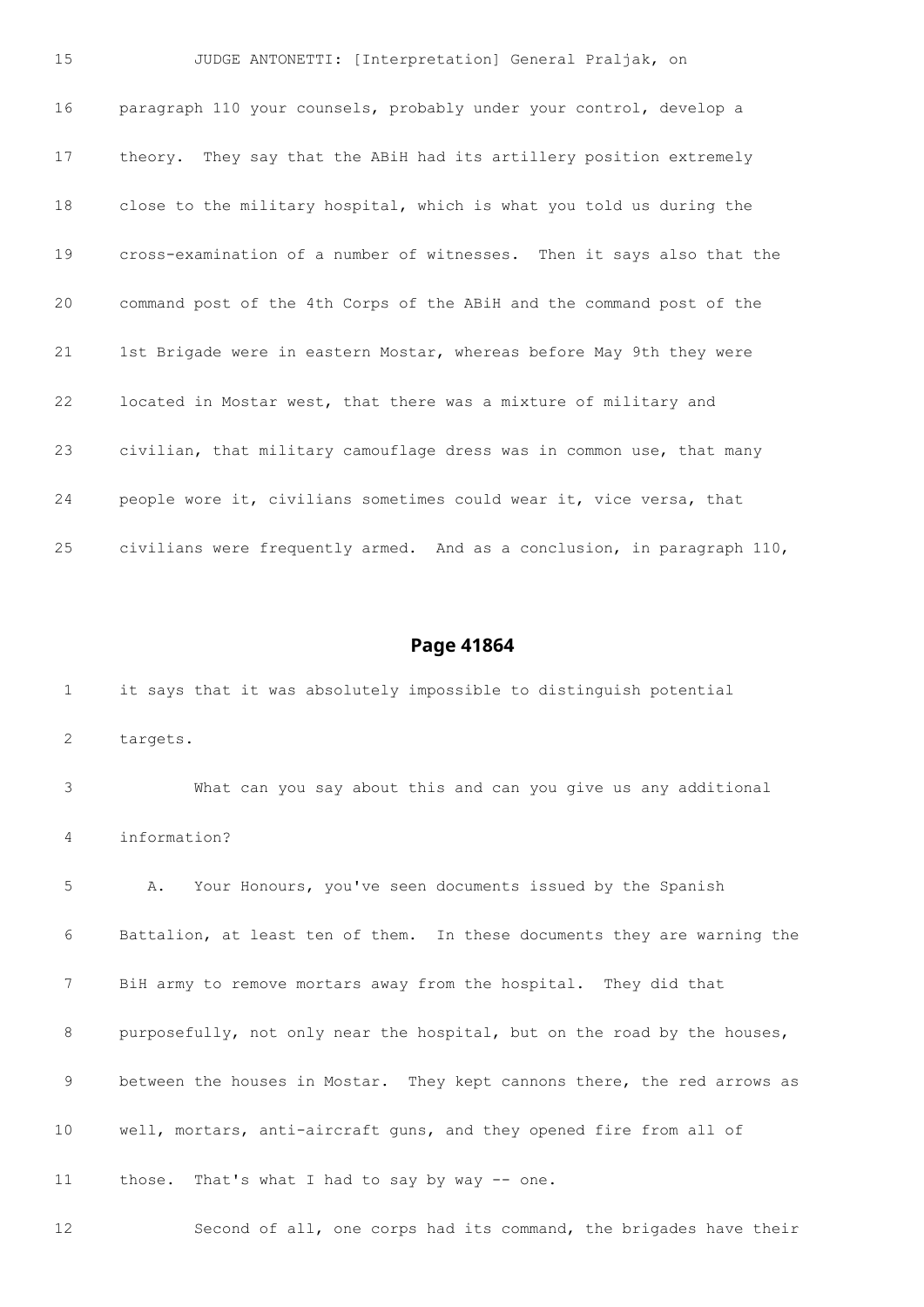15 JUDGE ANTONETTI: [Interpretation] General Praljak, on

16 paragraph 110 your counsels, probably under your control, develop a

17 theory. They say that the ABiH had its artillery position extremely

18 close to the military hospital, which is what you told us during the

19 cross-examination of a number of witnesses. Then it says also that the

20 command post of the 4th Corps of the ABiH and the command post of the

21 1st Brigade were in eastern Mostar, whereas before May 9th they were

22 located in Mostar west, that there was a mixture of military and

23 civilian, that military camouflage dress was in common use, that many

24 people wore it, civilians sometimes could wear it, vice versa, that

25 civilians were frequently armed. And as a conclusion, in paragraph 110,

## Page 41864

1 it says that it was absolutely impossible to distinguish potential

2 targets.

3 What can you say about this and can you give us any additional

4 information?

5 A. Your Honours, you've seen documents issued by the Spanish

6 Battalion, at least ten of them. In these documents they are warning the

7 BiH army to remove mortars away from the hospital. They did that

8 purposefully, not only near the hospital, but on the road by the houses,

9 between the houses in Mostar. They kept cannons there, the red arrows as

10 well, mortars, anti-aircraft guns, and they opened fire from all of

11 those. That's what I had to say by way -- one.

12 Second of all, one corps had its command, the brigades have their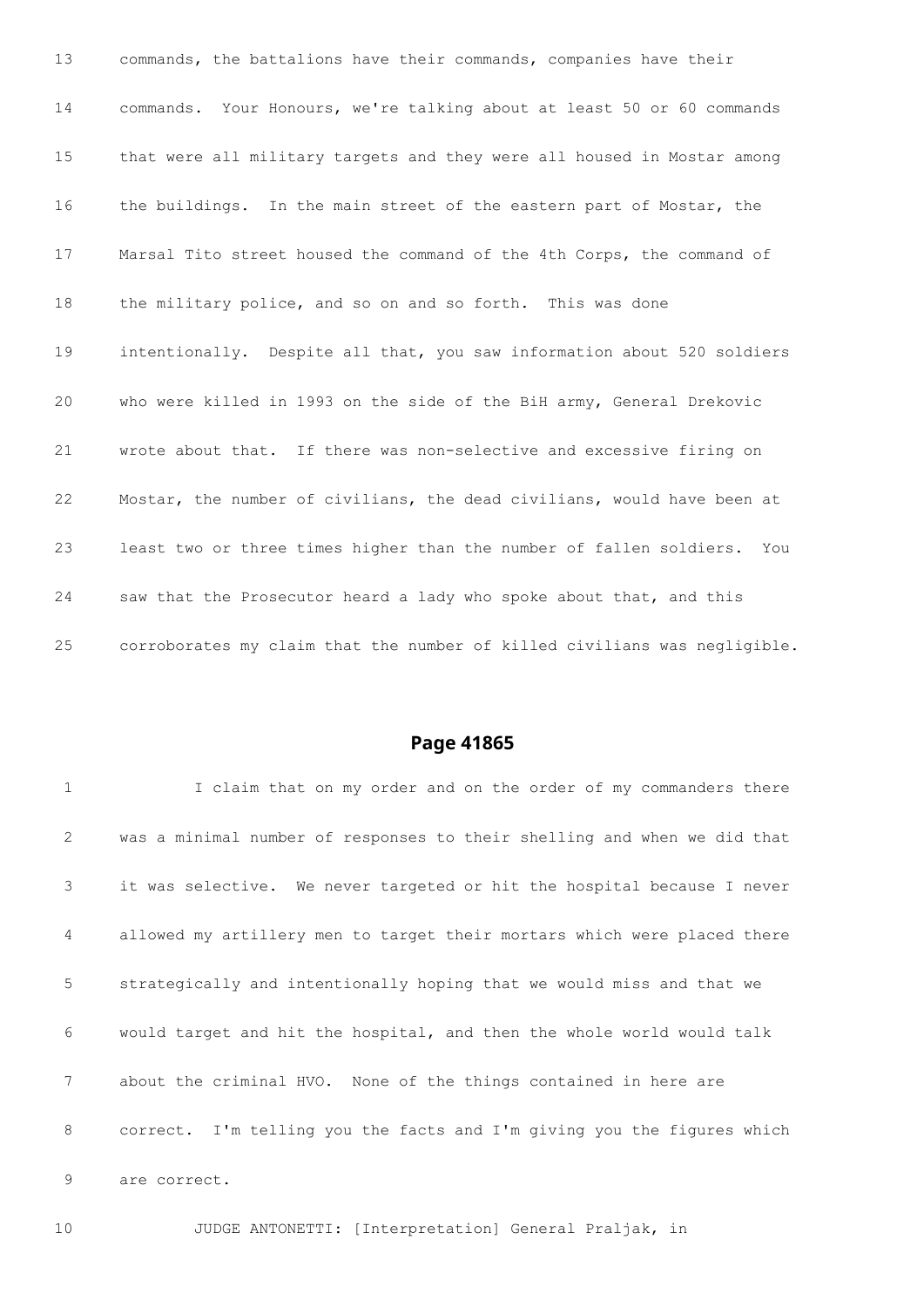13 commands, the battalions have their commands, companies have their

14 commands. Your Honours, we're talking about at least 50 or 60 commands

15 that were all military targets and they were all housed in Mostar among

16 the buildings. In the main street of the eastern part of Mostar, the

17 Marsal Tito street housed the command of the 4th Corps, the command of

18 the military police, and so on and so forth. This was done

19 intentionally. Despite all that, you saw information about 520 soldiers

20 who were killed in 1993 on the side of the BiH army, General Drekovic

21 wrote about that. If there was non-selective and excessive firing on

22 Mostar, the number of civilians, the dead civilians, would have been at

23 least two or three times higher than the number of fallen soldiers. You

24 saw that the Prosecutor heard a lady who spoke about that, and this

25 corroborates my claim that the number of killed civilians was negligible.

## Page 41865

1 I claim that on my order and on the order of my commanders there

2 was a minimal number of responses to their shelling and when we did that

3 it was selective. We never targeted or hit the hospital because I never

4 allowed my artillery men to target their mortars which were placed there

5 strategically and intentionally hoping that we would miss and that we

6 would target and hit the hospital, and then the whole world would talk

7 about the criminal HVO. None of the things contained in here are

8 correct. I'm telling you the facts and I'm giving you the figures which

9 are correct.

10 JUDGE ANTONETTI: [Interpretation] General Praljak, in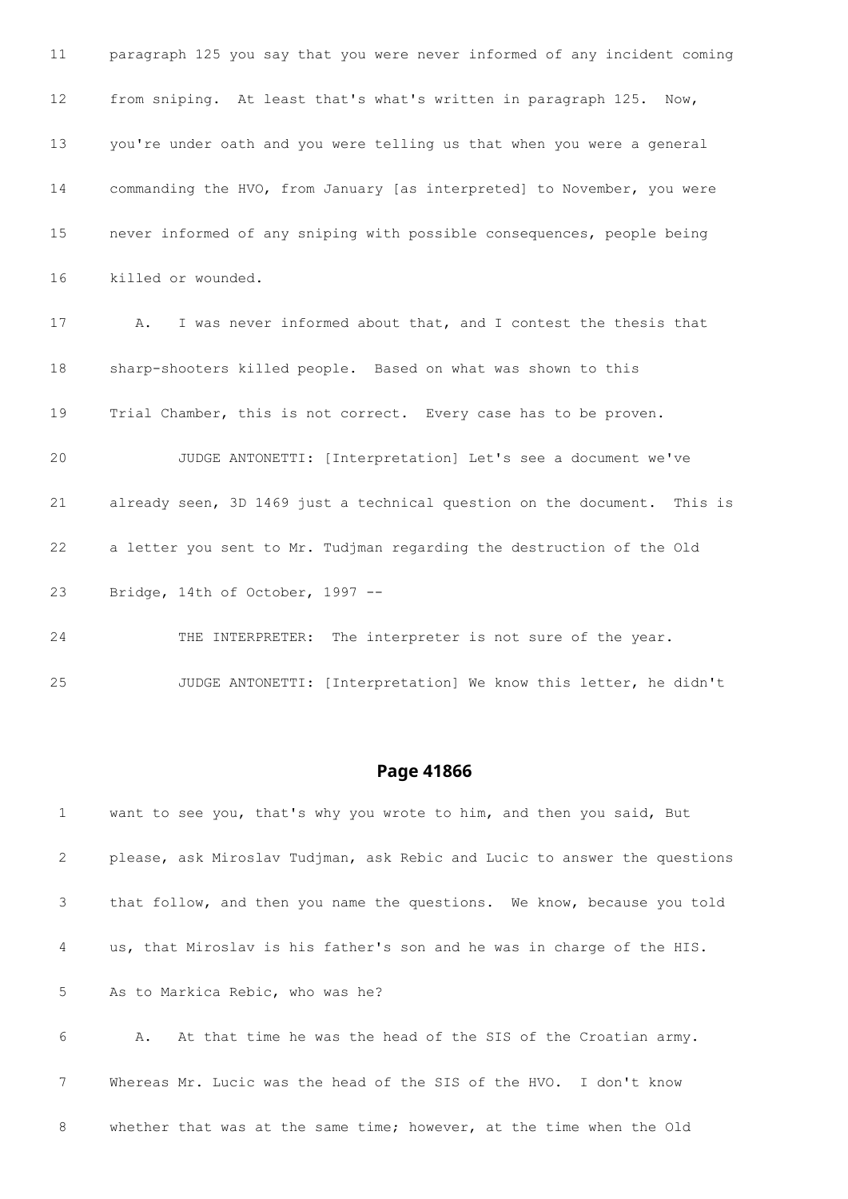11 paragraph 125 you say that you were never informed of any incident coming

12 from sniping. At least that's what's written in paragraph 125. Now,

13 you're under oath and you were telling us that when you were a general

14 commanding the HVO, from January [as interpreted] to November, you were

15 never informed of any sniping with possible consequences, people being

16 killed or wounded.

17 A. I was never informed about that, and I contest the thesis that

18 sharp-shooters killed people. Based on what was shown to this

19 Trial Chamber, this is not correct. Every case has to be proven.

20 JUDGE ANTONETTI: [Interpretation] Let's see a document we've

21 already seen, 3D 1469 just a technical question on the document. This is

22 a letter you sent to Mr. Tudjman regarding the destruction of the Old

23 Bridge, 14th of October, 1997 --

24 THE INTERPRETER: The interpreter is not sure of the year.

25 JUDGE ANTONETTI: [Interpretation] We know this letter, he didn't

## Page 41866

1 want to see you, that's why you wrote to him, and then you said, But

2 please, ask Miroslav Tudjman, ask Rebic and Lucic to answer the questions

3 that follow, and then you name the questions. We know, because you told

4 us, that Miroslav is his father's son and he was in charge of the HIS.

5 As to Markica Rebic, who was he?

6 A. At that time he was the head of the SIS of the Croatian army.

7 Whereas Mr. Lucic was the head of the SIS of the HVO. I don't know

8 whether that was at the same time; however, at the time when the Old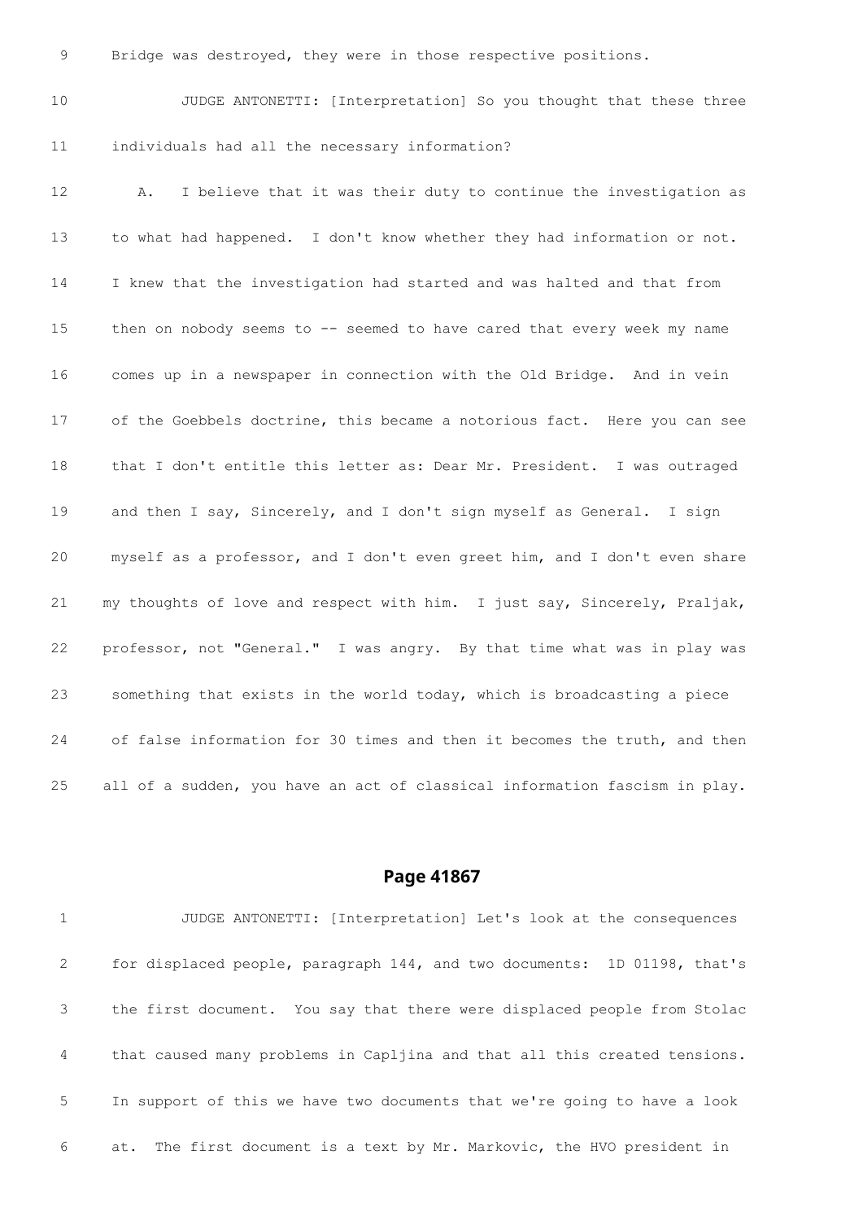9 Bridge was destroyed, they were in those respective positions.

10 JUDGE ANTONETTI: [Interpretation] So you thought that these three

11 individuals had all the necessary information?

12 A. I believe that it was their duty to continue the investigation as

13 to what had happened. I don't know whether they had information or not.

14 I knew that the investigation had started and was halted and that from

15 then on nobody seems to -- seemed to have cared that every week my name

16 comes up in a newspaper in connection with the Old Bridge. And in vein

17 of the Goebbels doctrine, this became a notorious fact. Here you can see

18 that I don't entitle this letter as: Dear Mr. President. I was outraged

19 and then I say, Sincerely, and I don't sign myself as General. I sign

20 myself as a professor, and I don't even greet him, and I don't even share

21 my thoughts of love and respect with him. I just say, Sincerely, Praljak,

22 professor, not "General." I was angry. By that time what was in play was

23 something that exists in the world today, which is broadcasting a piece

24 of false information for 30 times and then it becomes the truth, and then

25 all of a sudden, you have an act of classical information fascism in play.

## Page 41867

1 JUDGE ANTONETTI: [Interpretation] Let's look at the consequences

2 for displaced people, paragraph 144, and two documents: 1D 01198, that's

3 the first document. You say that there were displaced people from Stolac

4 that caused many problems in Capljina and that all this created tensions.

5 In support of this we have two documents that we're going to have a look

6 at. The first document is a text by Mr. Markovic, the HVO president in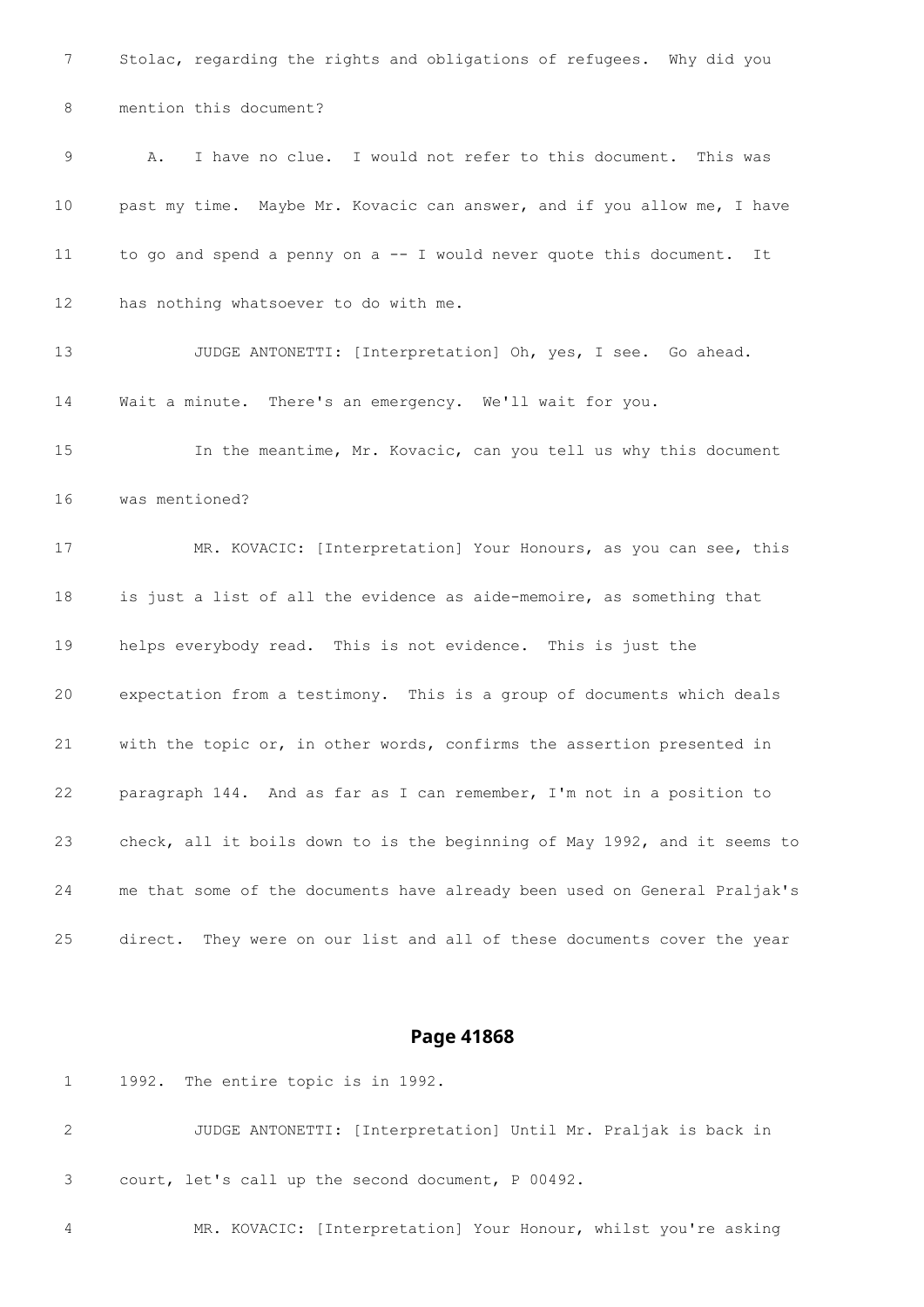7 Stolac, regarding the rights and obligations of refugees. Why did you

8 mention this document?

9 A. I have no clue. I would not refer to this document. This was

10 past my time. Maybe Mr. Kovacic can answer, and if you allow me, I have

11 to go and spend a penny on a -- I would never quote this document. It

12 has nothing whatsoever to do with me.

13 JUDGE ANTONETTI: [Interpretation] Oh, yes, I see. Go ahead.

14 Wait a minute. There's an emergency. We'll wait for you.

15 In the meantime, Mr. Kovacic, can you tell us why this document

16 was mentioned?

17 MR. KOVACIC: [Interpretation] Your Honours, as you can see, this

18 is just a list of all the evidence as aide-memoire, as something that

19 helps everybody read. This is not evidence. This is just the

20 expectation from a testimony. This is a group of documents which deals

21 with the topic or, in other words, confirms the assertion presented in

22 paragraph 144. And as far as I can remember, I'm not in a position to

23 check, all it boils down to is the beginning of May 1992, and it seems to

24 me that some of the documents have already been used on General Praljak's

25 direct. They were on our list and all of these documents cover the year

## Page 41868

1 1992. The entire topic is in 1992.

2 JUDGE ANTONETTI: [Interpretation] Until Mr. Praljak is back in

3 court, let's call up the second document, P 00492.

4 MR. KOVACIC: [Interpretation] Your Honour, whilst you're asking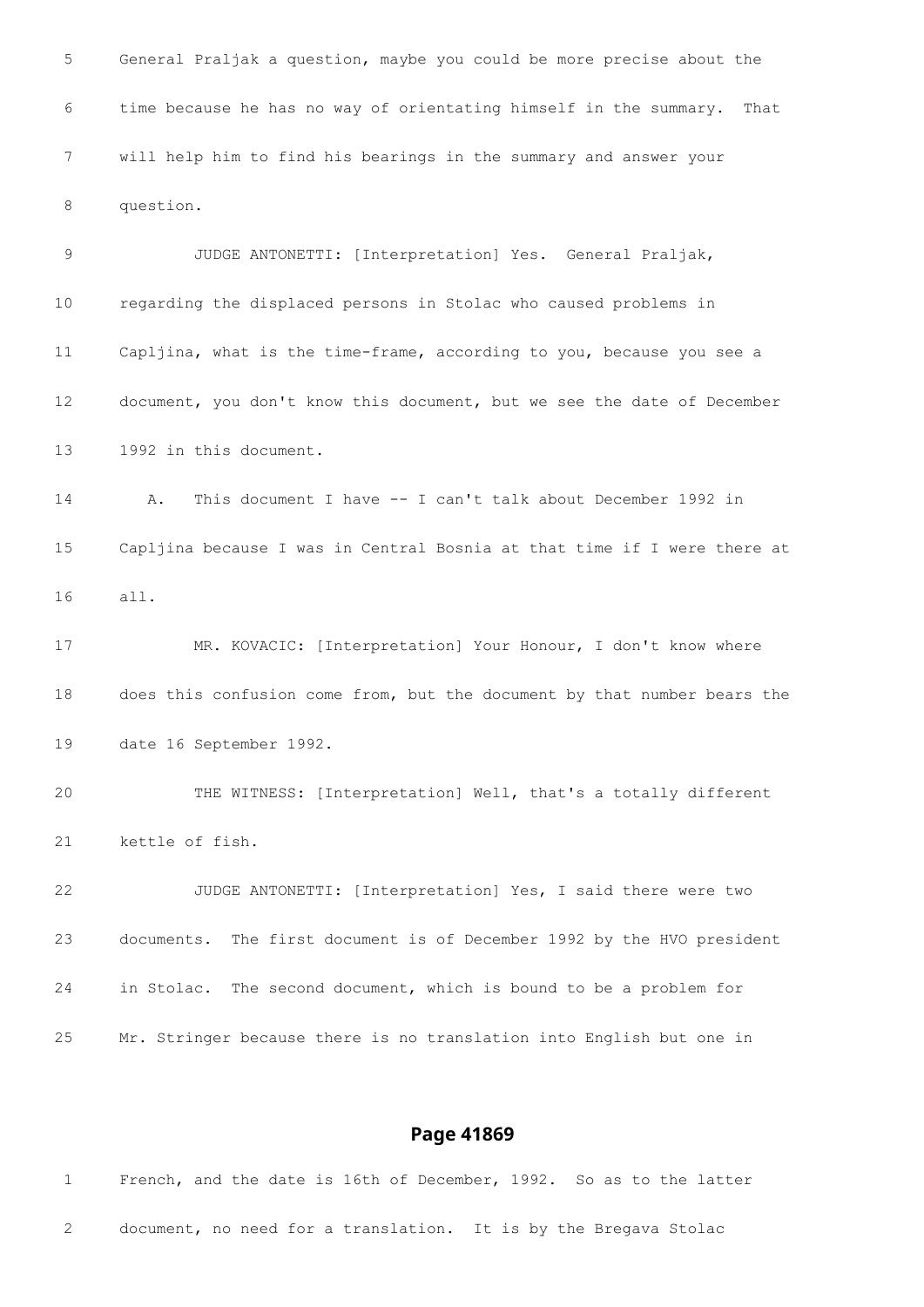5 General Praljak a question, maybe you could be more precise about the

6 time because he has no way of orientating himself in the summary. That

7 will help him to find his bearings in the summary and answer your

8 question.

9 JUDGE ANTONETTI: [Interpretation] Yes. General Praljak,

10 regarding the displaced persons in Stolac who caused problems in

11 Capljina, what is the time-frame, according to you, because you see a

12 document, you don't know this document, but we see the date of December

13 1992 in this document.

14 A. This document I have -- I can't talk about December 1992 in

15 Capljina because I was in Central Bosnia at that time if I were there at

16 all.

17 MR. KOVACIC: [Interpretation] Your Honour, I don't know where

18 does this confusion come from, but the document by that number bears the

19 date 16 September 1992.

20 THE WITNESS: [Interpretation] Well, that's a totally different

21 kettle of fish.

22 JUDGE ANTONETTI: [Interpretation] Yes, I said there were two

23 documents. The first document is of December 1992 by the HVO president

24 in Stolac. The second document, which is bound to be a problem for

25 Mr. Stringer because there is no translation into English but one in

## Page 41869

1 French, and the date is 16th of December, 1992. So as to the latter

2 document, no need for a translation. It is by the Bregava Stolac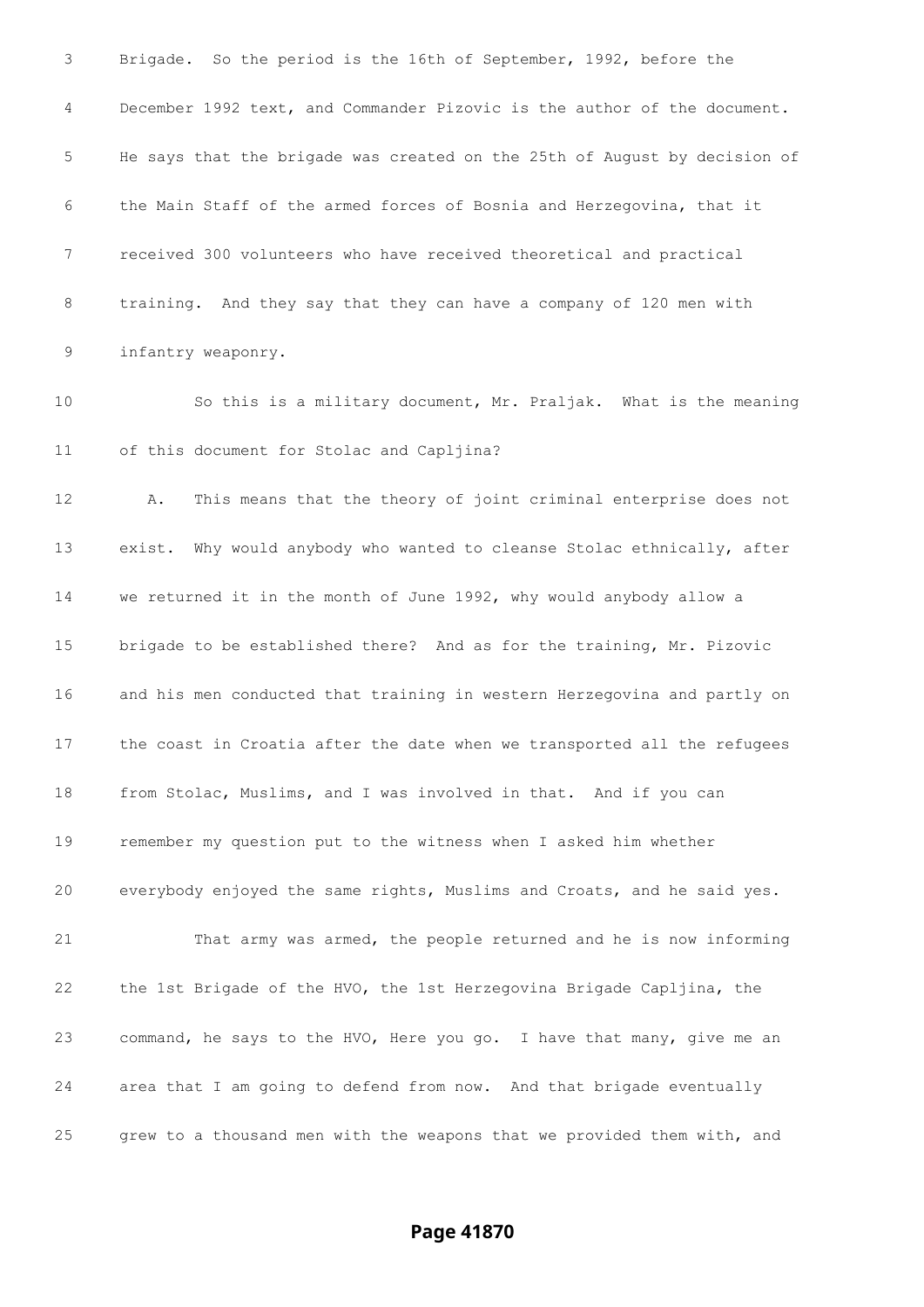Brigade. So the period is the 16th of September, 1992, before the December 1992 text, and Commander Pizovic is the author of the document. He says that the brigade was created on the 25th of August by decision of the Main Staff of the armed forces of Bosnia and Herzegovina, that it received 300 volunteers who have received theoretical and practical training. And they say that they can have a company of 120 men with infantry weaponry.

So this is a military document, Mr. Praljak. What is the meaning of this document for Stolac and Capljina?

A. This means that the theory of joint criminal enterprise does not exist. Why would anybody who wanted to cleanse Stolac ethnically, after we returned it in the month of June 1992, why would anybody allow a brigade to be established there? And as for the training, Mr. Pizovic and his men conducted that training in western Herzegovina and partly on the coast in Croatia after the date when we transported all the refugees from Stolac, Muslims, and I was involved in that. And if you can remember my question put to the witness when I asked him whether everybody enjoyed the same rights, Muslims and Croats, and he said yes.

That army was armed, the people returned and he is now informing the 1st Brigade of the HVO, the 1st Herzegovina Brigade Capljina, the command, he says to the HVO, Here you go. I have that many, give me an area that I am going to defend from now. And that brigade eventually grew to a thousand men with the weapons that we provided them with, and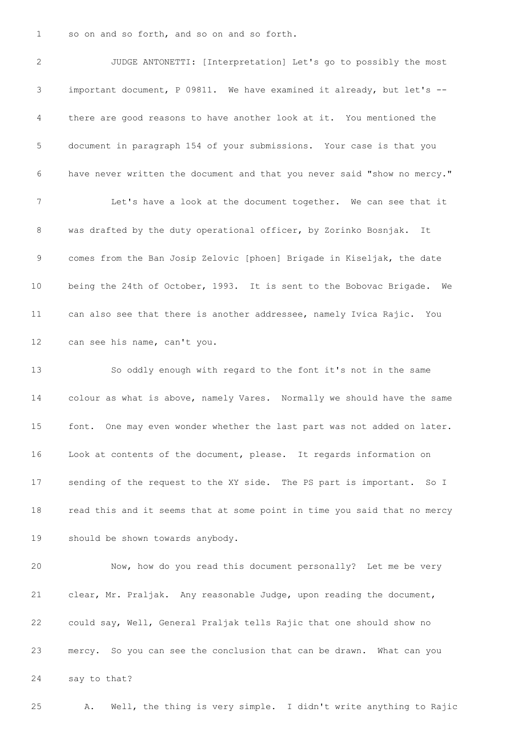so on and so forth, and so on and so forth.

JUDGE ANTONETTI: [Interpretation] Let's go to possibly the most important document, P 09811. We have examined it already, but let's -- there are good reasons to have another look at it. You mentioned the document in paragraph 154 of your submissions. Your case is that you have never written the document and that you never said "show no mercy."

Let's have a look at the document together. We can see that it was drafted by the duty operational officer, by Zorinko Bosnjak. It comes from the Ban Josip Zelovic [phoen] Brigade in Kiseljak, the date being the 24th of October, 1993. It is sent to the Bobovac Brigade. We can also see that there is another addressee, namely Ivica Rajic. You can see his name, can't you.

So oddly enough with regard to the font it's not in the same colour as what is above, namely Vares. Normally we should have the same font. One may even wonder whether the last part was not added on later. Look at contents of the document, please. It regards information on sending of the request to the XY side. The PS part is important. So I read this and it seems that at some point in time you said that no mercy should be shown towards anybody.

Now, how do you read this document personally? Let me be very clear, Mr. Praljak. Any reasonable Judge, upon reading the document, could say, Well, General Praljak tells Rajic that one should show no mercy. So you can see the conclusion that can be drawn. What can you say to that?

A. Well, the thing is very simple. I didn't write anything to Rajic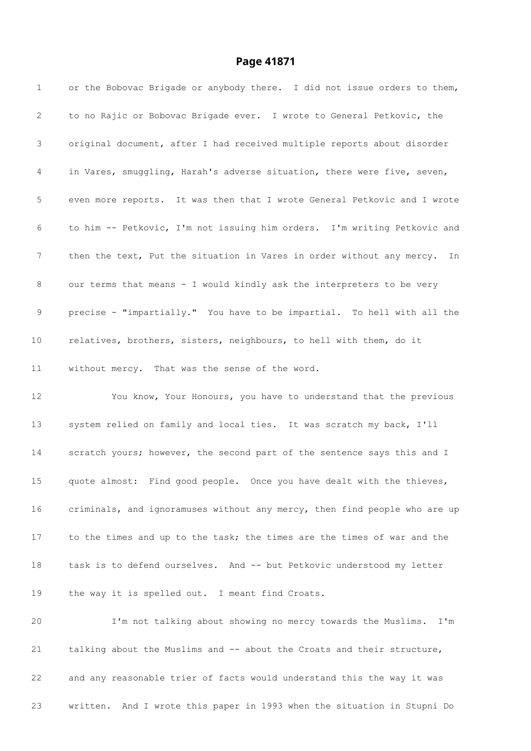# Page 41871

1 or the Bobovac Brigade or anybody there. I did not issue orders to them,
2 to no Rajic or Bobovac Brigade ever. I wrote to General Petkovic, the
3 original document, after I had received multiple reports about disorder
4 in Vares, smuggling, Harah's adverse situation, there were five, seven,
5 even more reports. It was then that I wrote General Petkovic and I wrote
6 to him -- Petkovic, I'm not issuing him orders. I'm writing Petkovic and
7 then the text, Put the situation in Vares in order without any mercy. In
8 our terms that means - I would kindly ask the interpreters to be very
9 precise - "impartially." You have to be impartial. To hell with all the
10 relatives, brothers, sisters, neighbours, to hell with them, do it
11 without mercy. That was the sense of the word.

12 You know, Your Honours, you have to understand that the previous
13 system relied on family and local ties. It was scratch my back, I'll
14 scratch yours; however, the second part of the sentence says this and I
15 quote almost: Find good people. Once you have dealt with the thieves,
16 criminals, and ignoramuses without any mercy, then find people who are up
17 to the times and up to the task; the times are the times of war and the
18 task is to defend ourselves. And -- but Petkovic understood my letter
19 the way it is spelled out. I meant find Croats.

20 I'm not talking about showing no mercy towards the Muslims. I'm
21 talking about the Muslims and -- about the Croats and their structure,
22 and any reasonable trier of facts would understand this the way it was
23 written. And I wrote this paper in 1993 when the situation in Stupni Do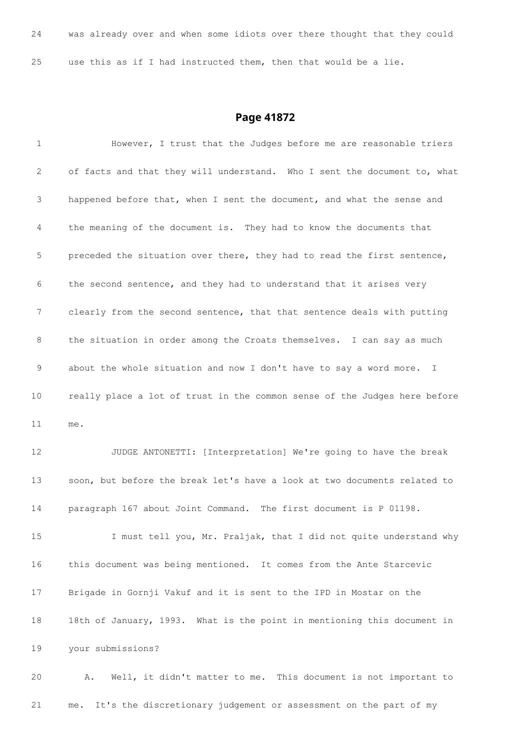24 was already over and when some idiots over there thought that they could

25 use this as if I had instructed them, then that would be a lie.

## Page 41872

1 However, I trust that the Judges before me are reasonable triers

2 of facts and that they will understand. Who I sent the document to, what

3 happened before that, when I sent the document, and what the sense and

4 the meaning of the document is. They had to know the documents that

5 preceded the situation over there, they had to read the first sentence,

6 the second sentence, and they had to understand that it arises very

7 clearly from the second sentence, that that sentence deals with putting

8 the situation in order among the Croats themselves. I can say as much

9 about the whole situation and now I don't have to say a word more. I

10 really place a lot of trust in the common sense of the Judges here before

11 me.

12 JUDGE ANTONETTI: [Interpretation] We're going to have the break

13 soon, but before the break let's have a look at two documents related to

14 paragraph 167 about Joint Command. The first document is P 01198.

15 I must tell you, Mr. Praljak, that I did not quite understand why

16 this document was being mentioned. It comes from the Ante Starcevic

17 Brigade in Gornji Vakuf and it is sent to the IPD in Mostar on the

18 18th of January, 1993. What is the point in mentioning this document in

19 your submissions?

20 A. Well, it didn't matter to me. This document is not important to

21 me. It's the discretionary judgement or assessment on the part of my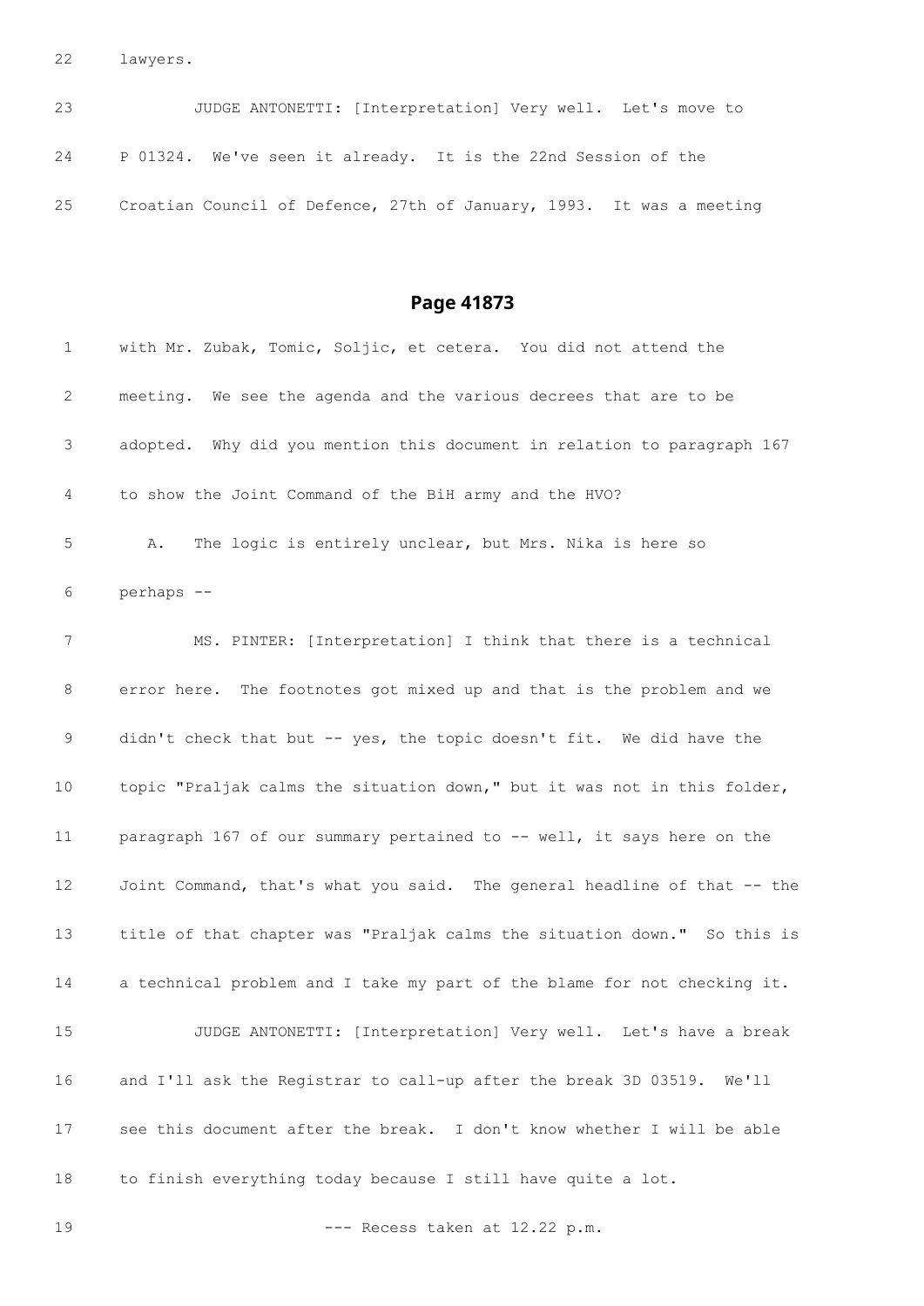22 lawyers.

23 JUDGE ANTONETTI: [Interpretation] Very well. Let's move to

24 P 01324. We've seen it already. It is the 22nd Session of the

25 Croatian Council of Defence, 27th of January, 1993. It was a meeting

## Page 41873

1 with Mr. Zubak, Tomic, Soljic, et cetera. You did not attend the

2 meeting. We see the agenda and the various decrees that are to be

3 adopted. Why did you mention this document in relation to paragraph 167

4 to show the Joint Command of the BiH army and the HVO?

5 A. The logic is entirely unclear, but Mrs. Nika is here so

6 perhaps --

7 MS. PINTER: [Interpretation] I think that there is a technical

8 error here. The footnotes got mixed up and that is the problem and we

9 didn't check that but -- yes, the topic doesn't fit. We did have the

10 topic "Praljak calms the situation down," but it was not in this folder,

11 paragraph 167 of our summary pertained to -- well, it says here on the

12 Joint Command, that's what you said. The general headline of that -- the

13 title of that chapter was "Praljak calms the situation down." So this is

14 a technical problem and I take my part of the blame for not checking it.

15 JUDGE ANTONETTI: [Interpretation] Very well. Let's have a break

16 and I'll ask the Registrar to call-up after the break 3D 03519. We'll

17 see this document after the break. I don't know whether I will be able

18 to finish everything today because I still have quite a lot.

19 --- Recess taken at 12.22 p.m.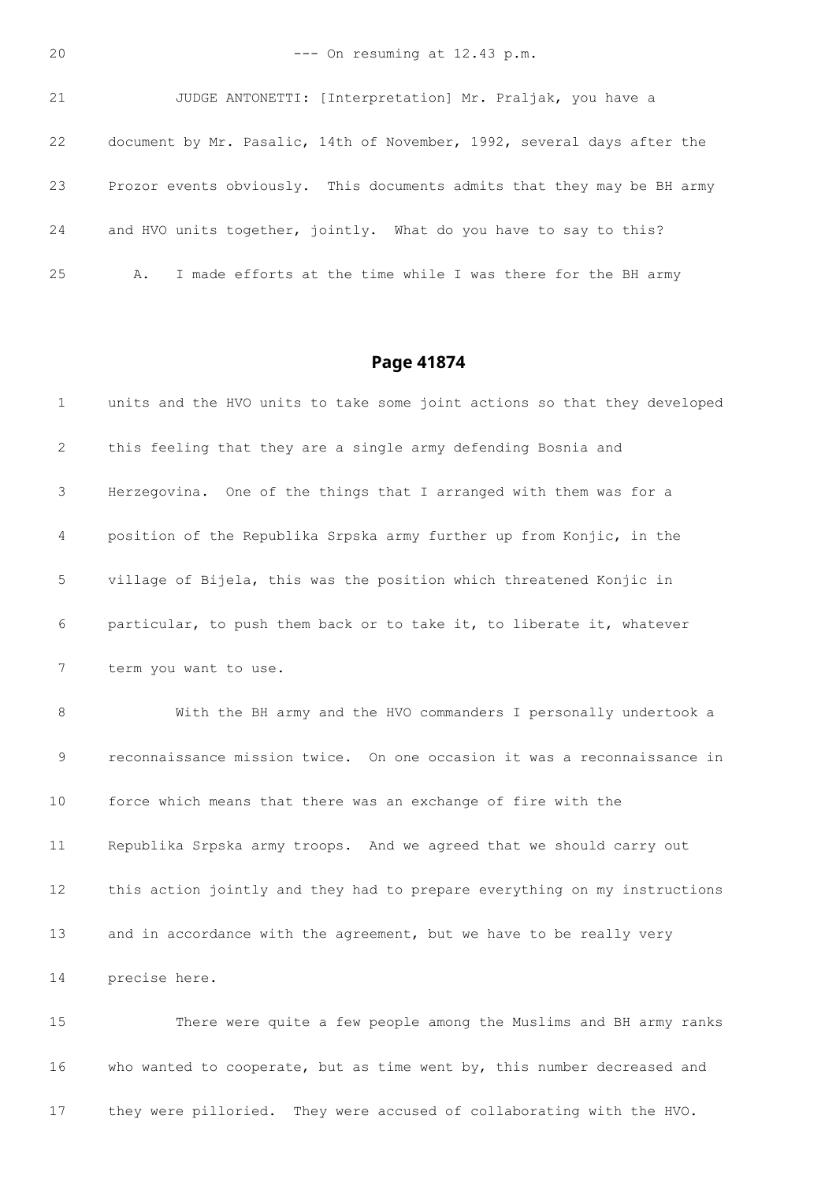20 --- On resuming at 12.43 p.m.

21 JUDGE ANTONETTI: [Interpretation] Mr. Praljak, you have a

22 document by Mr. Pasalic, 14th of November, 1992, several days after the

23 Prozor events obviously. This documents admits that they may be BH army

24 and HVO units together, jointly. What do you have to say to this?

25 A. I made efforts at the time while I was there for the BH army

## Page 41874

1 units and the HVO units to take some joint actions so that they developed

2 this feeling that they are a single army defending Bosnia and

3 Herzegovina. One of the things that I arranged with them was for a

4 position of the Republika Srpska army further up from Konjic, in the

5 village of Bijela, this was the position which threatened Konjic in

6 particular, to push them back or to take it, to liberate it, whatever

7 term you want to use.

8 With the BH army and the HVO commanders I personally undertook a

9 reconnaissance mission twice. On one occasion it was a reconnaissance in

10 force which means that there was an exchange of fire with the

11 Republika Srpska army troops. And we agreed that we should carry out

12 this action jointly and they had to prepare everything on my instructions

13 and in accordance with the agreement, but we have to be really very

14 precise here.

15 There were quite a few people among the Muslims and BH army ranks

16 who wanted to cooperate, but as time went by, this number decreased and

17 they were pilloried. They were accused of collaborating with the HVO.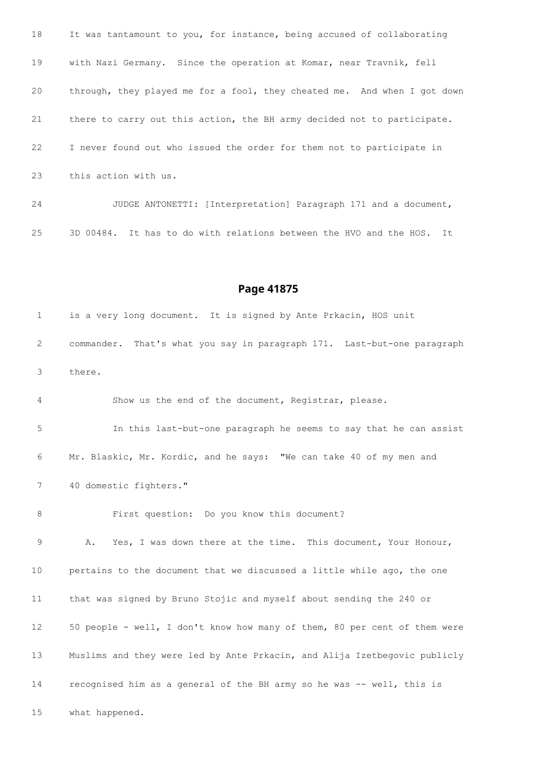18 It was tantamount to you, for instance, being accused of collaborating

19 with Nazi Germany. Since the operation at Komar, near Travnik, fell

20 through, they played me for a fool, they cheated me. And when I got down

21 there to carry out this action, the BH army decided not to participate.

22 I never found out who issued the order for them not to participate in

23 this action with us.

24 JUDGE ANTONETTI: [Interpretation] Paragraph 171 and a document,

25 3D 00484. It has to do with relations between the HVO and the HOS. It

## Page 41875

1 is a very long document. It is signed by Ante Prkacin, HOS unit

2 commander. That's what you say in paragraph 171. Last-but-one paragraph

3 there.

4 Show us the end of the document, Registrar, please.

5 In this last-but-one paragraph he seems to say that he can assist

6 Mr. Blaskic, Mr. Kordic, and he says: "We can take 40 of my men and

7 40 domestic fighters."

8 First question: Do you know this document?

9 A. Yes, I was down there at the time. This document, Your Honour,

10 pertains to the document that we discussed a little while ago, the one

11 that was signed by Bruno Stojic and myself about sending the 240 or

12 50 people - well, I don't know how many of them, 80 per cent of them were

13 Muslims and they were led by Ante Prkacin, and Alija Izetbegovic publicly

14 recognised him as a general of the BH army so he was -- well, this is

15 what happened.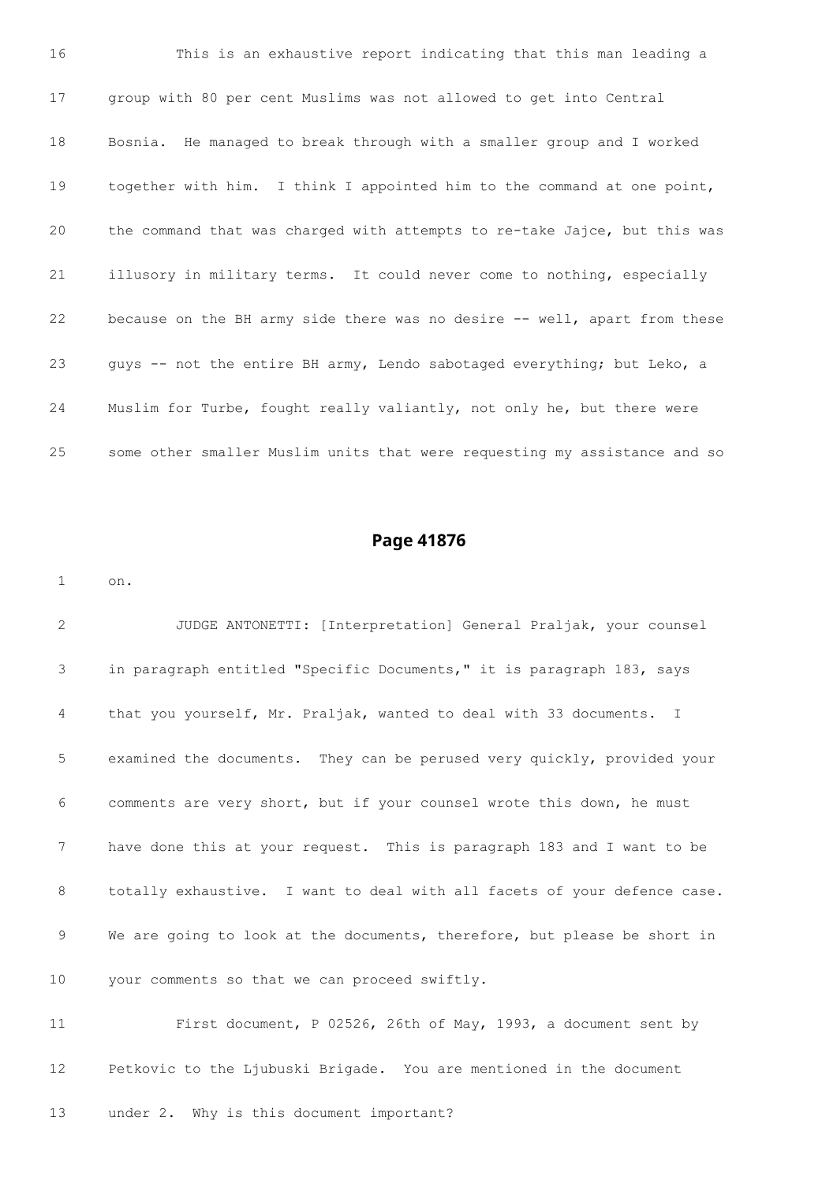16 This is an exhaustive report indicating that this man leading a

17 group with 80 per cent Muslims was not allowed to get into Central

18 Bosnia. He managed to break through with a smaller group and I worked

19 together with him. I think I appointed him to the command at one point,

20 the command that was charged with attempts to re-take Jajce, but this was

21 illusory in military terms. It could never come to nothing, especially

22 because on the BH army side there was no desire -- well, apart from these

23 guys -- not the entire BH army, Lendo sabotaged everything; but Leko, a

24 Muslim for Turbe, fought really valiantly, not only he, but there were

25 some other smaller Muslim units that were requesting my assistance and so

## Page 41876

1 on.

2 JUDGE ANTONETTI: [Interpretation] General Praljak, your counsel

3 in paragraph entitled "Specific Documents," it is paragraph 183, says

4 that you yourself, Mr. Praljak, wanted to deal with 33 documents. I

5 examined the documents. They can be perused very quickly, provided your

6 comments are very short, but if your counsel wrote this down, he must

7 have done this at your request. This is paragraph 183 and I want to be

8 totally exhaustive. I want to deal with all facets of your defence case.

9 We are going to look at the documents, therefore, but please be short in

10 your comments so that we can proceed swiftly.

11 First document, P 02526, 26th of May, 1993, a document sent by

12 Petkovic to the Ljubuski Brigade. You are mentioned in the document

13 under 2. Why is this document important?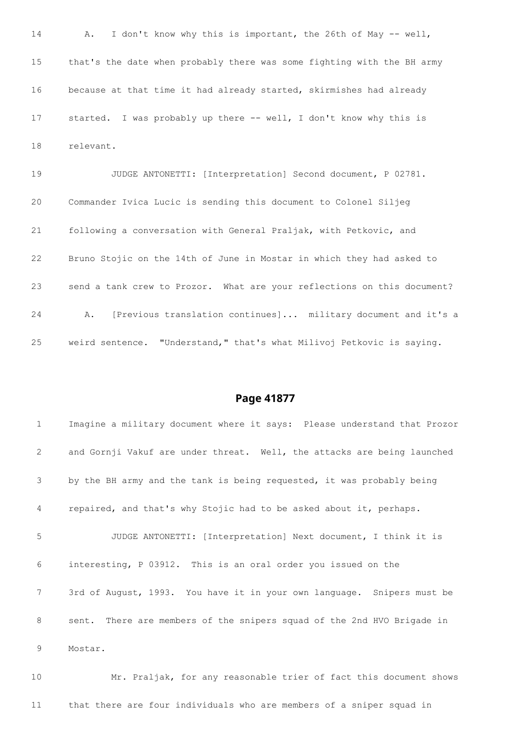14 A. I don't know why this is important, the 26th of May -- well,

15 that's the date when probably there was some fighting with the BH army

16 because at that time it had already started, skirmishes had already

17 started. I was probably up there -- well, I don't know why this is

18 relevant.

19 JUDGE ANTONETTI: [Interpretation] Second document, P 02781.

20 Commander Ivica Lucic is sending this document to Colonel Siljeg

21 following a conversation with General Praljak, with Petkovic, and

22 Bruno Stojic on the 14th of June in Mostar in which they had asked to

23 send a tank crew to Prozor. What are your reflections on this document?

24 A. [Previous translation continues]... military document and it's a

25 weird sentence. "Understand," that's what Milivoj Petkovic is saying.

## Page 41877

1 Imagine a military document where it says: Please understand that Prozor

2 and Gornji Vakuf are under threat. Well, the attacks are being launched

3 by the BH army and the tank is being requested, it was probably being

4 repaired, and that's why Stojic had to be asked about it, perhaps.

5 JUDGE ANTONETTI: [Interpretation] Next document, I think it is

6 interesting, P 03912. This is an oral order you issued on the

7 3rd of August, 1993. You have it in your own language. Snipers must be

8 sent. There are members of the snipers squad of the 2nd HVO Brigade in

9 Mostar.

10 Mr. Praljak, for any reasonable trier of fact this document shows

11 that there are four individuals who are members of a sniper squad in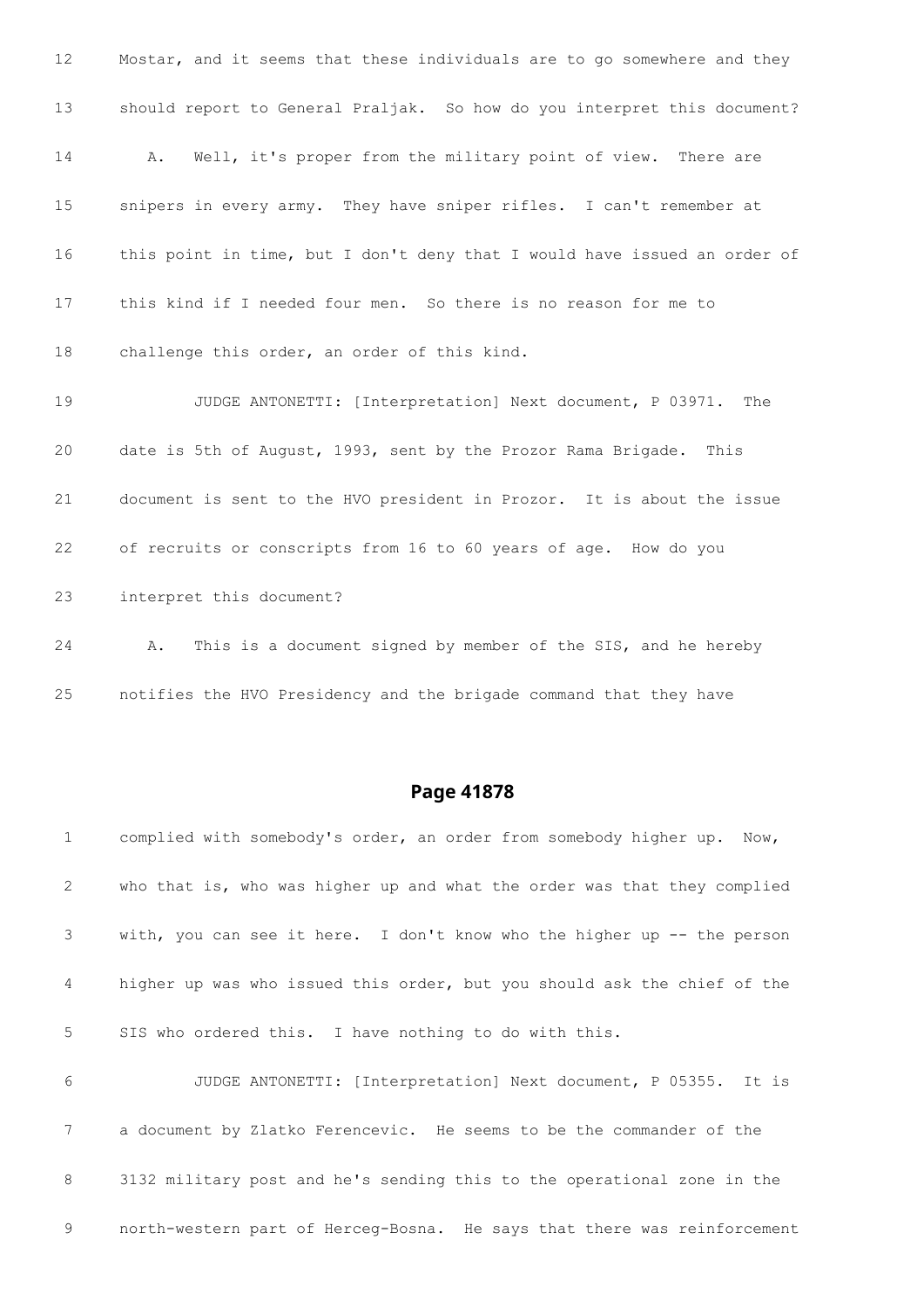12 Mostar, and it seems that these individuals are to go somewhere and they

13 should report to General Praljak. So how do you interpret this document?

14 A. Well, it's proper from the military point of view. There are

15 snipers in every army. They have sniper rifles. I can't remember at

16 this point in time, but I don't deny that I would have issued an order of

17 this kind if I needed four men. So there is no reason for me to

18 challenge this order, an order of this kind.

19 JUDGE ANTONETTI: [Interpretation] Next document, P 03971. The

20 date is 5th of August, 1993, sent by the Prozor Rama Brigade. This

21 document is sent to the HVO president in Prozor. It is about the issue

22 of recruits or conscripts from 16 to 60 years of age. How do you

23 interpret this document?

24 A. This is a document signed by member of the SIS, and he hereby

25 notifies the HVO Presidency and the brigade command that they have

## Page 41878

1 complied with somebody's order, an order from somebody higher up. Now,

2 who that is, who was higher up and what the order was that they complied

3 with, you can see it here. I don't know who the higher up -- the person

4 higher up was who issued this order, but you should ask the chief of the

5 SIS who ordered this. I have nothing to do with this.

6 JUDGE ANTONETTI: [Interpretation] Next document, P 05355. It is

7 a document by Zlatko Ferencevic. He seems to be the commander of the

8 3132 military post and he's sending this to the operational zone in the

9 north-western part of Herceg-Bosna. He says that there was reinforcement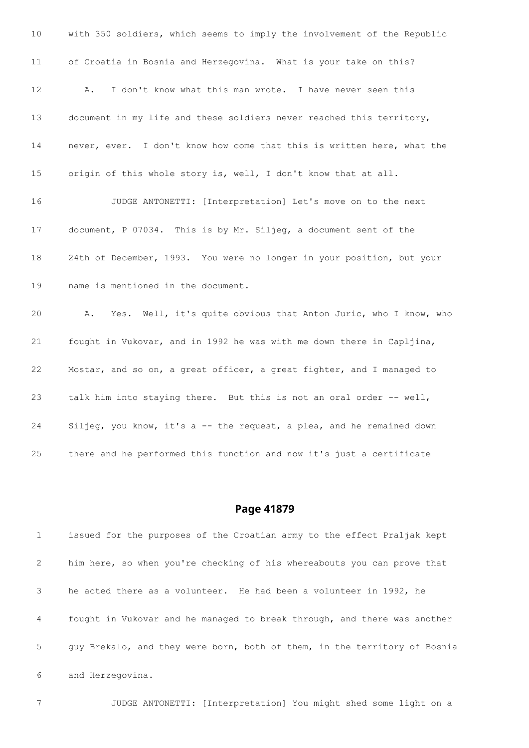10 with 350 soldiers, which seems to imply the involvement of the Republic

11 of Croatia in Bosnia and Herzegovina. What is your take on this?

12 A. I don't know what this man wrote. I have never seen this

13 document in my life and these soldiers never reached this territory,

14 never, ever. I don't know how come that this is written here, what the

15 origin of this whole story is, well, I don't know that at all.

16 JUDGE ANTONETTI: [Interpretation] Let's move on to the next

17 document, P 07034. This is by Mr. Siljeg, a document sent of the

18 24th of December, 1993. You were no longer in your position, but your

19 name is mentioned in the document.

20 A. Yes. Well, it's quite obvious that Anton Juric, who I know, who

21 fought in Vukovar, and in 1992 he was with me down there in Capljina,

22 Mostar, and so on, a great officer, a great fighter, and I managed to

23 talk him into staying there. But this is not an oral order -- well,

24 Siljeg, you know, it's a -- the request, a plea, and he remained down

25 there and he performed this function and now it's just a certificate

## Page 41879

1 issued for the purposes of the Croatian army to the effect Praljak kept

2 him here, so when you're checking of his whereabouts you can prove that

3 he acted there as a volunteer. He had been a volunteer in 1992, he

4 fought in Vukovar and he managed to break through, and there was another

5 guy Brekalo, and they were born, both of them, in the territory of Bosnia

6 and Herzegovina.

7 JUDGE ANTONETTI: [Interpretation] You might shed some light on a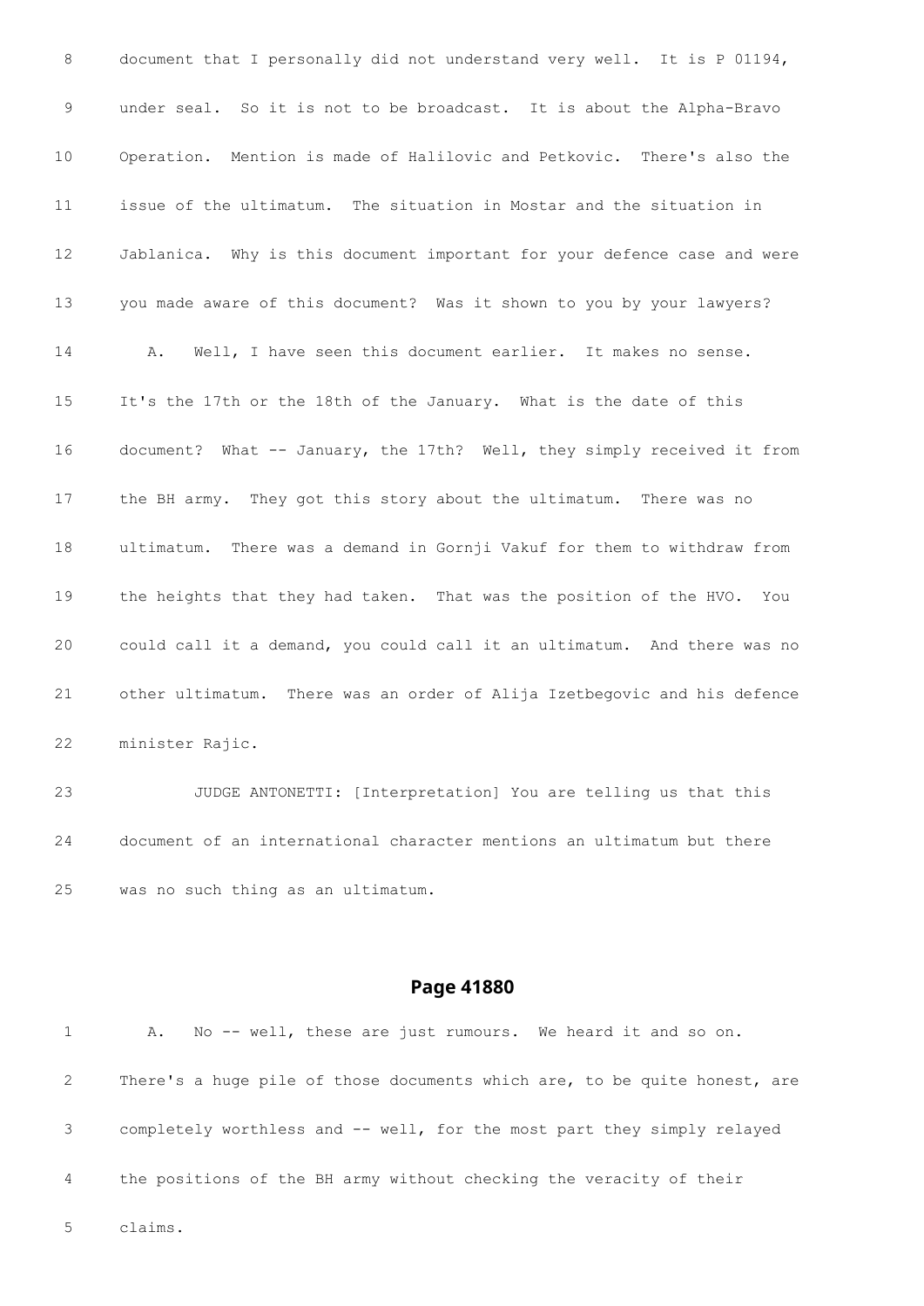8 document that I personally did not understand very well. It is P 01194,

9 under seal. So it is not to be broadcast. It is about the Alpha-Bravo

10 Operation. Mention is made of Halilovic and Petkovic. There's also the

11 issue of the ultimatum. The situation in Mostar and the situation in

12 Jablanica. Why is this document important for your defence case and were

13 you made aware of this document? Was it shown to you by your lawyers?

14 A. Well, I have seen this document earlier. It makes no sense.

15 It's the 17th or the 18th of the January. What is the date of this

16 document? What -- January, the 17th? Well, they simply received it from

17 the BH army. They got this story about the ultimatum. There was no

18 ultimatum. There was a demand in Gornji Vakuf for them to withdraw from

19 the heights that they had taken. That was the position of the HVO. You

20 could call it a demand, you could call it an ultimatum. And there was no

21 other ultimatum. There was an order of Alija Izetbegovic and his defence

22 minister Rajic.

23 JUDGE ANTONETTI: [Interpretation] You are telling us that this

24 document of an international character mentions an ultimatum but there

25 was no such thing as an ultimatum.

## Page 41880

1 A. No -- well, these are just rumours. We heard it and so on.

2 There's a huge pile of those documents which are, to be quite honest, are

3 completely worthless and -- well, for the most part they simply relayed

4 the positions of the BH army without checking the veracity of their

5 claims.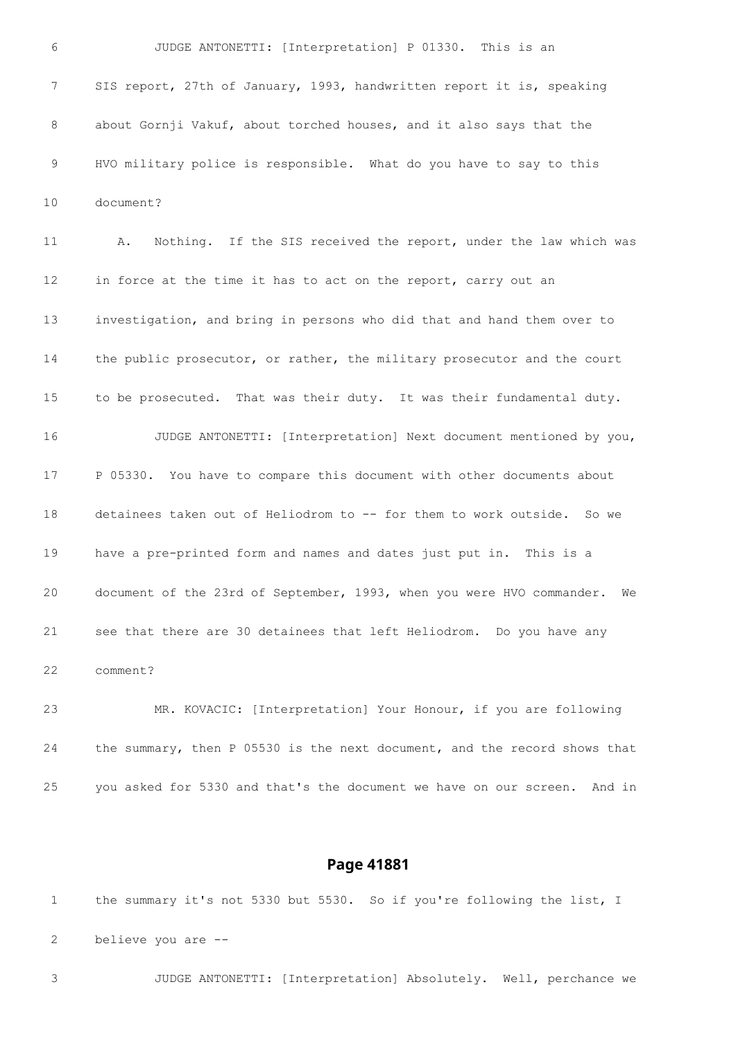6 JUDGE ANTONETTI: [Interpretation] P 01330. This is an

7 SIS report, 27th of January, 1993, handwritten report it is, speaking

8 about Gornji Vakuf, about torched houses, and it also says that the

9 HVO military police is responsible. What do you have to say to this

10 document?

11 A. Nothing. If the SIS received the report, under the law which was

12 in force at the time it has to act on the report, carry out an

13 investigation, and bring in persons who did that and hand them over to

14 the public prosecutor, or rather, the military prosecutor and the court

15 to be prosecuted. That was their duty. It was their fundamental duty.

16 JUDGE ANTONETTI: [Interpretation] Next document mentioned by you,

17 P 05330. You have to compare this document with other documents about

18 detainees taken out of Heliodrom to -- for them to work outside. So we

19 have a pre-printed form and names and dates just put in. This is a

20 document of the 23rd of September, 1993, when you were HVO commander. We

21 see that there are 30 detainees that left Heliodrom. Do you have any

22 comment?

23 MR. KOVACIC: [Interpretation] Your Honour, if you are following

24 the summary, then P 05530 is the next document, and the record shows that

25 you asked for 5330 and that's the document we have on our screen. And in

## Page 41881

1 the summary it's not 5330 but 5530. So if you're following the list, I

2 believe you are --

3 JUDGE ANTONETTI: [Interpretation] Absolutely. Well, perchance we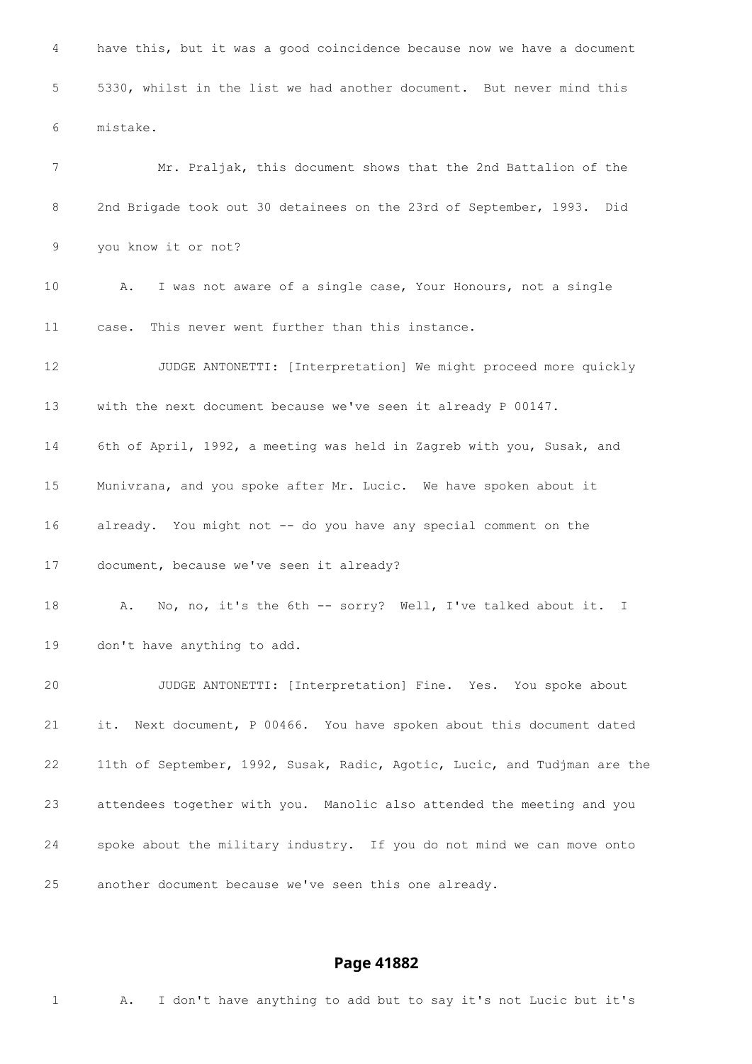4 have this, but it was a good coincidence because now we have a document

5 5330, whilst in the list we had another document. But never mind this

6 mistake.

7 Mr. Praljak, this document shows that the 2nd Battalion of the

8 2nd Brigade took out 30 detainees on the 23rd of September, 1993. Did

9 you know it or not?

10 A. I was not aware of a single case, Your Honours, not a single

11 case. This never went further than this instance.

12 JUDGE ANTONETTI: [Interpretation] We might proceed more quickly

13 with the next document because we've seen it already P 00147.

14 6th of April, 1992, a meeting was held in Zagreb with you, Susak, and

15 Munivrana, and you spoke after Mr. Lucic. We have spoken about it

16 already. You might not -- do you have any special comment on the

17 document, because we've seen it already?

18 A. No, no, it's the 6th -- sorry? Well, I've talked about it. I

19 don't have anything to add.

20 JUDGE ANTONETTI: [Interpretation] Fine. Yes. You spoke about

21 it. Next document, P 00466. You have spoken about this document dated

22 11th of September, 1992, Susak, Radic, Agotic, Lucic, and Tudjman are the

23 attendees together with you. Manolic also attended the meeting and you

24 spoke about the military industry. If you do not mind we can move onto

25 another document because we've seen this one already.

**Page 41882**

1 A. I don't have anything to add but to say it's not Lucic but it's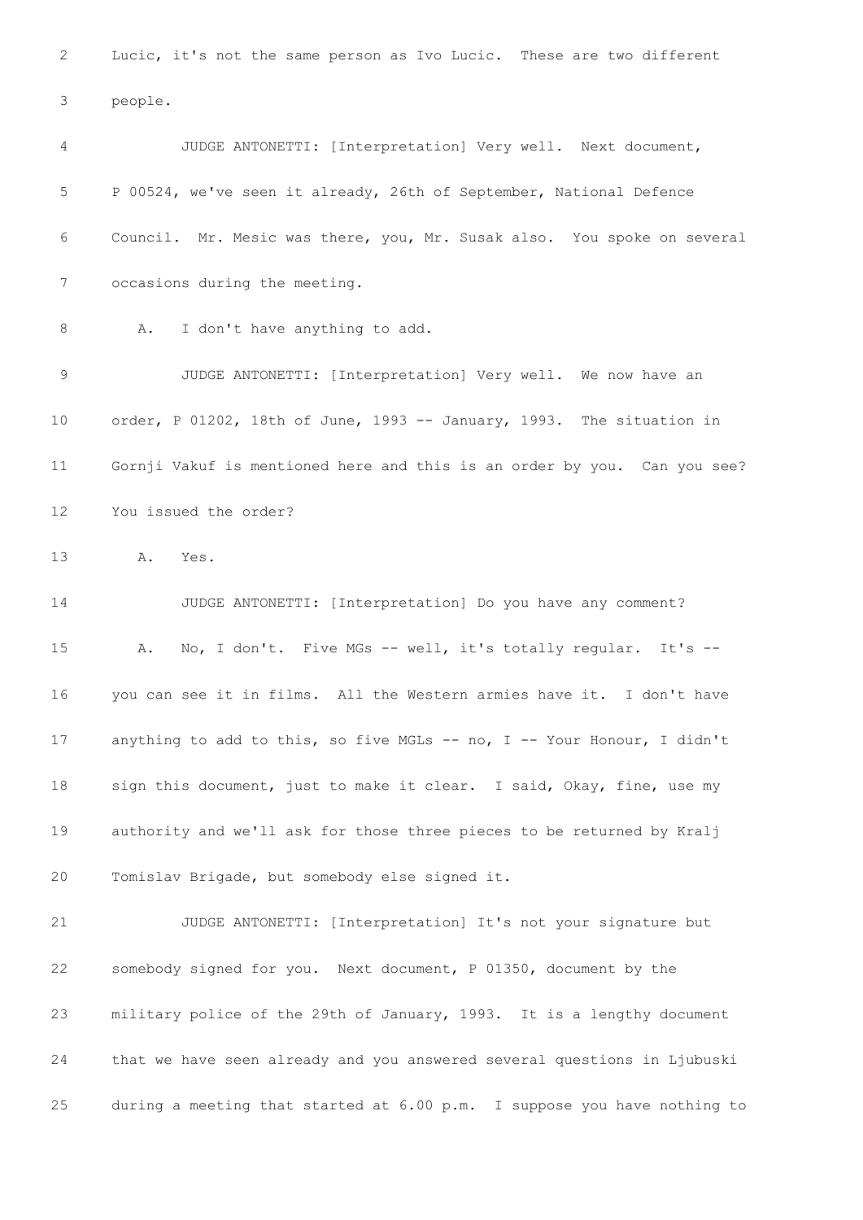Lucic, it's not the same person as Ivo Lucic. These are two different people.

JUDGE ANTONETTI: [Interpretation] Very well. Next document, P 00524, we've seen it already, 26th of September, National Defence Council. Mr. Mesic was there, you, Mr. Susak also. You spoke on several occasions during the meeting.

A. I don't have anything to add.

JUDGE ANTONETTI: [Interpretation] Very well. We now have an order, P 01202, 18th of June, 1993 -- January, 1993. The situation in Gornji Vakuf is mentioned here and this is an order by you. Can you see? You issued the order?

A. Yes.

JUDGE ANTONETTI: [Interpretation] Do you have any comment?

A. No, I don't. Five MGs -- well, it's totally regular. It's -- you can see it in films. All the Western armies have it. I don't have anything to add to this, so five MGLs -- no, I -- Your Honour, I didn't sign this document, just to make it clear. I said, Okay, fine, use my authority and we'll ask for those three pieces to be returned by Kralj Tomislav Brigade, but somebody else signed it.

JUDGE ANTONETTI: [Interpretation] It's not your signature but somebody signed for you. Next document, P 01350, document by the military police of the 29th of January, 1993. It is a lengthy document that we have seen already and you answered several questions in Ljubuski during a meeting that started at 6.00 p.m. I suppose you have nothing to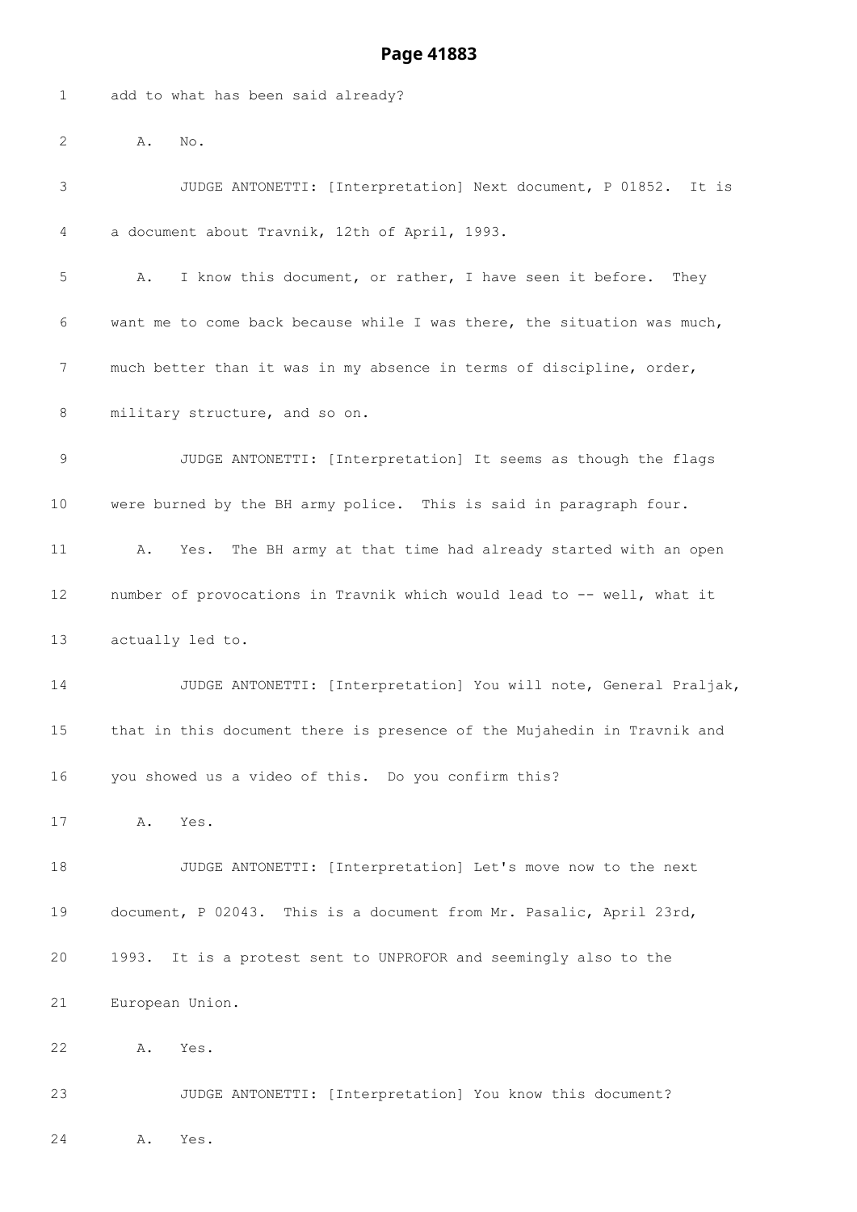add to what has been said already?

A. No.

JUDGE ANTONETTI: [Interpretation] Next document, P 01852. It is a document about Travnik, 12th of April, 1993.

A. I know this document, or rather, I have seen it before. They want me to come back because while I was there, the situation was much, much better than it was in my absence in terms of discipline, order, military structure, and so on.

JUDGE ANTONETTI: [Interpretation] It seems as though the flags were burned by the BH army police. This is said in paragraph four.

A. Yes. The BH army at that time had already started with an open number of provocations in Travnik which would lead to -- well, what it actually led to.

JUDGE ANTONETTI: [Interpretation] You will note, General Praljak, that in this document there is presence of the Mujahedin in Travnik and you showed us a video of this. Do you confirm this?

A. Yes.

JUDGE ANTONETTI: [Interpretation] Let's move now to the next document, P 02043. This is a document from Mr. Pasalic, April 23rd, 1993. It is a protest sent to UNPROFOR and seemingly also to the European Union.

A. Yes.

JUDGE ANTONETTI: [Interpretation] You know this document?

A. Yes.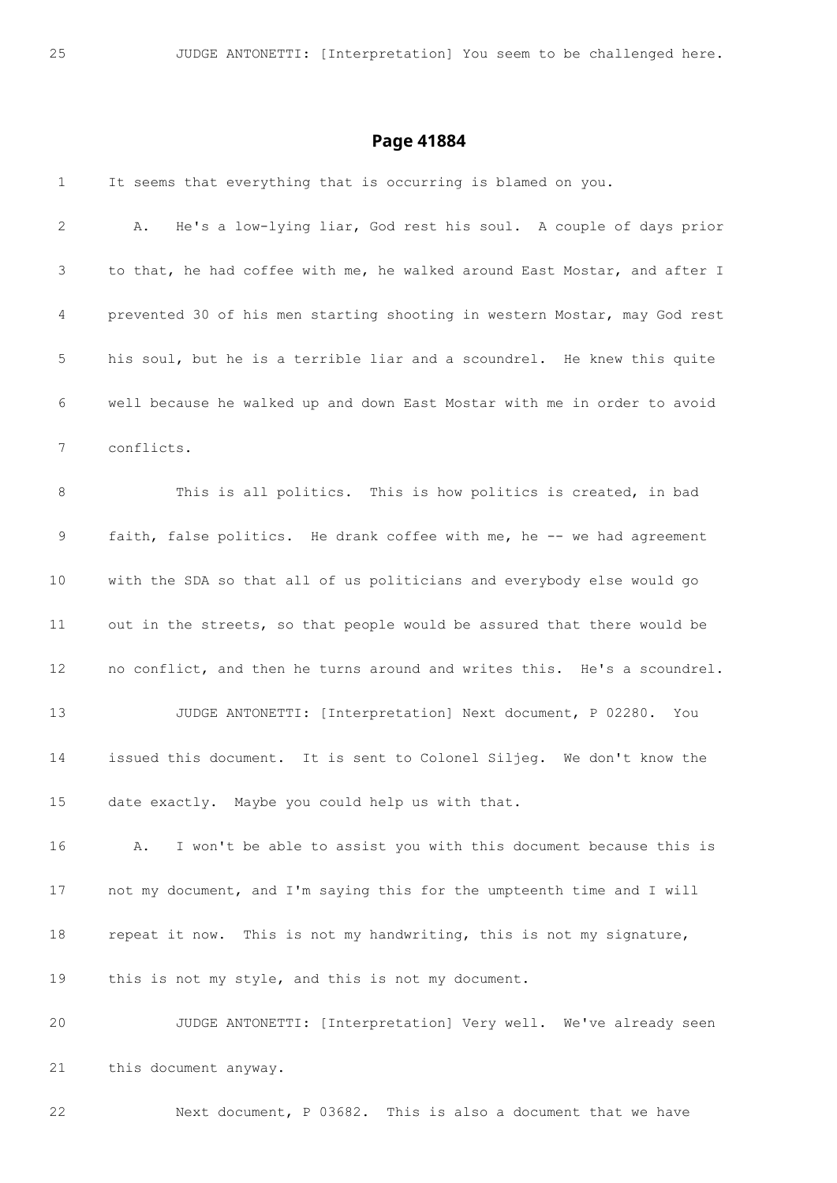25 JUDGE ANTONETTI: [Interpretation] You seem to be challenged here.

## Page 41884

1 It seems that everything that is occurring is blamed on you.

2 A. He's a low-lying liar, God rest his soul. A couple of days prior

3 to that, he had coffee with me, he walked around East Mostar, and after I

4 prevented 30 of his men starting shooting in western Mostar, may God rest

5 his soul, but he is a terrible liar and a scoundrel. He knew this quite

6 well because he walked up and down East Mostar with me in order to avoid

7 conflicts.

8 This is all politics. This is how politics is created, in bad

9 faith, false politics. He drank coffee with me, he -- we had agreement

10 with the SDA so that all of us politicians and everybody else would go

11 out in the streets, so that people would be assured that there would be

12 no conflict, and then he turns around and writes this. He's a scoundrel.

13 JUDGE ANTONETTI: [Interpretation] Next document, P 02280. You

14 issued this document. It is sent to Colonel Siljeg. We don't know the

15 date exactly. Maybe you could help us with that.

16 A. I won't be able to assist you with this document because this is

17 not my document, and I'm saying this for the umpteenth time and I will

18 repeat it now. This is not my handwriting, this is not my signature,

19 this is not my style, and this is not my document.

20 JUDGE ANTONETTI: [Interpretation] Very well. We've already seen

21 this document anyway.

22 Next document, P 03682. This is also a document that we have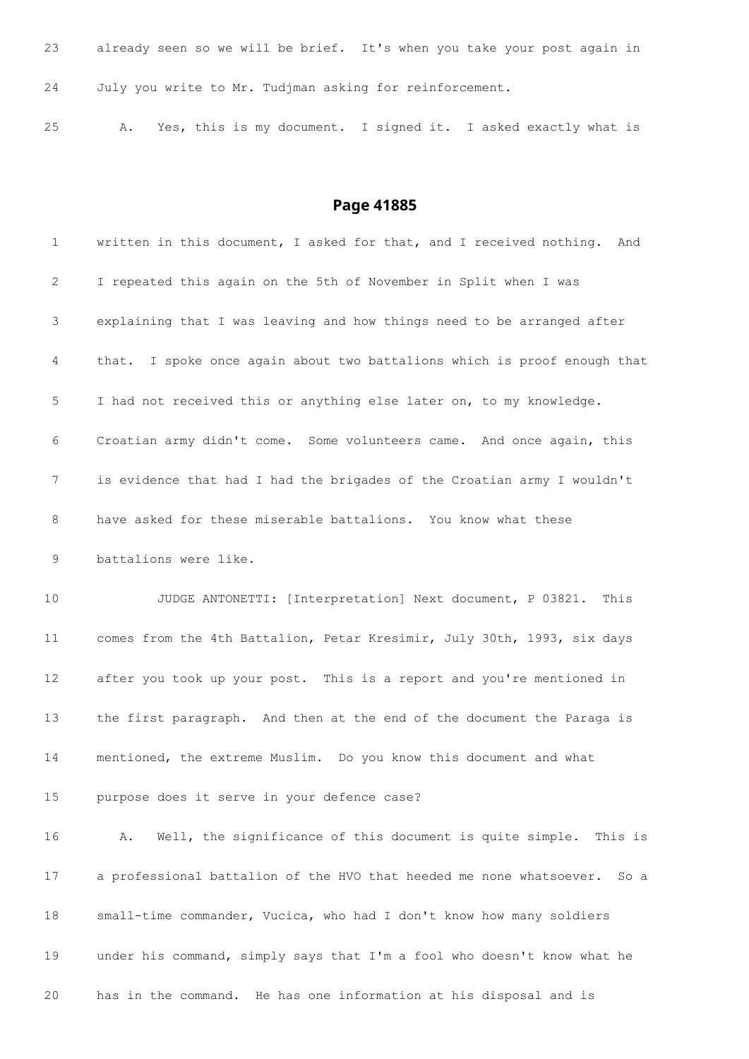23 already seen so we will be brief. It's when you take your post again in

24 July you write to Mr. Tudjman asking for reinforcement.

25 A. Yes, this is my document. I signed it. I asked exactly what is

## Page 41885

1 written in this document, I asked for that, and I received nothing. And

2 I repeated this again on the 5th of November in Split when I was

3 explaining that I was leaving and how things need to be arranged after

4 that. I spoke once again about two battalions which is proof enough that

5 I had not received this or anything else later on, to my knowledge.

6 Croatian army didn't come. Some volunteers came. And once again, this

7 is evidence that had I had the brigades of the Croatian army I wouldn't

8 have asked for these miserable battalions. You know what these

9 battalions were like.

10 JUDGE ANTONETTI: [Interpretation] Next document, P 03821. This

11 comes from the 4th Battalion, Petar Kresimir, July 30th, 1993, six days

12 after you took up your post. This is a report and you're mentioned in

13 the first paragraph. And then at the end of the document the Paraga is

14 mentioned, the extreme Muslim. Do you know this document and what

15 purpose does it serve in your defence case?

16 A. Well, the significance of this document is quite simple. This is

17 a professional battalion of the HVO that heeded me none whatsoever. So a

18 small-time commander, Vucica, who had I don't know how many soldiers

19 under his command, simply says that I'm a fool who doesn't know what he

20 has in the command. He has one information at his disposal and is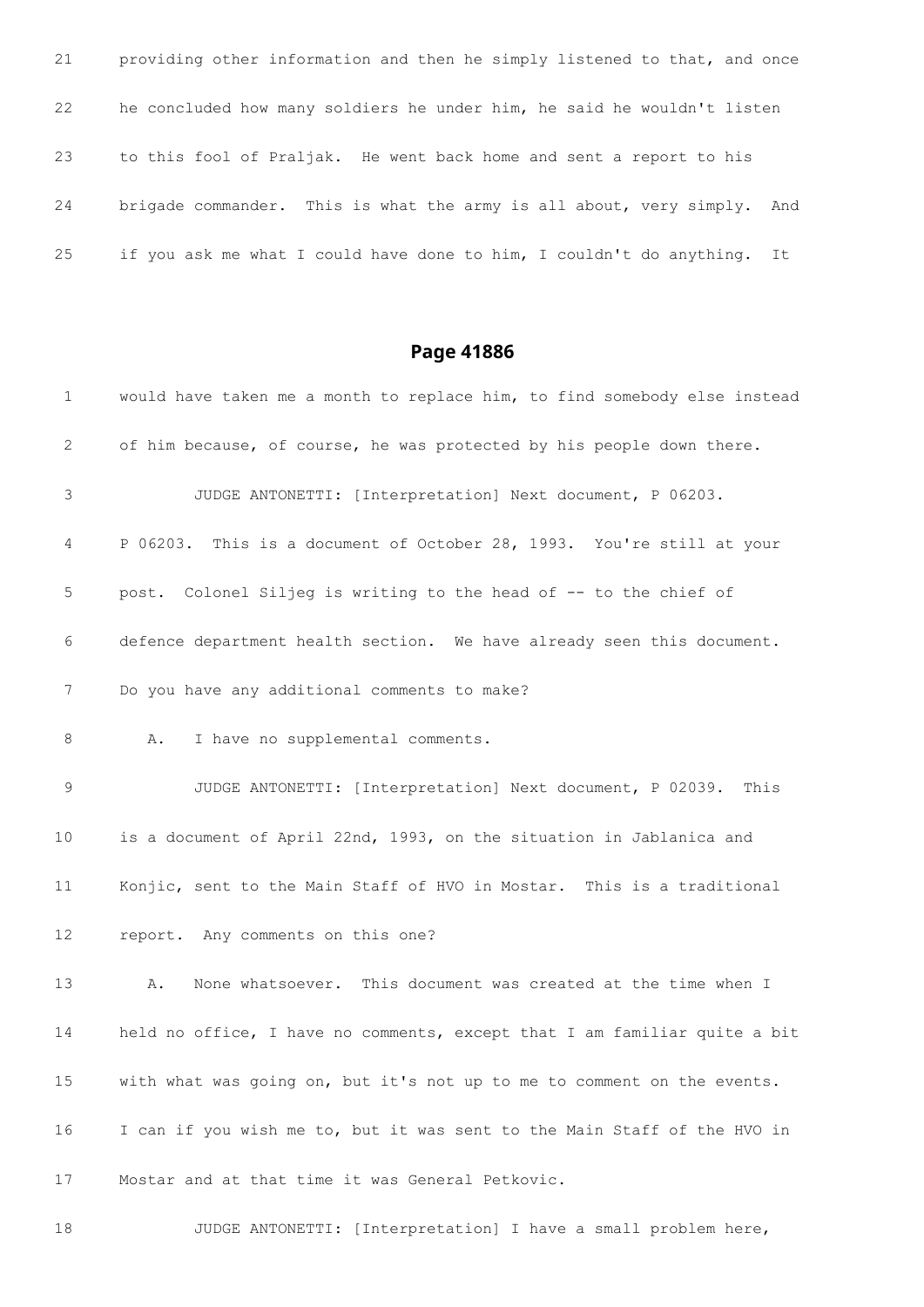21 providing other information and then he simply listened to that, and once

22 he concluded how many soldiers he under him, he said he wouldn't listen

23 to this fool of Praljak. He went back home and sent a report to his

24 brigade commander. This is what the army is all about, very simply. And

25 if you ask me what I could have done to him, I couldn't do anything. It

## Page 41886

1 would have taken me a month to replace him, to find somebody else instead

2 of him because, of course, he was protected by his people down there.

3 JUDGE ANTONETTI: [Interpretation] Next document, P 06203.

4 P 06203. This is a document of October 28, 1993. You're still at your

5 post. Colonel Siljeg is writing to the head of -- to the chief of

6 defence department health section. We have already seen this document.

7 Do you have any additional comments to make?

8 A. I have no supplemental comments.

9 JUDGE ANTONETTI: [Interpretation] Next document, P 02039. This

10 is a document of April 22nd, 1993, on the situation in Jablanica and

11 Konjic, sent to the Main Staff of HVO in Mostar. This is a traditional

12 report. Any comments on this one?

13 A. None whatsoever. This document was created at the time when I

14 held no office, I have no comments, except that I am familiar quite a bit

15 with what was going on, but it's not up to me to comment on the events.

16 I can if you wish me to, but it was sent to the Main Staff of the HVO in

17 Mostar and at that time it was General Petkovic.

18 JUDGE ANTONETTI: [Interpretation] I have a small problem here,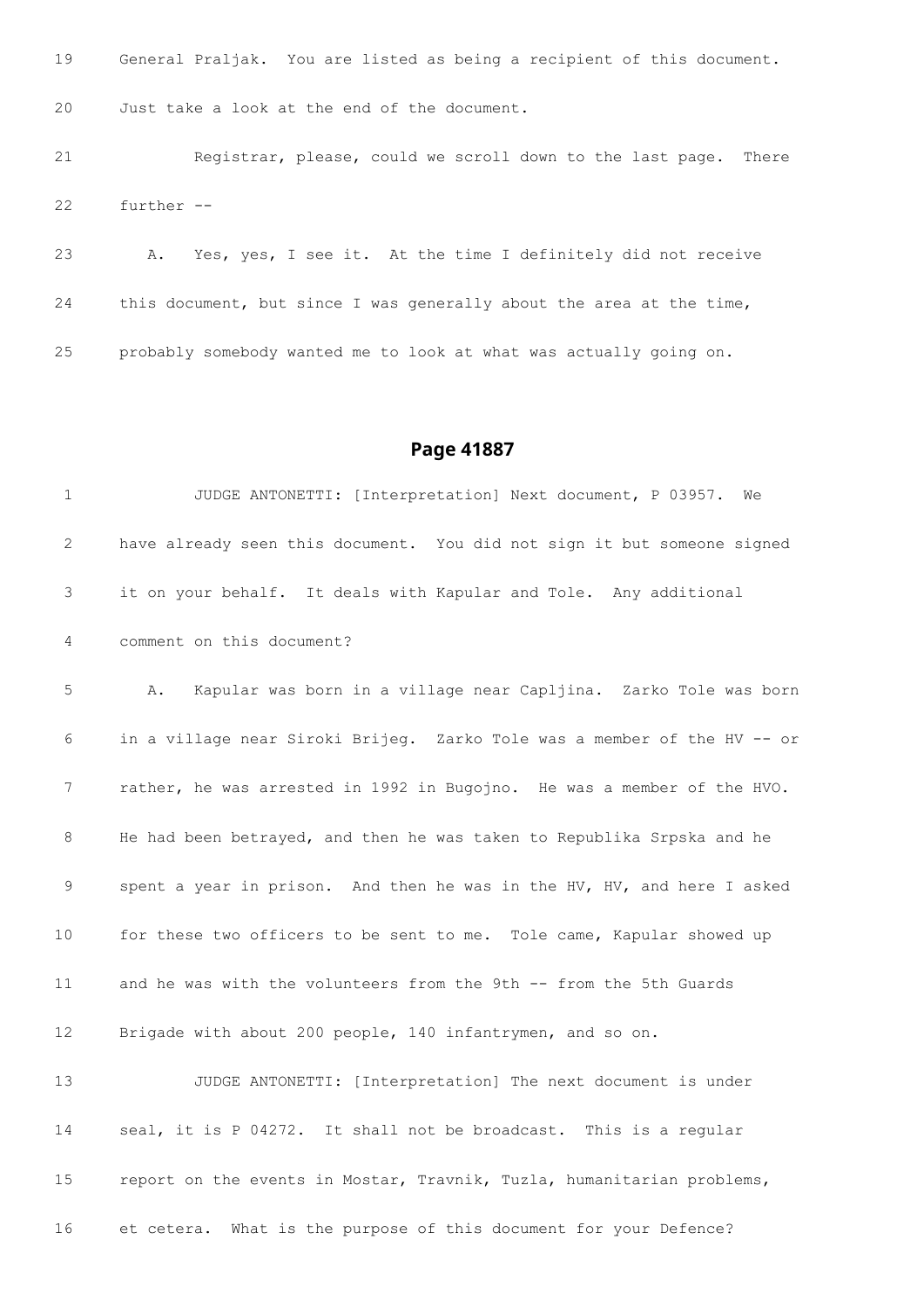19 General Praljak. You are listed as being a recipient of this document.

20 Just take a look at the end of the document.

21 Registrar, please, could we scroll down to the last page. There

22 further --

23 A. Yes, yes, I see it. At the time I definitely did not receive

24 this document, but since I was generally about the area at the time,

25 probably somebody wanted me to look at what was actually going on.

## Page 41887

1 JUDGE ANTONETTI: [Interpretation] Next document, P 03957. We

2 have already seen this document. You did not sign it but someone signed

3 it on your behalf. It deals with Kapular and Tole. Any additional

4 comment on this document?

5 A. Kapular was born in a village near Capljina. Zarko Tole was born

6 in a village near Siroki Brijeg. Zarko Tole was a member of the HV -- or

7 rather, he was arrested in 1992 in Bugojno. He was a member of the HVO.

8 He had been betrayed, and then he was taken to Republika Srpska and he

9 spent a year in prison. And then he was in the HV, HV, and here I asked

10 for these two officers to be sent to me. Tole came, Kapular showed up

11 and he was with the volunteers from the 9th -- from the 5th Guards

12 Brigade with about 200 people, 140 infantrymen, and so on.

13 JUDGE ANTONETTI: [Interpretation] The next document is under

14 seal, it is P 04272. It shall not be broadcast. This is a regular

15 report on the events in Mostar, Travnik, Tuzla, humanitarian problems,

16 et cetera. What is the purpose of this document for your Defence?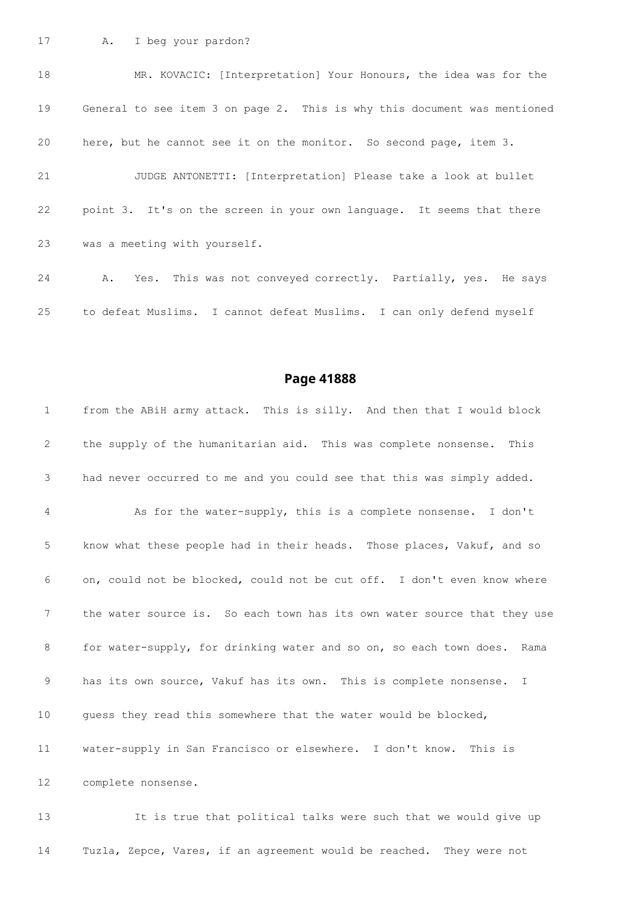17 A. I beg your pardon?

18 MR. KOVACIC: [Interpretation] Your Honours, the idea was for the

19 General to see item 3 on page 2. This is why this document was mentioned

20 here, but he cannot see it on the monitor. So second page, item 3.

21 JUDGE ANTONETTI: [Interpretation] Please take a look at bullet

22 point 3. It's on the screen in your own language. It seems that there

23 was a meeting with yourself.

24 A. Yes. This was not conveyed correctly. Partially, yes. He says

25 to defeat Muslims. I cannot defeat Muslims. I can only defend myself

## Page 41888

1 from the ABiH army attack. This is silly. And then that I would block

2 the supply of the humanitarian aid. This was complete nonsense. This

3 had never occurred to me and you could see that this was simply added.

4 As for the water-supply, this is a complete nonsense. I don't

5 know what these people had in their heads. Those places, Vakuf, and so

6 on, could not be blocked, could not be cut off. I don't even know where

7 the water source is. So each town has its own water source that they use

8 for water-supply, for drinking water and so on, so each town does. Rama

9 has its own source, Vakuf has its own. This is complete nonsense. I

10 guess they read this somewhere that the water would be blocked,

11 water-supply in San Francisco or elsewhere. I don't know. This is

12 complete nonsense.

13 It is true that political talks were such that we would give up

14 Tuzla, Zepce, Vares, if an agreement would be reached. They were not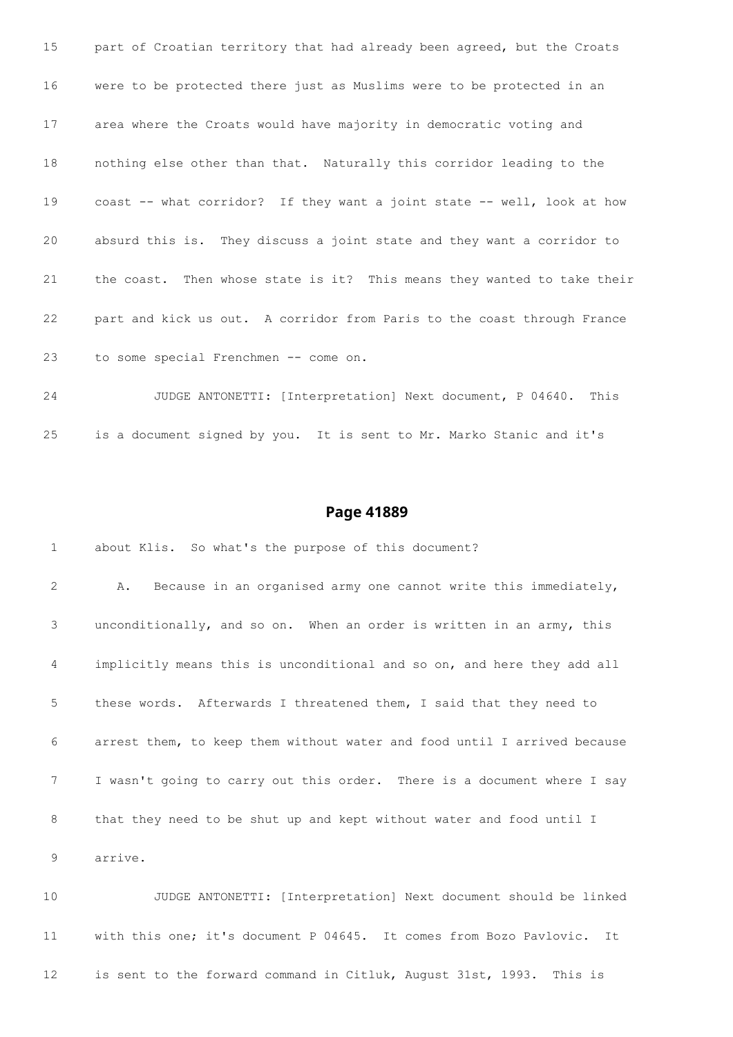15 part of Croatian territory that had already been agreed, but the Croats

16 were to be protected there just as Muslims were to be protected in an

17 area where the Croats would have majority in democratic voting and

18 nothing else other than that. Naturally this corridor leading to the

19 coast -- what corridor? If they want a joint state -- well, look at how

20 absurd this is. They discuss a joint state and they want a corridor to

21 the coast. Then whose state is it? This means they wanted to take their

22 part and kick us out. A corridor from Paris to the coast through France

23 to some special Frenchmen -- come on.

24 JUDGE ANTONETTI: [Interpretation] Next document, P 04640. This

25 is a document signed by you. It is sent to Mr. Marko Stanic and it's

## Page 41889

1 about Klis. So what's the purpose of this document?

2 A. Because in an organised army one cannot write this immediately,

3 unconditionally, and so on. When an order is written in an army, this

4 implicitly means this is unconditional and so on, and here they add all

5 these words. Afterwards I threatened them, I said that they need to

6 arrest them, to keep them without water and food until I arrived because

7 I wasn't going to carry out this order. There is a document where I say

8 that they need to be shut up and kept without water and food until I

9 arrive.

10 JUDGE ANTONETTI: [Interpretation] Next document should be linked

11 with this one; it's document P 04645. It comes from Bozo Pavlovic. It

12 is sent to the forward command in Citluk, August 31st, 1993. This is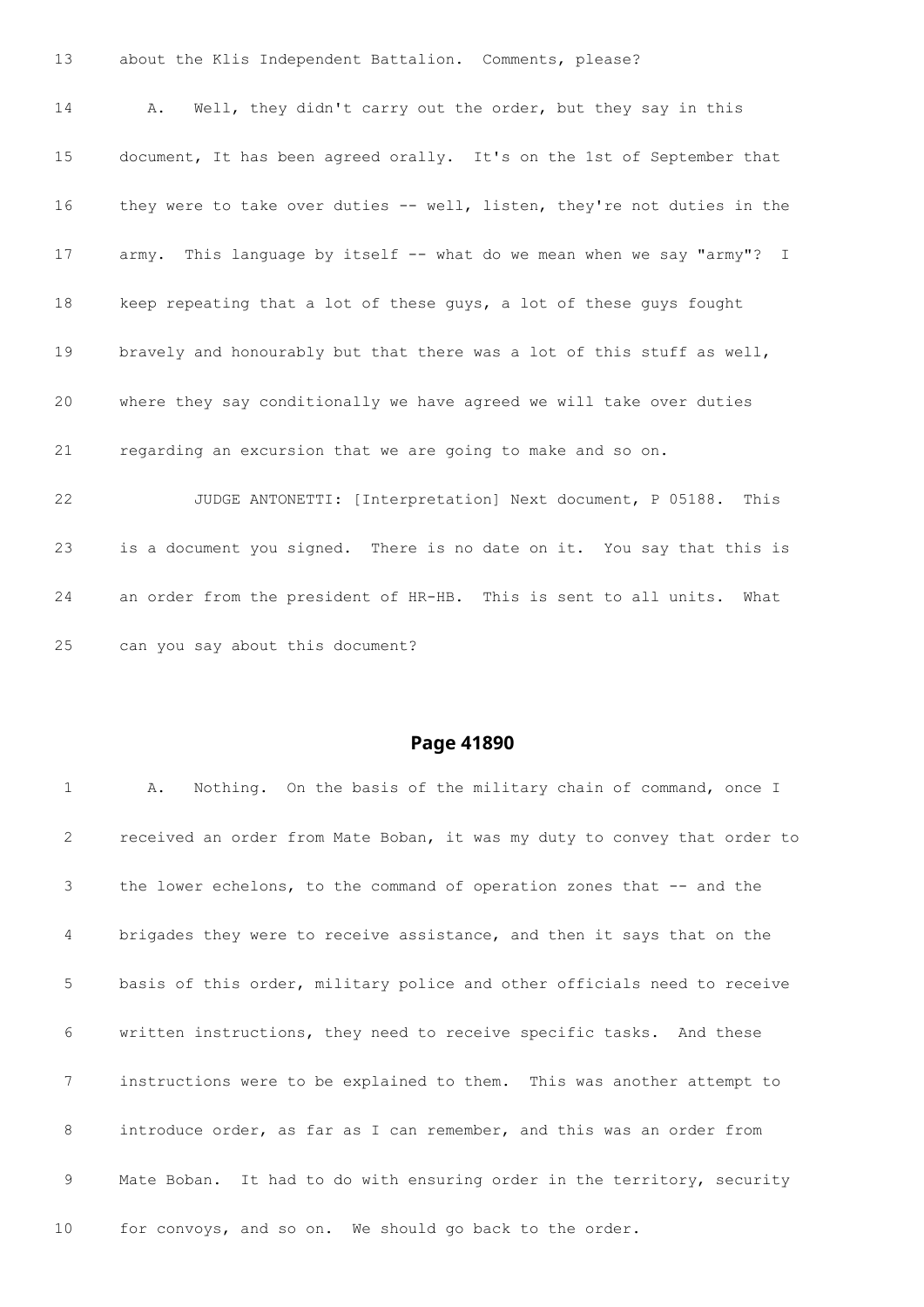13 about the Klis Independent Battalion. Comments, please?

14 A. Well, they didn't carry out the order, but they say in this

15 document, It has been agreed orally. It's on the 1st of September that

16 they were to take over duties -- well, listen, they're not duties in the

17 army. This language by itself -- what do we mean when we say "army"? I

18 keep repeating that a lot of these guys, a lot of these guys fought

19 bravely and honourably but that there was a lot of this stuff as well,

20 where they say conditionally we have agreed we will take over duties

21 regarding an excursion that we are going to make and so on.

22 JUDGE ANTONETTI: [Interpretation] Next document, P 05188. This

23 is a document you signed. There is no date on it. You say that this is

24 an order from the president of HR-HB. This is sent to all units. What

25 can you say about this document?

## Page 41890

1 A. Nothing. On the basis of the military chain of command, once I

2 received an order from Mate Boban, it was my duty to convey that order to

3 the lower echelons, to the command of operation zones that -- and the

4 brigades they were to receive assistance, and then it says that on the

5 basis of this order, military police and other officials need to receive

6 written instructions, they need to receive specific tasks. And these

7 instructions were to be explained to them. This was another attempt to

8 introduce order, as far as I can remember, and this was an order from

9 Mate Boban. It had to do with ensuring order in the territory, security

10 for convoys, and so on. We should go back to the order.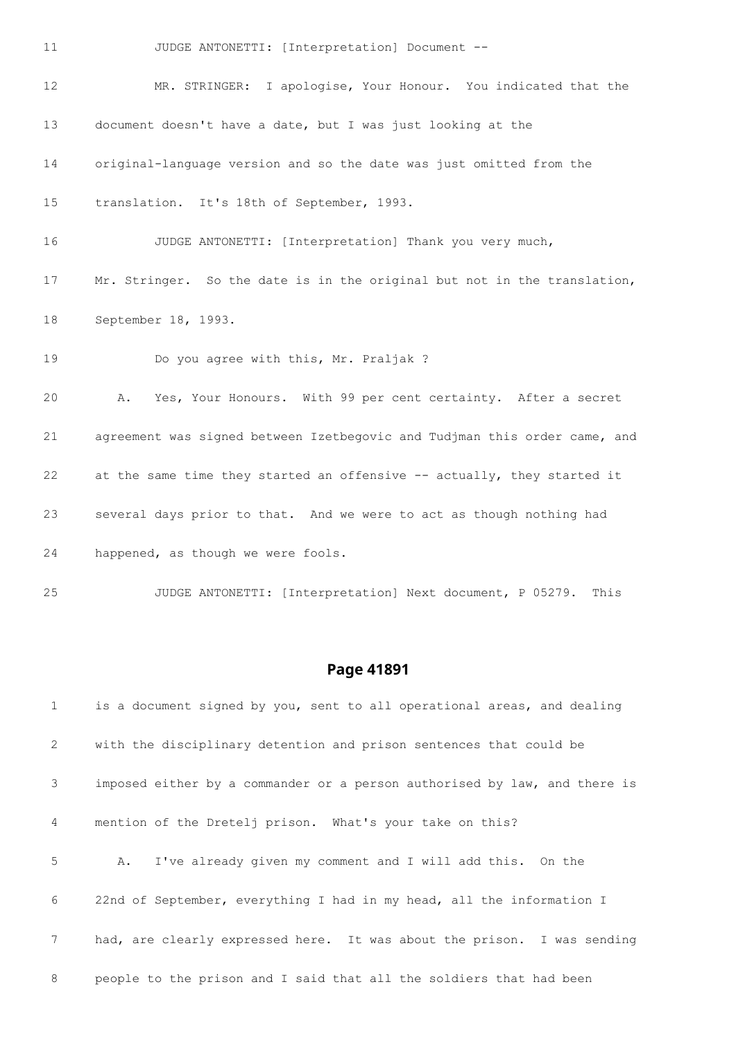11 JUDGE ANTONETTI: [Interpretation] Document --

12 MR. STRINGER: I apologise, Your Honour. You indicated that the

13 document doesn't have a date, but I was just looking at the

14 original-language version and so the date was just omitted from the

15 translation. It's 18th of September, 1993.

16 JUDGE ANTONETTI: [Interpretation] Thank you very much,

17 Mr. Stringer. So the date is in the original but not in the translation,

18 September 18, 1993.

19 Do you agree with this, Mr. Praljak ?

20 A. Yes, Your Honours. With 99 per cent certainty. After a secret

21 agreement was signed between Izetbegovic and Tudjman this order came, and

22 at the same time they started an offensive -- actually, they started it

23 several days prior to that. And we were to act as though nothing had

24 happened, as though we were fools.

25 JUDGE ANTONETTI: [Interpretation] Next document, P 05279. This

## Page 41891

1 is a document signed by you, sent to all operational areas, and dealing

2 with the disciplinary detention and prison sentences that could be

3 imposed either by a commander or a person authorised by law, and there is

4 mention of the Dretelj prison. What's your take on this?

5 A. I've already given my comment and I will add this. On the

6 22nd of September, everything I had in my head, all the information I

7 had, are clearly expressed here. It was about the prison. I was sending

8 people to the prison and I said that all the soldiers that had been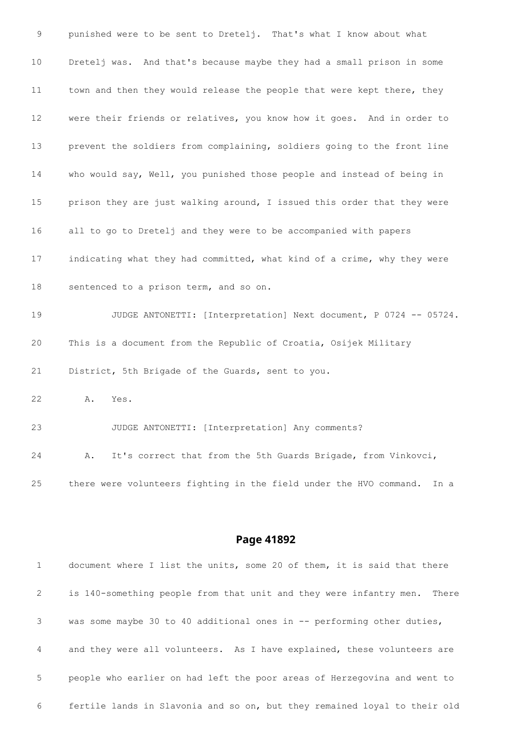9 punished were to be sent to Dretelj. That's what I know about what

10 Dretelj was. And that's because maybe they had a small prison in some

11 town and then they would release the people that were kept there, they

12 were their friends or relatives, you know how it goes. And in order to

13 prevent the soldiers from complaining, soldiers going to the front line

14 who would say, Well, you punished those people and instead of being in

15 prison they are just walking around, I issued this order that they were

16 all to go to Dretelj and they were to be accompanied with papers

17 indicating what they had committed, what kind of a crime, why they were

18 sentenced to a prison term, and so on.

19 JUDGE ANTONETTI: [Interpretation] Next document, P 0724 -- 05724.

20 This is a document from the Republic of Croatia, Osijek Military

21 District, 5th Brigade of the Guards, sent to you.

22 A. Yes.

23 JUDGE ANTONETTI: [Interpretation] Any comments?

24 A. It's correct that from the 5th Guards Brigade, from Vinkovci,

25 there were volunteers fighting in the field under the HVO command. In a

## Page 41892

1 document where I list the units, some 20 of them, it is said that there

2 is 140-something people from that unit and they were infantry men. There

3 was some maybe 30 to 40 additional ones in -- performing other duties,

4 and they were all volunteers. As I have explained, these volunteers are

5 people who earlier on had left the poor areas of Herzegovina and went to

6 fertile lands in Slavonia and so on, but they remained loyal to their old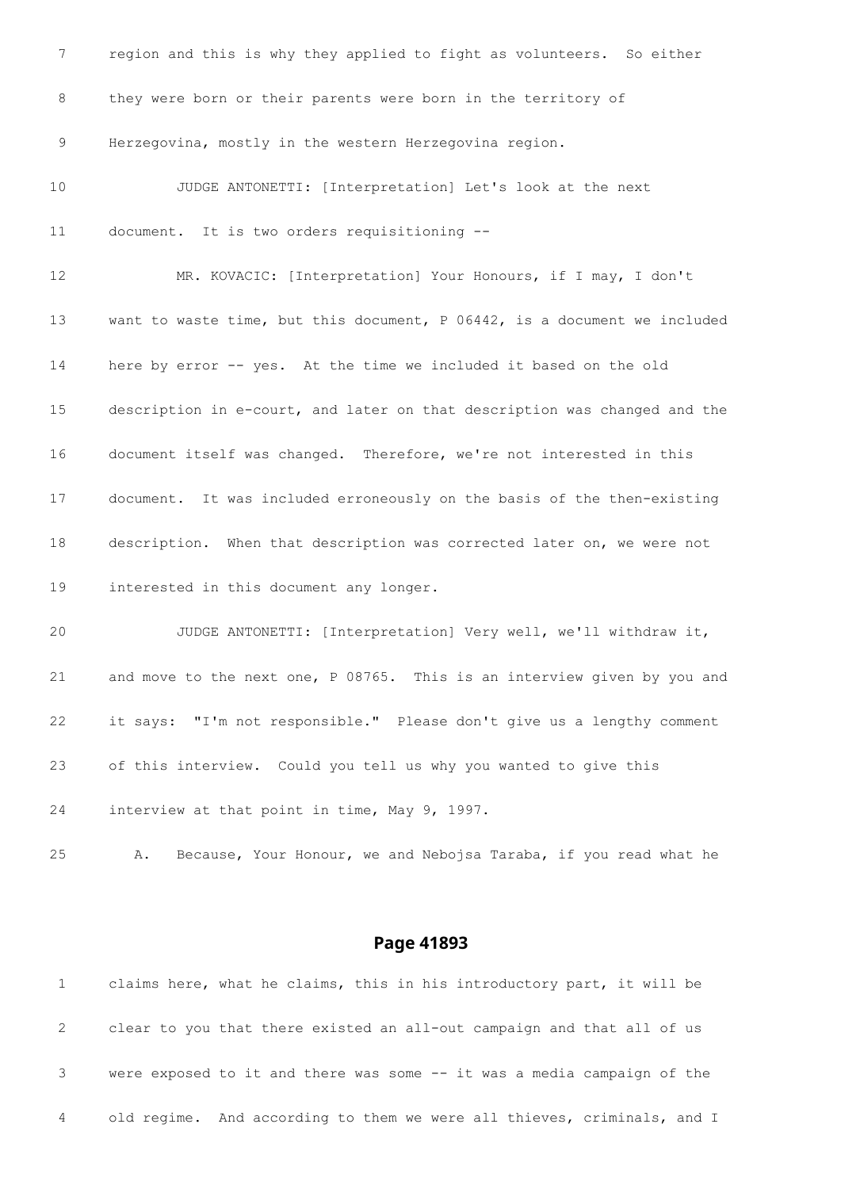7 region and this is why they applied to fight as volunteers. So either

8 they were born or their parents were born in the territory of

9 Herzegovina, mostly in the western Herzegovina region.

10 JUDGE ANTONETTI: [Interpretation] Let's look at the next

11 document. It is two orders requisitioning --

12 MR. KOVACIC: [Interpretation] Your Honours, if I may, I don't

13 want to waste time, but this document, P 06442, is a document we included

14 here by error -- yes. At the time we included it based on the old

15 description in e-court, and later on that description was changed and the

16 document itself was changed. Therefore, we're not interested in this

17 document. It was included erroneously on the basis of the then-existing

18 description. When that description was corrected later on, we were not

19 interested in this document any longer.

20 JUDGE ANTONETTI: [Interpretation] Very well, we'll withdraw it,

21 and move to the next one, P 08765. This is an interview given by you and

22 it says: "I'm not responsible." Please don't give us a lengthy comment

23 of this interview. Could you tell us why you wanted to give this

24 interview at that point in time, May 9, 1997.

25 A. Because, Your Honour, we and Nebojsa Taraba, if you read what he

## Page 41893

1 claims here, what he claims, this in his introductory part, it will be

2 clear to you that there existed an all-out campaign and that all of us

3 were exposed to it and there was some -- it was a media campaign of the

4 old regime. And according to them we were all thieves, criminals, and I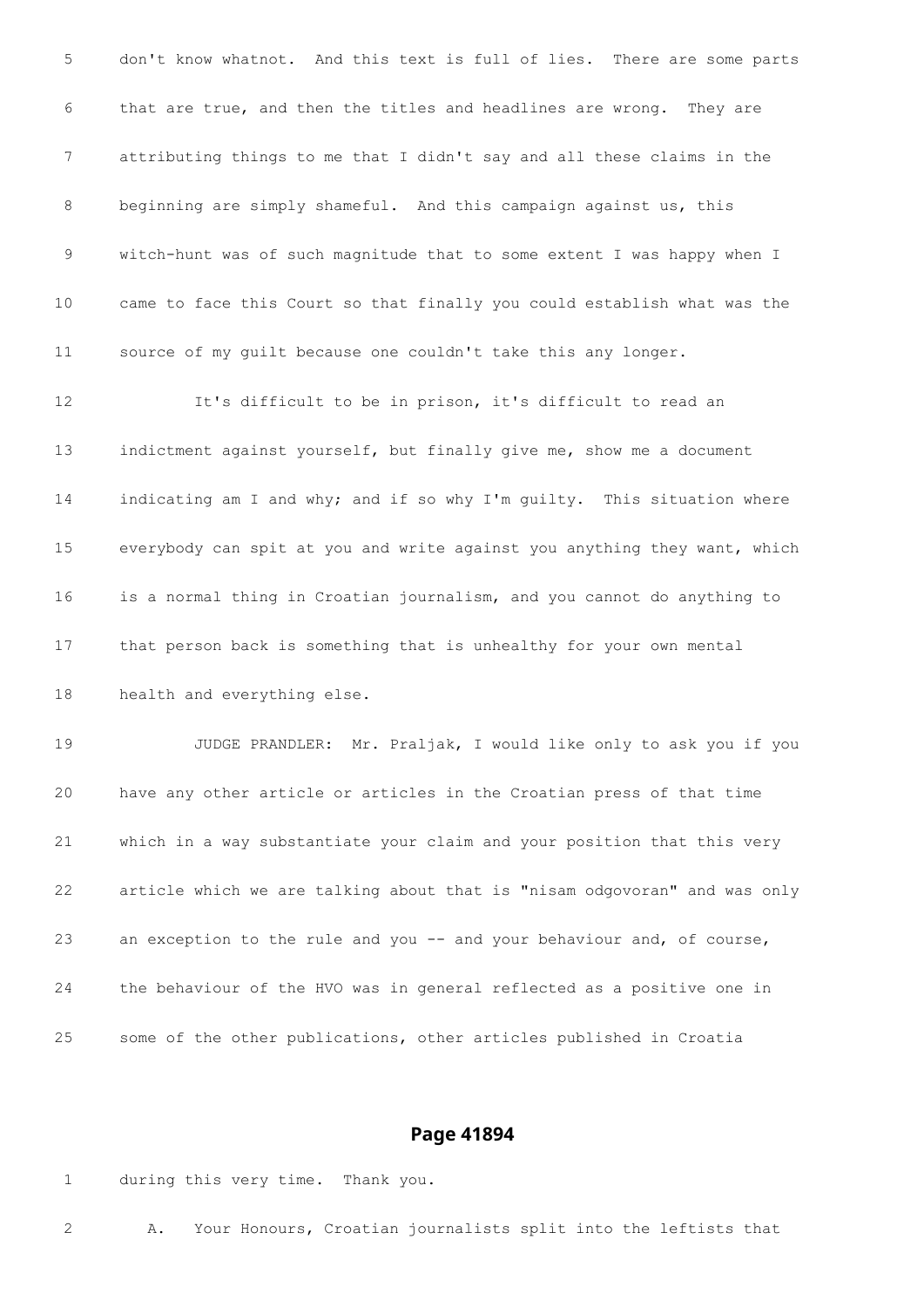5 don't know whatnot. And this text is full of lies. There are some parts

6 that are true, and then the titles and headlines are wrong. They are

7 attributing things to me that I didn't say and all these claims in the

8 beginning are simply shameful. And this campaign against us, this

9 witch-hunt was of such magnitude that to some extent I was happy when I

10 came to face this Court so that finally you could establish what was the

11 source of my guilt because one couldn't take this any longer.

12 It's difficult to be in prison, it's difficult to read an

13 indictment against yourself, but finally give me, show me a document

14 indicating am I and why; and if so why I'm guilty. This situation where

15 everybody can spit at you and write against you anything they want, which

16 is a normal thing in Croatian journalism, and you cannot do anything to

17 that person back is something that is unhealthy for your own mental

18 health and everything else.

19 JUDGE PRANDLER: Mr. Praljak, I would like only to ask you if you

20 have any other article or articles in the Croatian press of that time

21 which in a way substantiate your claim and your position that this very

22 article which we are talking about that is "nisam odgovoran" and was only

23 an exception to the rule and you -- and your behaviour and, of course,

24 the behaviour of the HVO was in general reflected as a positive one in

25 some of the other publications, other articles published in Croatia

## Page 41894

1 during this very time. Thank you.

2 A. Your Honours, Croatian journalists split into the leftists that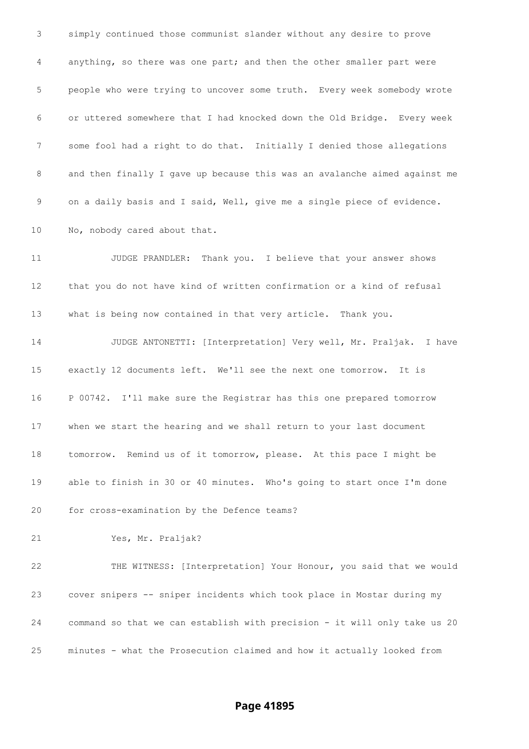3 simply continued those communist slander without any desire to prove
4 anything, so there was one part; and then the other smaller part were
5 people who were trying to uncover some truth. Every week somebody wrote
6 or uttered somewhere that I had knocked down the Old Bridge. Every week
7 some fool had a right to do that. Initially I denied those allegations
8 and then finally I gave up because this was an avalanche aimed against me
9 on a daily basis and I said, Well, give me a single piece of evidence.
10 No, nobody cared about that.

11 JUDGE PRANDLER: Thank you. I believe that your answer shows
12 that you do not have kind of written confirmation or a kind of refusal
13 what is being now contained in that very article. Thank you.

14 JUDGE ANTONETTI: [Interpretation] Very well, Mr. Praljak. I have
15 exactly 12 documents left. We'll see the next one tomorrow. It is
16 P 00742. I'll make sure the Registrar has this one prepared tomorrow
17 when we start the hearing and we shall return to your last document
18 tomorrow. Remind us of it tomorrow, please. At this pace I might be
19 able to finish in 30 or 40 minutes. Who's going to start once I'm done
20 for cross-examination by the Defence teams?

21 Yes, Mr. Praljak?

22 THE WITNESS: [Interpretation] Your Honour, you said that we would
23 cover snipers -- sniper incidents which took place in Mostar during my
24 command so that we can establish with precision - it will only take us 20
25 minutes - what the Prosecution claimed and how it actually looked from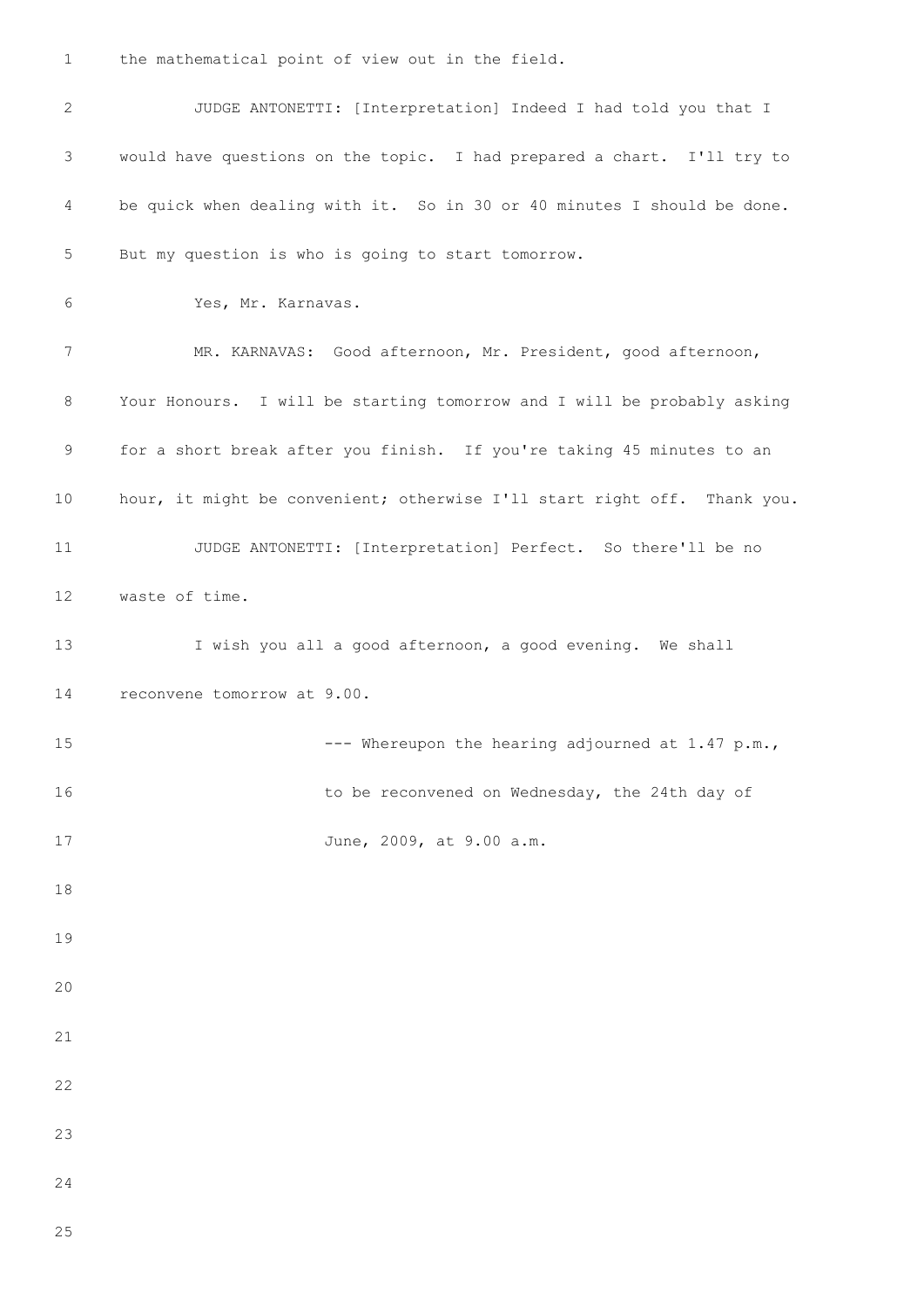the mathematical point of view out in the field.

JUDGE ANTONETTI: [Interpretation] Indeed I had told you that I would have questions on the topic. I had prepared a chart. I'll try to be quick when dealing with it. So in 30 or 40 minutes I should be done. But my question is who is going to start tomorrow.

Yes, Mr. Karnavas.

MR. KARNAVAS: Good afternoon, Mr. President, good afternoon, Your Honours. I will be starting tomorrow and I will be probably asking for a short break after you finish. If you're taking 45 minutes to an hour, it might be convenient; otherwise I'll start right off. Thank you.

JUDGE ANTONETTI: [Interpretation] Perfect. So there'll be no waste of time.

I wish you all a good afternoon, a good evening. We shall reconvene tomorrow at 9.00.

--- Whereupon the hearing adjourned at 1.47 p.m., to be reconvened on Wednesday, the 24th day of June, 2009, at 9.00 a.m.